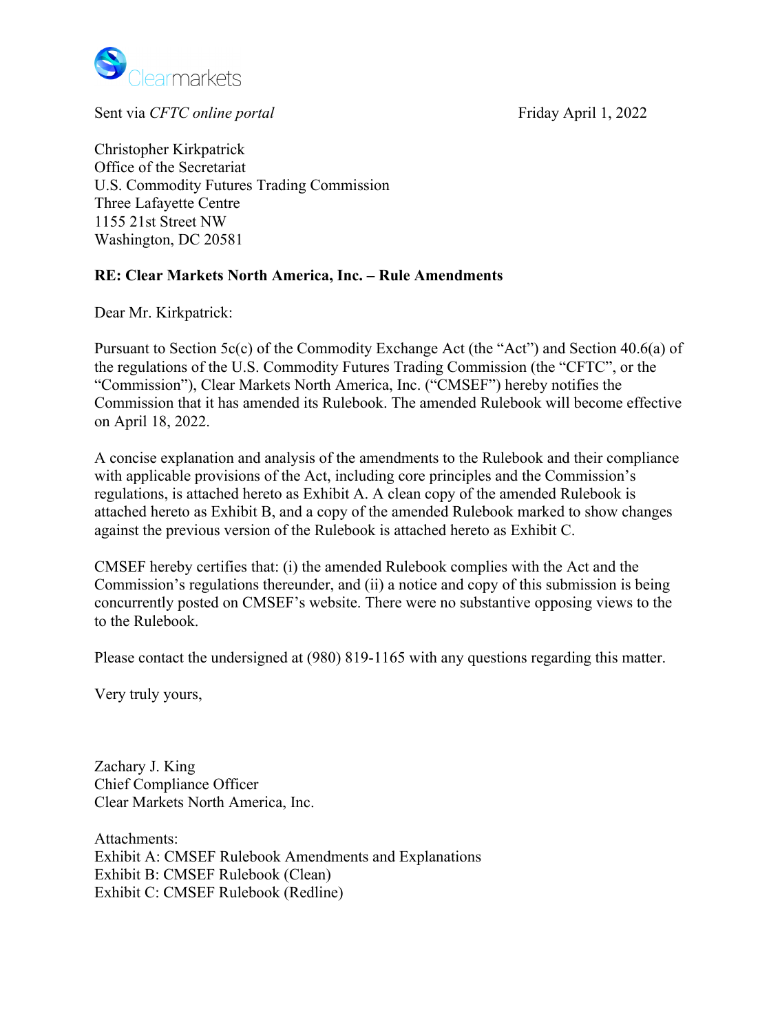Clearmarkets

Sent via *CFTC online portal* Friday April 1, 2022

Christopher Kirkpatrick
Office of the Secretariat
U.S. Commodity Futures Trading Commission
Three Lafayette Centre
1155 21st Street NW
Washington, DC 20581

**RE: Clear Markets North America, Inc. – Rule Amendments**

Dear Mr. Kirkpatrick:

Pursuant to Section 5c(c) of the Commodity Exchange Act (the "Act") and Section 40.6(a) of the regulations of the U.S. Commodity Futures Trading Commission (the "CFTC", or the "Commission"), Clear Markets North America, Inc. ("CMSEF") hereby notifies the Commission that it has amended its Rulebook. The amended Rulebook will become effective on April 18, 2022.

A concise explanation and analysis of the amendments to the Rulebook and their compliance with applicable provisions of the Act, including core principles and the Commission's regulations, is attached hereto as Exhibit A. A clean copy of the amended Rulebook is attached hereto as Exhibit B, and a copy of the amended Rulebook marked to show changes against the previous version of the Rulebook is attached hereto as Exhibit C.

CMSEF hereby certifies that: (i) the amended Rulebook complies with the Act and the Commission's regulations thereunder, and (ii) a notice and copy of this submission is being concurrently posted on CMSEF's website. There were no substantive opposing views to the to the Rulebook.

Please contact the undersigned at (980) 819-1165 with any questions regarding this matter.

Very truly yours,

Zachary J. King
Chief Compliance Officer
Clear Markets North America, Inc.

Attachments:
Exhibit A: CMSEF Rulebook Amendments and Explanations
Exhibit B: CMSEF Rulebook (Clean)
Exhibit C: CMSEF Rulebook (Redline)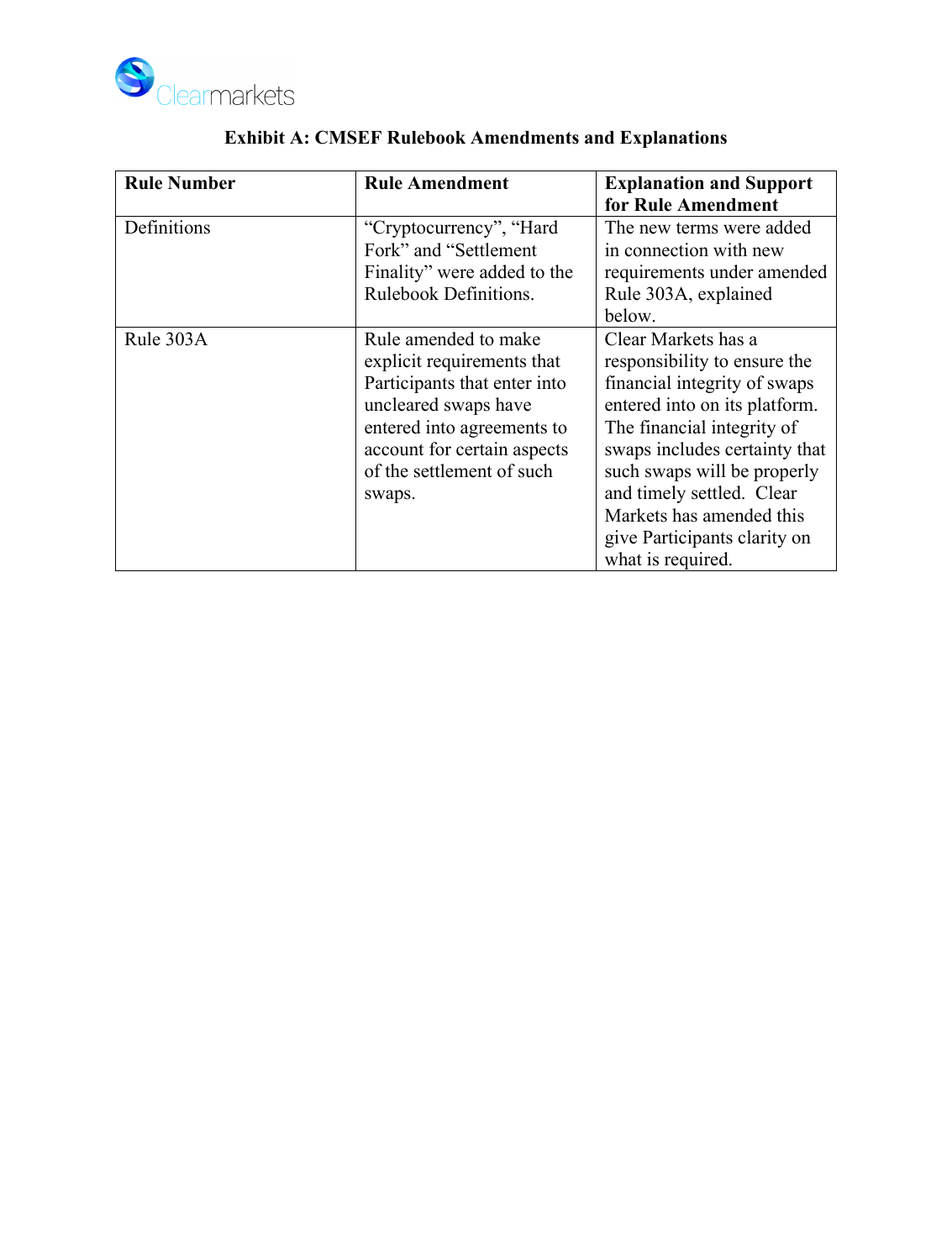**Exhibit A: CMSEF Rulebook Amendments and Explanations**

| **Rule Number** | **Rule Amendment** | **Explanation and Support for Rule Amendment** |
|---|---|---|
| Definitions | "Cryptocurrency", "Hard Fork" and "Settlement Finality" were added to the Rulebook Definitions. | The new terms were added in connection with new requirements under amended Rule 303A, explained below. |
| Rule 303A | Rule amended to make explicit requirements that Participants that enter into uncleared swaps have entered into agreements to account for certain aspects of the settlement of such swaps. | Clear Markets has a responsibility to ensure the financial integrity of swaps entered into on its platform. The financial integrity of swaps includes certainty that such swaps will be properly and timely settled. Clear Markets has amended this give Participants clarity on what is required. |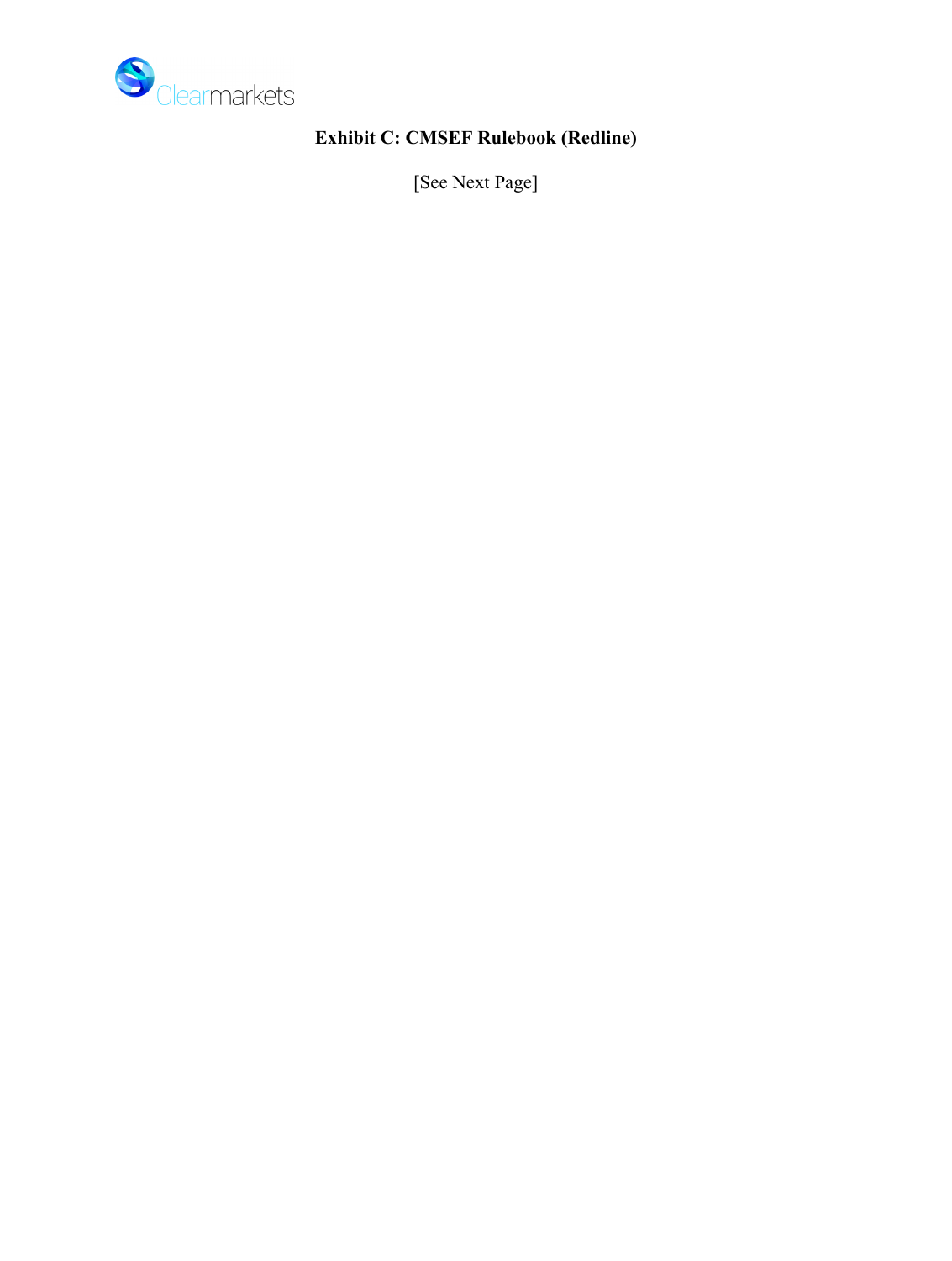**Exhibit C: CMSEF Rulebook (Redline)**

[See Next Page]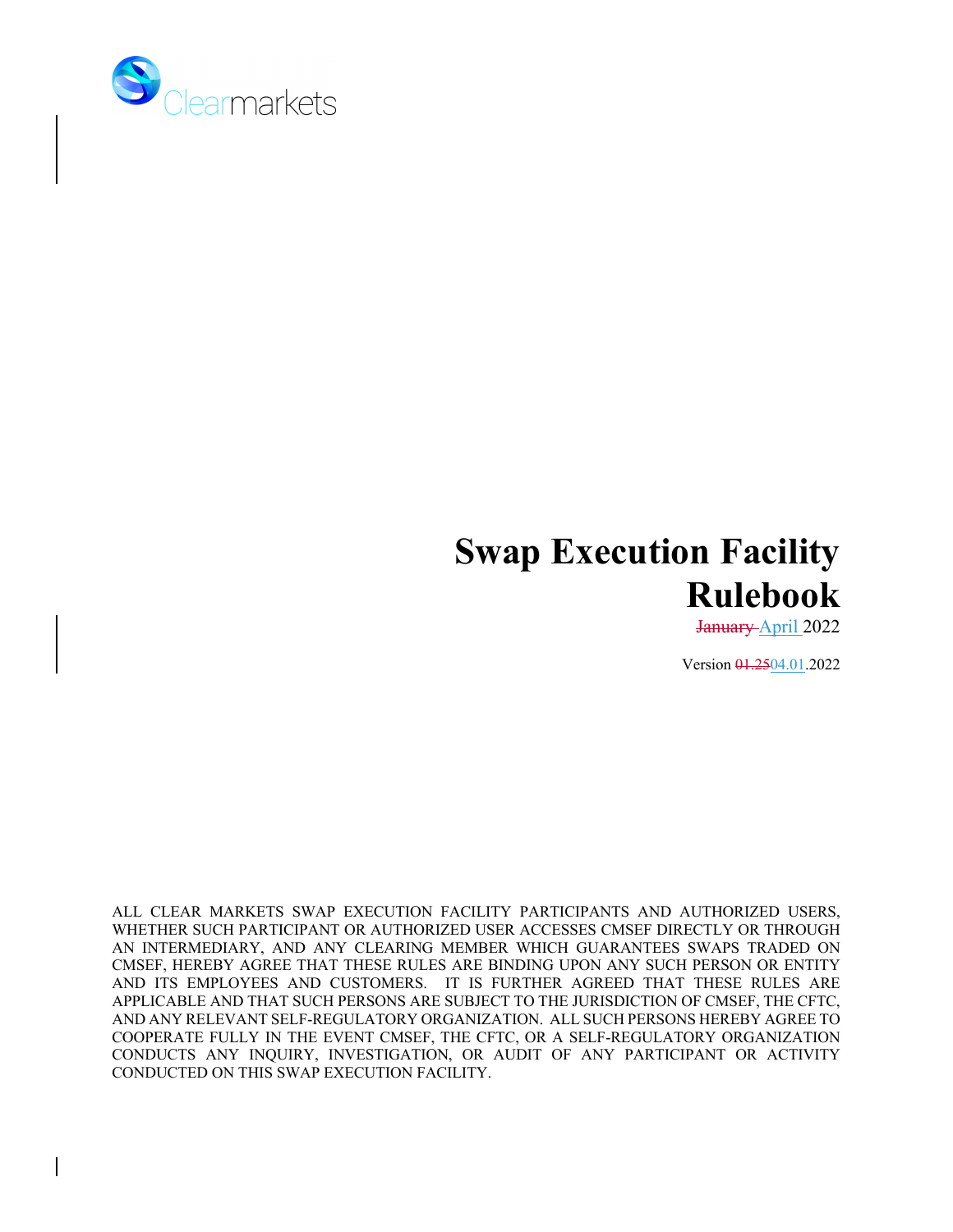Clearmarkets

# Swap Execution Facility Rulebook

~~January~~ April 2022

Version ~~01.25~~04.01.2022

ALL CLEAR MARKETS SWAP EXECUTION FACILITY PARTICIPANTS AND AUTHORIZED USERS, WHETHER SUCH PARTICIPANT OR AUTHORIZED USER ACCESSES CMSEF DIRECTLY OR THROUGH AN INTERMEDIARY, AND ANY CLEARING MEMBER WHICH GUARANTEES SWAPS TRADED ON CMSEF, HEREBY AGREE THAT THESE RULES ARE BINDING UPON ANY SUCH PERSON OR ENTITY AND ITS EMPLOYEES AND CUSTOMERS. IT IS FURTHER AGREED THAT THESE RULES ARE APPLICABLE AND THAT SUCH PERSONS ARE SUBJECT TO THE JURISDICTION OF CMSEF, THE CFTC, AND ANY RELEVANT SELF-REGULATORY ORGANIZATION. ALL SUCH PERSONS HEREBY AGREE TO COOPERATE FULLY IN THE EVENT CMSEF, THE CFTC, OR A SELF-REGULATORY ORGANIZATION CONDUCTS ANY INQUIRY, INVESTIGATION, OR AUDIT OF ANY PARTICIPANT OR ACTIVITY CONDUCTED ON THIS SWAP EXECUTION FACILITY.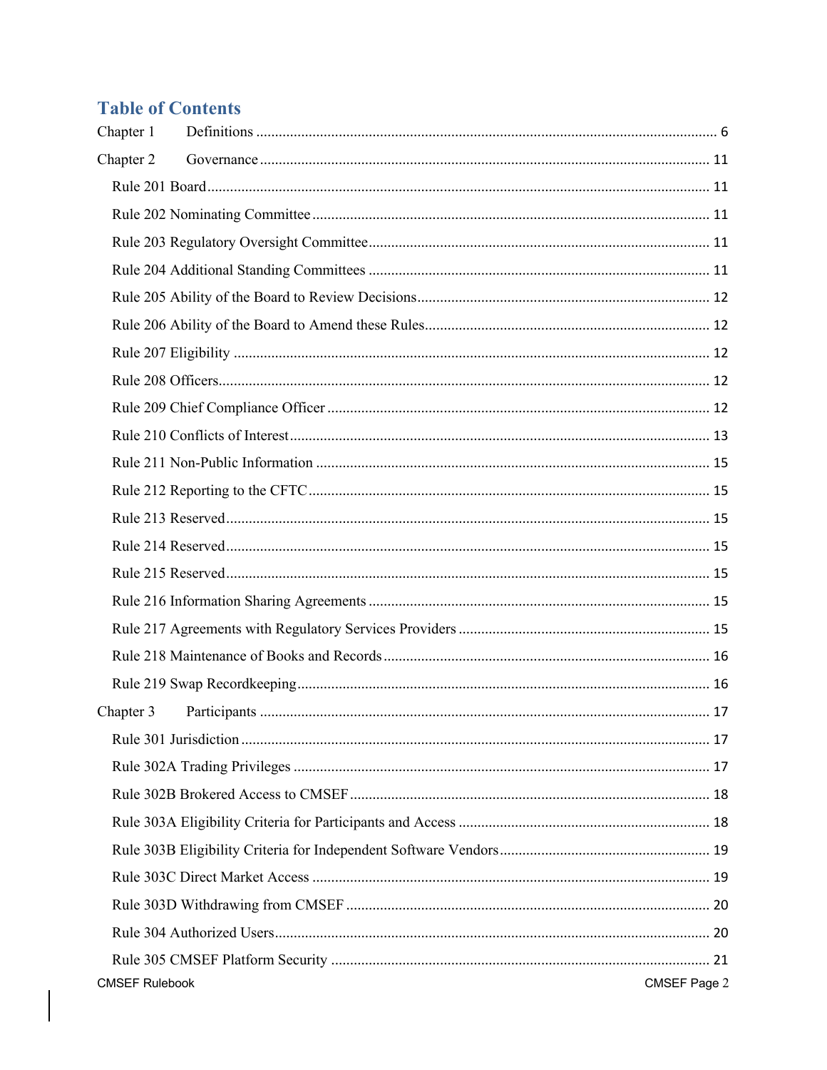## Table of Contents

Chapter 1 Definitions ........................................................................................................ 6

Chapter 2 Governance ..................................................................................................... 11

- Rule 201 Board ........................................................................................................... 11
- Rule 202 Nominating Committee ................................................................................. 11
- Rule 203 Regulatory Oversight Committee ................................................................. 11
- Rule 204 Additional Standing Committees .................................................................. 11
- Rule 205 Ability of the Board to Review Decisions ...................................................... 12
- Rule 206 Ability of the Board to Amend these Rules .................................................... 12
- Rule 207 Eligibility ...................................................................................................... 12
- Rule 208 Officers ......................................................................................................... 12
- Rule 209 Chief Compliance Officer ............................................................................. 12
- Rule 210 Conflicts of Interest ....................................................................................... 13
- Rule 211 Non-Public Information ................................................................................ 15
- Rule 212 Reporting to the CFTC .................................................................................. 15
- Rule 213 Reserved ....................................................................................................... 15
- Rule 214 Reserved ....................................................................................................... 15
- Rule 215 Reserved ....................................................................................................... 15
- Rule 216 Information Sharing Agreements .................................................................. 15
- Rule 217 Agreements with Regulatory Services Providers ........................................... 15
- Rule 218 Maintenance of Books and Records .............................................................. 16
- Rule 219 Swap Recordkeeping ..................................................................................... 16

Chapter 3 Participants ..................................................................................................... 17

- Rule 301 Jurisdiction ................................................................................................... 17
- Rule 302A Trading Privileges ...................................................................................... 17
- Rule 302B Brokered Access to CMSEF ........................................................................ 18
- Rule 303A Eligibility Criteria for Participants and Access ........................................... 18
- Rule 303B Eligibility Criteria for Independent Software Vendors ................................ 19
- Rule 303C Direct Market Access ................................................................................. 19
- Rule 303D Withdrawing from CMSEF ........................................................................ 20
- Rule 304 Authorized Users ........................................................................................... 20
- Rule 305 CMSEF Platform Security ............................................................................ 21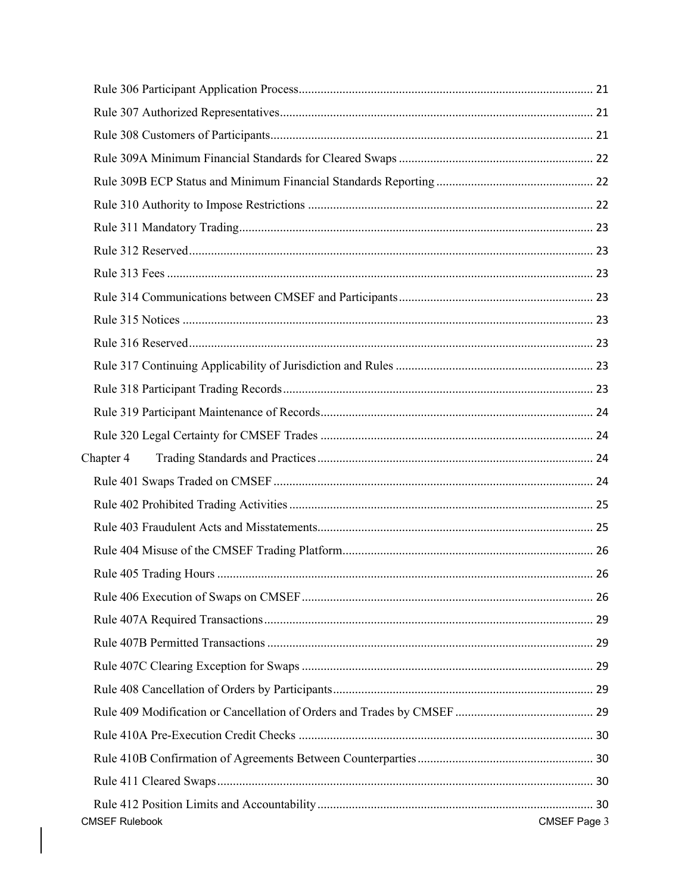Rule 306 Participant Application Process ........................................................ 21

Rule 307 Authorized Representatives ........................................................ 21

Rule 308 Customers of Participants ........................................................ 21

Rule 309A Minimum Financial Standards for Cleared Swaps ........................................................ 22

Rule 309B ECP Status and Minimum Financial Standards Reporting ........................................................ 22

Rule 310 Authority to Impose Restrictions ........................................................ 22

Rule 311 Mandatory Trading ........................................................ 23

Rule 312 Reserved ........................................................ 23

Rule 313 Fees ........................................................ 23

Rule 314 Communications between CMSEF and Participants ........................................................ 23

Rule 315 Notices ........................................................ 23

Rule 316 Reserved ........................................................ 23

Rule 317 Continuing Applicability of Jurisdiction and Rules ........................................................ 23

Rule 318 Participant Trading Records ........................................................ 23

Rule 319 Participant Maintenance of Records ........................................................ 24

Rule 320 Legal Certainty for CMSEF Trades ........................................................ 24

Chapter 4 Trading Standards and Practices ........................................................ 24

Rule 401 Swaps Traded on CMSEF ........................................................ 24

Rule 402 Prohibited Trading Activities ........................................................ 25

Rule 403 Fraudulent Acts and Misstatements ........................................................ 25

Rule 404 Misuse of the CMSEF Trading Platform ........................................................ 26

Rule 405 Trading Hours ........................................................ 26

Rule 406 Execution of Swaps on CMSEF ........................................................ 26

Rule 407A Required Transactions ........................................................ 29

Rule 407B Permitted Transactions ........................................................ 29

Rule 407C Clearing Exception for Swaps ........................................................ 29

Rule 408 Cancellation of Orders by Participants ........................................................ 29

Rule 409 Modification or Cancellation of Orders and Trades by CMSEF ........................................................ 29

Rule 410A Pre-Execution Credit Checks ........................................................ 30

Rule 410B Confirmation of Agreements Between Counterparties ........................................................ 30

Rule 411 Cleared Swaps ........................................................ 30

Rule 412 Position Limits and Accountability ........................................................ 30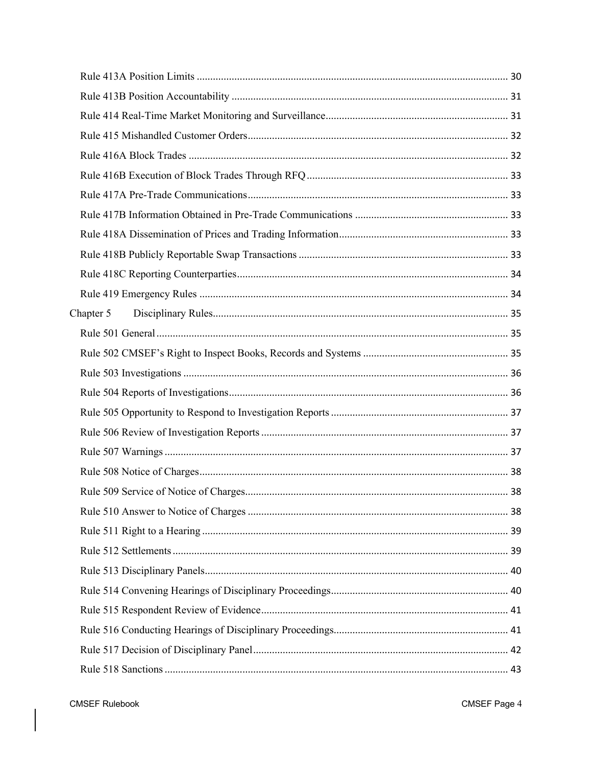Rule 413A Position Limits ..................................................................................................... 30

Rule 413B Position Accountability ......................................................................................... 31

Rule 414 Real-Time Market Monitoring and Surveillance..................................................... 31

Rule 415 Mishandled Customer Orders.................................................................................. 32

Rule 416A Block Trades ........................................................................................................ 32

Rule 416B Execution of Block Trades Through RFQ ............................................................ 33

Rule 417A Pre-Trade Communications.................................................................................. 33

Rule 417B Information Obtained in Pre-Trade Communications .......................................... 33

Rule 418A Dissemination of Prices and Trading Information................................................ 33

Rule 418B Publicly Reportable Swap Transactions ............................................................... 33

Rule 418C Reporting Counterparties...................................................................................... 34

Rule 419 Emergency Rules .................................................................................................... 34

Chapter 5 Disciplinary Rules.............................................................................................. 35

Rule 501 General .................................................................................................................... 35

Rule 502 CMSEF's Right to Inspect Books, Records and Systems ....................................... 35

Rule 503 Investigations .......................................................................................................... 36

Rule 504 Reports of Investigations......................................................................................... 36

Rule 505 Opportunity to Respond to Investigation Reports ................................................... 37

Rule 506 Review of Investigation Reports ............................................................................. 37

Rule 507 Warnings ................................................................................................................. 37

Rule 508 Notice of Charges.................................................................................................... 38

Rule 509 Service of Notice of Charges................................................................................... 38

Rule 510 Answer to Notice of Charges .................................................................................. 38

Rule 511 Right to a Hearing ................................................................................................... 39

Rule 512 Settlements .............................................................................................................. 39

Rule 513 Disciplinary Panels.................................................................................................. 40

Rule 514 Convening Hearings of Disciplinary Proceedings................................................... 40

Rule 515 Respondent Review of Evidence............................................................................. 41

Rule 516 Conducting Hearings of Disciplinary Proceedings.................................................. 41

Rule 517 Decision of Disciplinary Panel................................................................................ 42

Rule 518 Sanctions ................................................................................................................. 43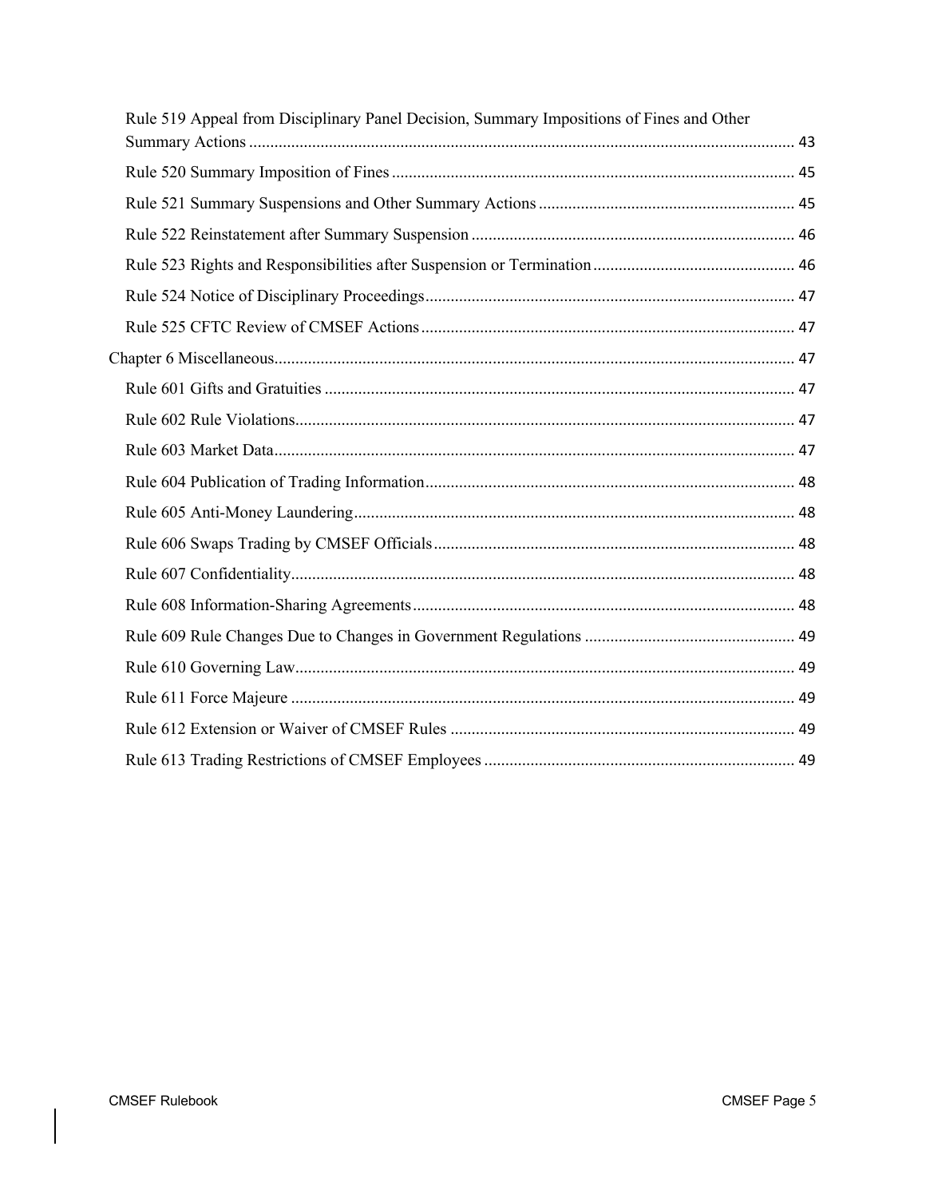Rule 519 Appeal from Disciplinary Panel Decision, Summary Impositions of Fines and Other Summary Actions ..... 43

Rule 520 Summary Imposition of Fines ..... 45

Rule 521 Summary Suspensions and Other Summary Actions ..... 45

Rule 522 Reinstatement after Summary Suspension ..... 46

Rule 523 Rights and Responsibilities after Suspension or Termination ..... 46

Rule 524 Notice of Disciplinary Proceedings ..... 47

Rule 525 CFTC Review of CMSEF Actions ..... 47

Chapter 6 Miscellaneous ..... 47

Rule 601 Gifts and Gratuities ..... 47

Rule 602 Rule Violations ..... 47

Rule 603 Market Data ..... 47

Rule 604 Publication of Trading Information ..... 48

Rule 605 Anti-Money Laundering ..... 48

Rule 606 Swaps Trading by CMSEF Officials ..... 48

Rule 607 Confidentiality ..... 48

Rule 608 Information-Sharing Agreements ..... 48

Rule 609 Rule Changes Due to Changes in Government Regulations ..... 49

Rule 610 Governing Law ..... 49

Rule 611 Force Majeure ..... 49

Rule 612 Extension or Waiver of CMSEF Rules ..... 49

Rule 613 Trading Restrictions of CMSEF Employees ..... 49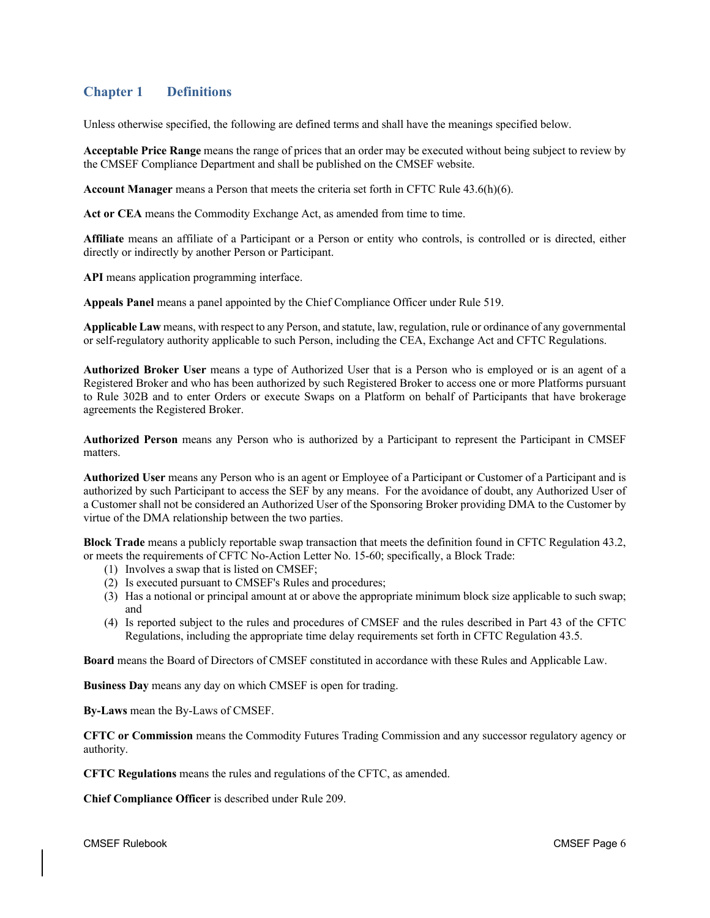## Chapter 1 Definitions

Unless otherwise specified, the following are defined terms and shall have the meanings specified below.

**Acceptable Price Range** means the range of prices that an order may be executed without being subject to review by the CMSEF Compliance Department and shall be published on the CMSEF website.

**Account Manager** means a Person that meets the criteria set forth in CFTC Rule 43.6(h)(6).

**Act or CEA** means the Commodity Exchange Act, as amended from time to time.

**Affiliate** means an affiliate of a Participant or a Person or entity who controls, is controlled or is directed, either directly or indirectly by another Person or Participant.

**API** means application programming interface.

**Appeals Panel** means a panel appointed by the Chief Compliance Officer under Rule 519.

**Applicable Law** means, with respect to any Person, and statute, law, regulation, rule or ordinance of any governmental or self-regulatory authority applicable to such Person, including the CEA, Exchange Act and CFTC Regulations.

**Authorized Broker User** means a type of Authorized User that is a Person who is employed or is an agent of a Registered Broker and who has been authorized by such Registered Broker to access one or more Platforms pursuant to Rule 302B and to enter Orders or execute Swaps on a Platform on behalf of Participants that have brokerage agreements the Registered Broker.

**Authorized Person** means any Person who is authorized by a Participant to represent the Participant in CMSEF matters.

**Authorized User** means any Person who is an agent or Employee of a Participant or Customer of a Participant and is authorized by such Participant to access the SEF by any means. For the avoidance of doubt, any Authorized User of a Customer shall not be considered an Authorized User of the Sponsoring Broker providing DMA to the Customer by virtue of the DMA relationship between the two parties.

**Block Trade** means a publicly reportable swap transaction that meets the definition found in CFTC Regulation 43.2, or meets the requirements of CFTC No-Action Letter No. 15-60; specifically, a Block Trade:

1. Involves a swap that is listed on CMSEF;
2. Is executed pursuant to CMSEF's Rules and procedures;
3. Has a notional or principal amount at or above the appropriate minimum block size applicable to such swap; and
4. Is reported subject to the rules and procedures of CMSEF and the rules described in Part 43 of the CFTC Regulations, including the appropriate time delay requirements set forth in CFTC Regulation 43.5.

**Board** means the Board of Directors of CMSEF constituted in accordance with these Rules and Applicable Law.

**Business Day** means any day on which CMSEF is open for trading.

**By-Laws** mean the By-Laws of CMSEF.

**CFTC or Commission** means the Commodity Futures Trading Commission and any successor regulatory agency or authority.

**CFTC Regulations** means the rules and regulations of the CFTC, as amended.

**Chief Compliance Officer** is described under Rule 209.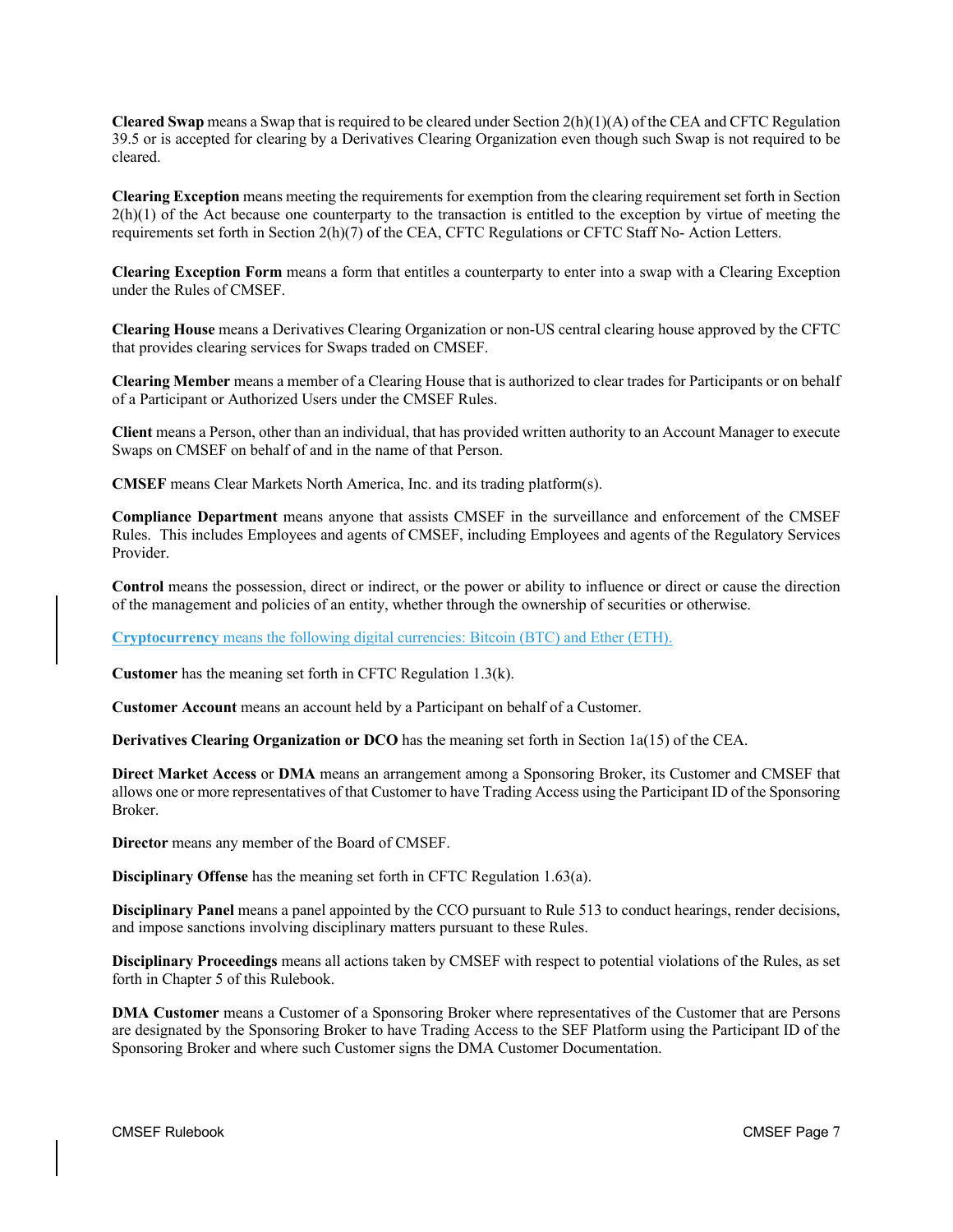**Cleared Swap** means a Swap that is required to be cleared under Section 2(h)(1)(A) of the CEA and CFTC Regulation 39.5 or is accepted for clearing by a Derivatives Clearing Organization even though such Swap is not required to be cleared.

**Clearing Exception** means meeting the requirements for exemption from the clearing requirement set forth in Section 2(h)(1) of the Act because one counterparty to the transaction is entitled to the exception by virtue of meeting the requirements set forth in Section 2(h)(7) of the CEA, CFTC Regulations or CFTC Staff No- Action Letters.

**Clearing Exception Form** means a form that entitles a counterparty to enter into a swap with a Clearing Exception under the Rules of CMSEF.

**Clearing House** means a Derivatives Clearing Organization or non-US central clearing house approved by the CFTC that provides clearing services for Swaps traded on CMSEF.

**Clearing Member** means a member of a Clearing House that is authorized to clear trades for Participants or on behalf of a Participant or Authorized Users under the CMSEF Rules.

**Client** means a Person, other than an individual, that has provided written authority to an Account Manager to execute Swaps on CMSEF on behalf of and in the name of that Person.

**CMSEF** means Clear Markets North America, Inc. and its trading platform(s).

**Compliance Department** means anyone that assists CMSEF in the surveillance and enforcement of the CMSEF Rules. This includes Employees and agents of CMSEF, including Employees and agents of the Regulatory Services Provider.

**Control** means the possession, direct or indirect, or the power or ability to influence or direct or cause the direction of the management and policies of an entity, whether through the ownership of securities or otherwise.

**Cryptocurrency** means the following digital currencies: Bitcoin (BTC) and Ether (ETH).

**Customer** has the meaning set forth in CFTC Regulation 1.3(k).

**Customer Account** means an account held by a Participant on behalf of a Customer.

**Derivatives Clearing Organization or DCO** has the meaning set forth in Section 1a(15) of the CEA.

**Direct Market Access** or **DMA** means an arrangement among a Sponsoring Broker, its Customer and CMSEF that allows one or more representatives of that Customer to have Trading Access using the Participant ID of the Sponsoring Broker.

**Director** means any member of the Board of CMSEF.

**Disciplinary Offense** has the meaning set forth in CFTC Regulation 1.63(a).

**Disciplinary Panel** means a panel appointed by the CCO pursuant to Rule 513 to conduct hearings, render decisions, and impose sanctions involving disciplinary matters pursuant to these Rules.

**Disciplinary Proceedings** means all actions taken by CMSEF with respect to potential violations of the Rules, as set forth in Chapter 5 of this Rulebook.

**DMA Customer** means a Customer of a Sponsoring Broker where representatives of the Customer that are Persons are designated by the Sponsoring Broker to have Trading Access to the SEF Platform using the Participant ID of the Sponsoring Broker and where such Customer signs the DMA Customer Documentation.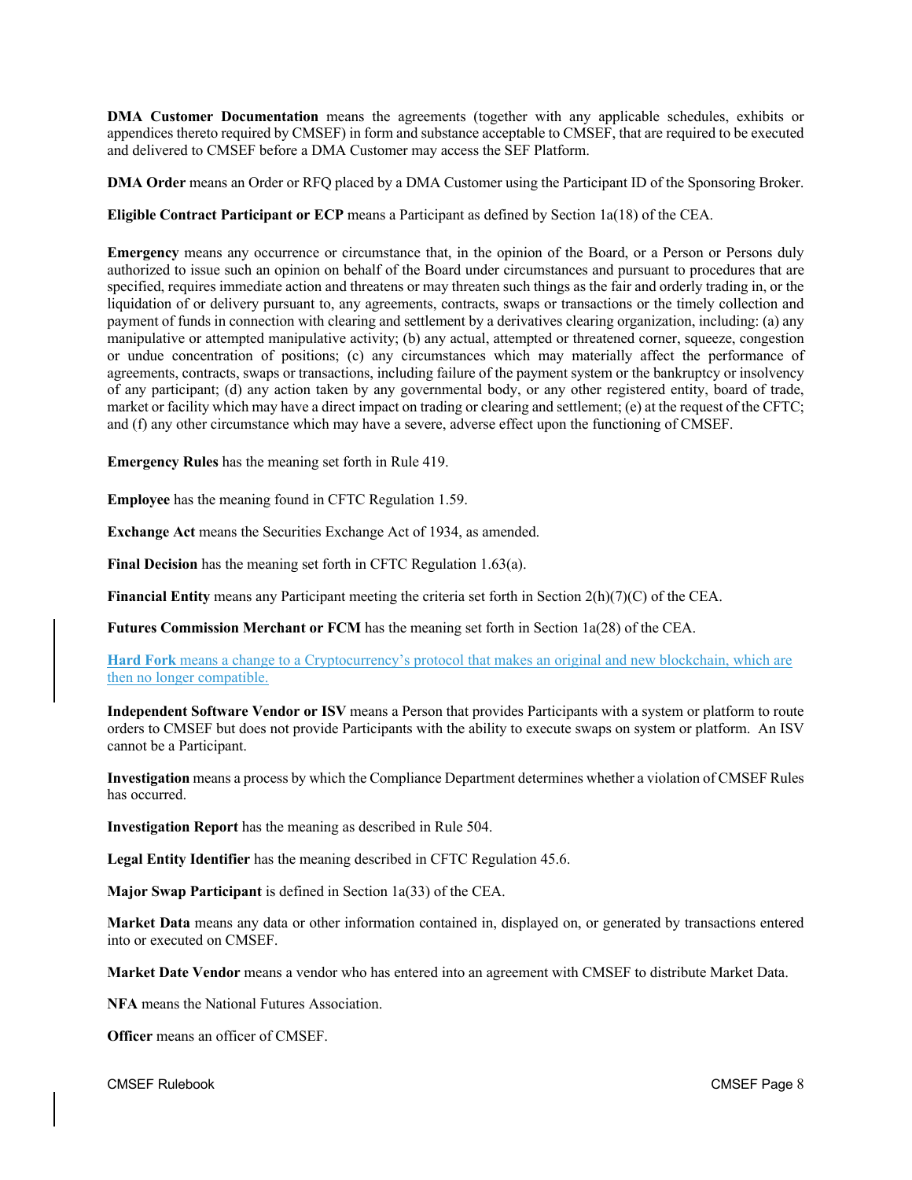**DMA Customer Documentation** means the agreements (together with any applicable schedules, exhibits or appendices thereto required by CMSEF) in form and substance acceptable to CMSEF, that are required to be executed and delivered to CMSEF before a DMA Customer may access the SEF Platform.

**DMA Order** means an Order or RFQ placed by a DMA Customer using the Participant ID of the Sponsoring Broker.

**Eligible Contract Participant or ECP** means a Participant as defined by Section 1a(18) of the CEA.

**Emergency** means any occurrence or circumstance that, in the opinion of the Board, or a Person or Persons duly authorized to issue such an opinion on behalf of the Board under circumstances and pursuant to procedures that are specified, requires immediate action and threatens or may threaten such things as the fair and orderly trading in, or the liquidation of or delivery pursuant to, any agreements, contracts, swaps or transactions or the timely collection and payment of funds in connection with clearing and settlement by a derivatives clearing organization, including: (a) any manipulative or attempted manipulative activity; (b) any actual, attempted or threatened corner, squeeze, congestion or undue concentration of positions; (c) any circumstances which may materially affect the performance of agreements, contracts, swaps or transactions, including failure of the payment system or the bankruptcy or insolvency of any participant; (d) any action taken by any governmental body, or any other registered entity, board of trade, market or facility which may have a direct impact on trading or clearing and settlement; (e) at the request of the CFTC; and (f) any other circumstance which may have a severe, adverse effect upon the functioning of CMSEF.

**Emergency Rules** has the meaning set forth in Rule 419.

**Employee** has the meaning found in CFTC Regulation 1.59.

**Exchange Act** means the Securities Exchange Act of 1934, as amended.

**Final Decision** has the meaning set forth in CFTC Regulation 1.63(a).

**Financial Entity** means any Participant meeting the criteria set forth in Section 2(h)(7)(C) of the CEA.

**Futures Commission Merchant or FCM** has the meaning set forth in Section 1a(28) of the CEA.

**Hard Fork** means a change to a Cryptocurrency's protocol that makes an original and new blockchain, which are then no longer compatible.

**Independent Software Vendor or ISV** means a Person that provides Participants with a system or platform to route orders to CMSEF but does not provide Participants with the ability to execute swaps on system or platform. An ISV cannot be a Participant.

**Investigation** means a process by which the Compliance Department determines whether a violation of CMSEF Rules has occurred.

**Investigation Report** has the meaning as described in Rule 504.

**Legal Entity Identifier** has the meaning described in CFTC Regulation 45.6.

**Major Swap Participant** is defined in Section 1a(33) of the CEA.

**Market Data** means any data or other information contained in, displayed on, or generated by transactions entered into or executed on CMSEF.

**Market Date Vendor** means a vendor who has entered into an agreement with CMSEF to distribute Market Data.

**NFA** means the National Futures Association.

**Officer** means an officer of CMSEF.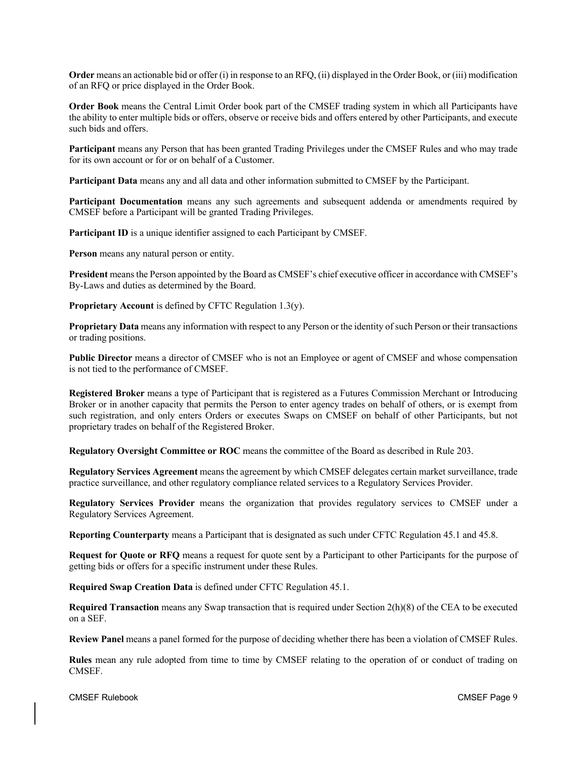**Order** means an actionable bid or offer (i) in response to an RFQ, (ii) displayed in the Order Book, or (iii) modification of an RFQ or price displayed in the Order Book.

**Order Book** means the Central Limit Order book part of the CMSEF trading system in which all Participants have the ability to enter multiple bids or offers, observe or receive bids and offers entered by other Participants, and execute such bids and offers.

**Participant** means any Person that has been granted Trading Privileges under the CMSEF Rules and who may trade for its own account or for or on behalf of a Customer.

**Participant Data** means any and all data and other information submitted to CMSEF by the Participant.

**Participant Documentation** means any such agreements and subsequent addenda or amendments required by CMSEF before a Participant will be granted Trading Privileges.

**Participant ID** is a unique identifier assigned to each Participant by CMSEF.

**Person** means any natural person or entity.

**President** means the Person appointed by the Board as CMSEF's chief executive officer in accordance with CMSEF's By-Laws and duties as determined by the Board.

**Proprietary Account** is defined by CFTC Regulation 1.3(y).

**Proprietary Data** means any information with respect to any Person or the identity of such Person or their transactions or trading positions.

**Public Director** means a director of CMSEF who is not an Employee or agent of CMSEF and whose compensation is not tied to the performance of CMSEF.

**Registered Broker** means a type of Participant that is registered as a Futures Commission Merchant or Introducing Broker or in another capacity that permits the Person to enter agency trades on behalf of others, or is exempt from such registration, and only enters Orders or executes Swaps on CMSEF on behalf of other Participants, but not proprietary trades on behalf of the Registered Broker.

**Regulatory Oversight Committee or ROC** means the committee of the Board as described in Rule 203.

**Regulatory Services Agreement** means the agreement by which CMSEF delegates certain market surveillance, trade practice surveillance, and other regulatory compliance related services to a Regulatory Services Provider.

**Regulatory Services Provider** means the organization that provides regulatory services to CMSEF under a Regulatory Services Agreement.

**Reporting Counterparty** means a Participant that is designated as such under CFTC Regulation 45.1 and 45.8.

**Request for Quote or RFQ** means a request for quote sent by a Participant to other Participants for the purpose of getting bids or offers for a specific instrument under these Rules.

**Required Swap Creation Data** is defined under CFTC Regulation 45.1.

**Required Transaction** means any Swap transaction that is required under Section 2(h)(8) of the CEA to be executed on a SEF.

**Review Panel** means a panel formed for the purpose of deciding whether there has been a violation of CMSEF Rules.

**Rules** mean any rule adopted from time to time by CMSEF relating to the operation of or conduct of trading on CMSEF.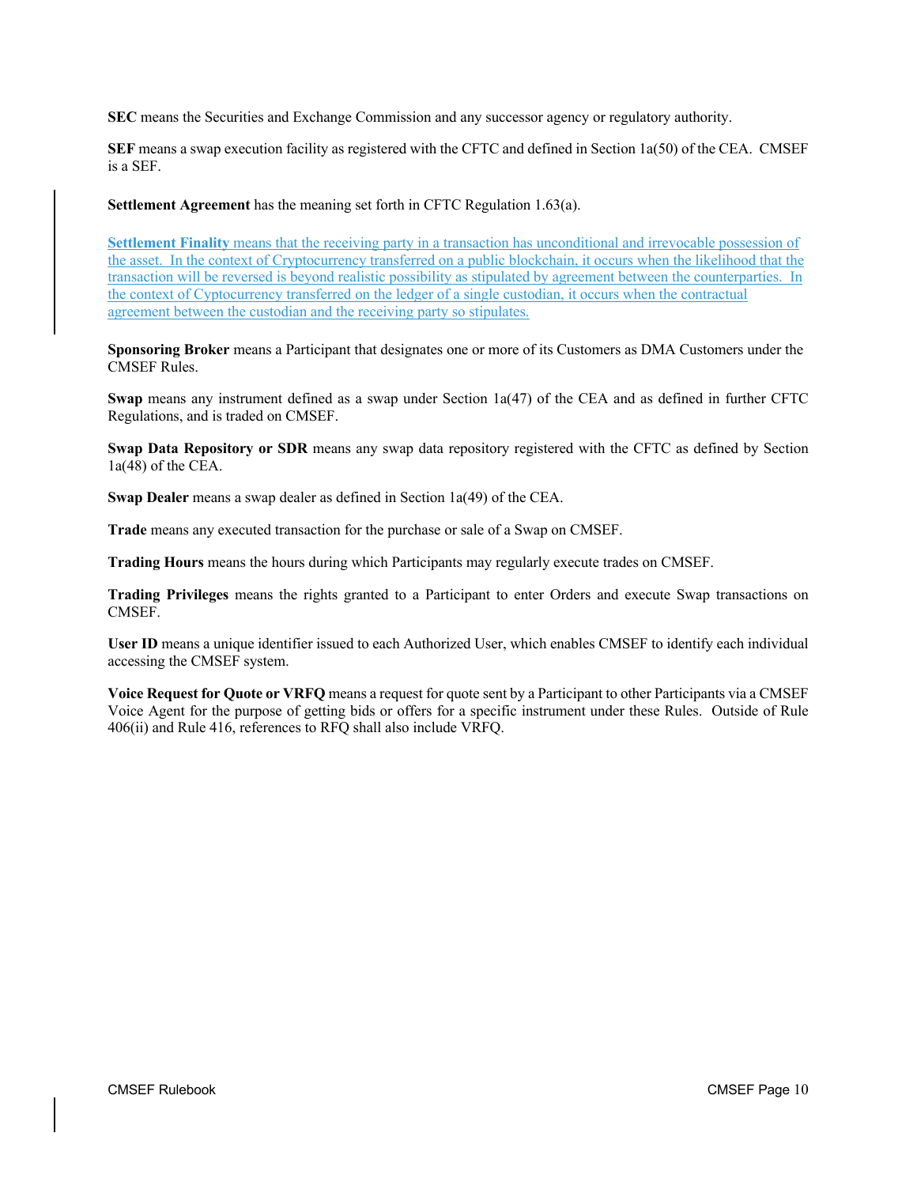**SEC** means the Securities and Exchange Commission and any successor agency or regulatory authority.

**SEF** means a swap execution facility as registered with the CFTC and defined in Section 1a(50) of the CEA. CMSEF is a SEF.

**Settlement Agreement** has the meaning set forth in CFTC Regulation 1.63(a).

**Settlement Finality** means that the receiving party in a transaction has unconditional and irrevocable possession of the asset. In the context of Cryptocurrency transferred on a public blockchain, it occurs when the likelihood that the transaction will be reversed is beyond realistic possibility as stipulated by agreement between the counterparties. In the context of Cyptocurrency transferred on the ledger of a single custodian, it occurs when the contractual agreement between the custodian and the receiving party so stipulates.

**Sponsoring Broker** means a Participant that designates one or more of its Customers as DMA Customers under the CMSEF Rules.

**Swap** means any instrument defined as a swap under Section 1a(47) of the CEA and as defined in further CFTC Regulations, and is traded on CMSEF.

**Swap Data Repository or SDR** means any swap data repository registered with the CFTC as defined by Section 1a(48) of the CEA.

**Swap Dealer** means a swap dealer as defined in Section 1a(49) of the CEA.

**Trade** means any executed transaction for the purchase or sale of a Swap on CMSEF.

**Trading Hours** means the hours during which Participants may regularly execute trades on CMSEF.

**Trading Privileges** means the rights granted to a Participant to enter Orders and execute Swap transactions on CMSEF.

**User ID** means a unique identifier issued to each Authorized User, which enables CMSEF to identify each individual accessing the CMSEF system.

**Voice Request for Quote or VRFQ** means a request for quote sent by a Participant to other Participants via a CMSEF Voice Agent for the purpose of getting bids or offers for a specific instrument under these Rules. Outside of Rule 406(ii) and Rule 416, references to RFQ shall also include VRFQ.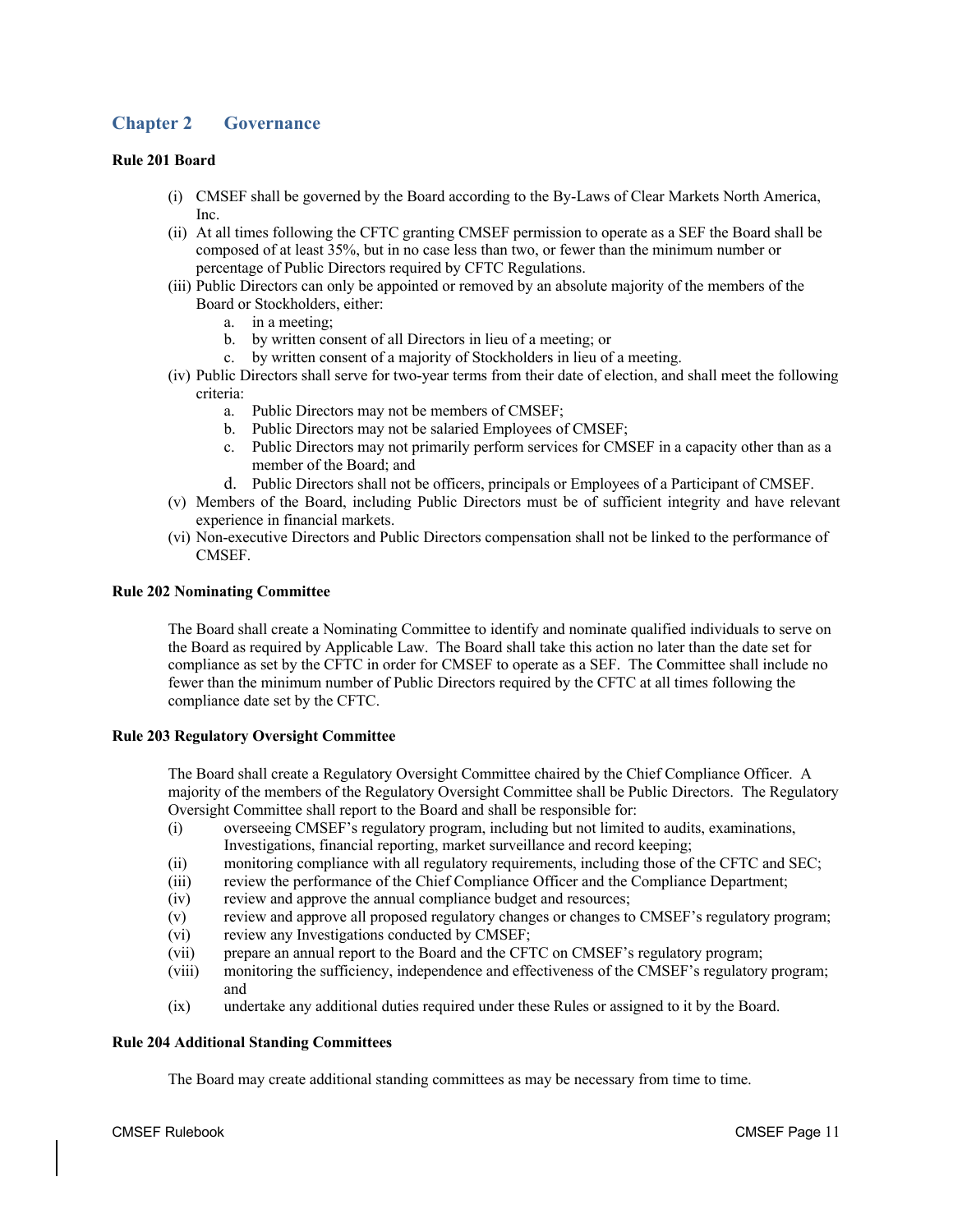## Chapter 2 Governance

**Rule 201 Board**

(i) CMSEF shall be governed by the Board according to the By-Laws of Clear Markets North America, Inc.

(ii) At all times following the CFTC granting CMSEF permission to operate as a SEF the Board shall be composed of at least 35%, but in no case less than two, or fewer than the minimum number or percentage of Public Directors required by CFTC Regulations.

(iii) Public Directors can only be appointed or removed by an absolute majority of the members of the Board or Stockholders, either:
   a. in a meeting;
   b. by written consent of all Directors in lieu of a meeting; or
   c. by written consent of a majority of Stockholders in lieu of a meeting.

(iv) Public Directors shall serve for two-year terms from their date of election, and shall meet the following criteria:
   a. Public Directors may not be members of CMSEF;
   b. Public Directors may not be salaried Employees of CMSEF;
   c. Public Directors may not primarily perform services for CMSEF in a capacity other than as a member of the Board; and
   d. Public Directors shall not be officers, principals or Employees of a Participant of CMSEF.

(v) Members of the Board, including Public Directors must be of sufficient integrity and have relevant experience in financial markets.

(vi) Non-executive Directors and Public Directors compensation shall not be linked to the performance of CMSEF.

**Rule 202 Nominating Committee**

The Board shall create a Nominating Committee to identify and nominate qualified individuals to serve on the Board as required by Applicable Law. The Board shall take this action no later than the date set for compliance as set by the CFTC in order for CMSEF to operate as a SEF. The Committee shall include no fewer than the minimum number of Public Directors required by the CFTC at all times following the compliance date set by the CFTC.

**Rule 203 Regulatory Oversight Committee**

The Board shall create a Regulatory Oversight Committee chaired by the Chief Compliance Officer. A majority of the members of the Regulatory Oversight Committee shall be Public Directors. The Regulatory Oversight Committee shall report to the Board and shall be responsible for:

(i) overseeing CMSEF's regulatory program, including but not limited to audits, examinations, Investigations, financial reporting, market surveillance and record keeping;

(ii) monitoring compliance with all regulatory requirements, including those of the CFTC and SEC;

(iii) review the performance of the Chief Compliance Officer and the Compliance Department;

(iv) review and approve the annual compliance budget and resources;

(v) review and approve all proposed regulatory changes or changes to CMSEF's regulatory program;

(vi) review any Investigations conducted by CMSEF;

(vii) prepare an annual report to the Board and the CFTC on CMSEF's regulatory program;

(viii) monitoring the sufficiency, independence and effectiveness of the CMSEF's regulatory program; and

(ix) undertake any additional duties required under these Rules or assigned to it by the Board.

**Rule 204 Additional Standing Committees**

The Board may create additional standing committees as may be necessary from time to time.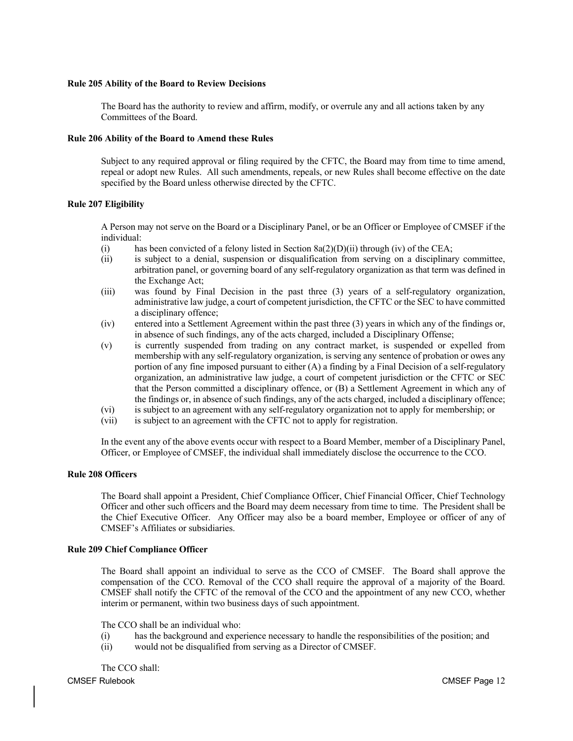**Rule 205 Ability of the Board to Review Decisions**

The Board has the authority to review and affirm, modify, or overrule any and all actions taken by any Committees of the Board.

**Rule 206 Ability of the Board to Amend these Rules**

Subject to any required approval or filing required by the CFTC, the Board may from time to time amend, repeal or adopt new Rules. All such amendments, repeals, or new Rules shall become effective on the date specified by the Board unless otherwise directed by the CFTC.

**Rule 207 Eligibility**

A Person may not serve on the Board or a Disciplinary Panel, or be an Officer or Employee of CMSEF if the individual:

(i) has been convicted of a felony listed in Section 8a(2)(D)(ii) through (iv) of the CEA;

(ii) is subject to a denial, suspension or disqualification from serving on a disciplinary committee, arbitration panel, or governing board of any self-regulatory organization as that term was defined in the Exchange Act;

(iii) was found by Final Decision in the past three (3) years of a self-regulatory organization, administrative law judge, a court of competent jurisdiction, the CFTC or the SEC to have committed a disciplinary offence;

(iv) entered into a Settlement Agreement within the past three (3) years in which any of the findings or, in absence of such findings, any of the acts charged, included a Disciplinary Offense;

(v) is currently suspended from trading on any contract market, is suspended or expelled from membership with any self-regulatory organization, is serving any sentence of probation or owes any portion of any fine imposed pursuant to either (A) a finding by a Final Decision of a self-regulatory organization, an administrative law judge, a court of competent jurisdiction or the CFTC or SEC that the Person committed a disciplinary offence, or (B) a Settlement Agreement in which any of the findings or, in absence of such findings, any of the acts charged, included a disciplinary offence;

(vi) is subject to an agreement with any self-regulatory organization not to apply for membership; or

(vii) is subject to an agreement with the CFTC not to apply for registration.

In the event any of the above events occur with respect to a Board Member, member of a Disciplinary Panel, Officer, or Employee of CMSEF, the individual shall immediately disclose the occurrence to the CCO.

**Rule 208 Officers**

The Board shall appoint a President, Chief Compliance Officer, Chief Financial Officer, Chief Technology Officer and other such officers and the Board may deem necessary from time to time. The President shall be the Chief Executive Officer. Any Officer may also be a board member, Employee or officer of any of CMSEF's Affiliates or subsidiaries.

**Rule 209 Chief Compliance Officer**

The Board shall appoint an individual to serve as the CCO of CMSEF. The Board shall approve the compensation of the CCO. Removal of the CCO shall require the approval of a majority of the Board. CMSEF shall notify the CFTC of the removal of the CCO and the appointment of any new CCO, whether interim or permanent, within two business days of such appointment.

The CCO shall be an individual who:

(i) has the background and experience necessary to handle the responsibilities of the position; and

(ii) would not be disqualified from serving as a Director of CMSEF.

The CCO shall: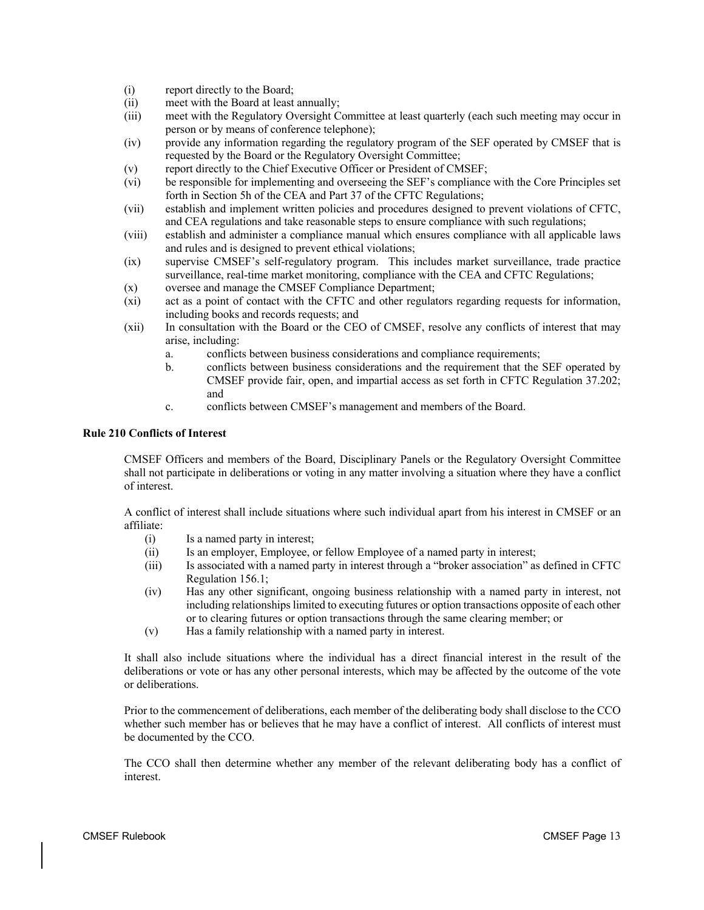(i) report directly to the Board;
(ii) meet with the Board at least annually;
(iii) meet with the Regulatory Oversight Committee at least quarterly (each such meeting may occur in person or by means of conference telephone);
(iv) provide any information regarding the regulatory program of the SEF operated by CMSEF that is requested by the Board or the Regulatory Oversight Committee;
(v) report directly to the Chief Executive Officer or President of CMSEF;
(vi) be responsible for implementing and overseeing the SEF's compliance with the Core Principles set forth in Section 5h of the CEA and Part 37 of the CFTC Regulations;
(vii) establish and implement written policies and procedures designed to prevent violations of CFTC, and CEA regulations and take reasonable steps to ensure compliance with such regulations;
(viii) establish and administer a compliance manual which ensures compliance with all applicable laws and rules and is designed to prevent ethical violations;
(ix) supervise CMSEF's self-regulatory program. This includes market surveillance, trade practice surveillance, real-time market monitoring, compliance with the CEA and CFTC Regulations;
(x) oversee and manage the CMSEF Compliance Department;
(xi) act as a point of contact with the CFTC and other regulators regarding requests for information, including books and records requests; and
(xii) In consultation with the Board or the CEO of CMSEF, resolve any conflicts of interest that may arise, including:
  a. conflicts between business considerations and compliance requirements;
  b. conflicts between business considerations and the requirement that the SEF operated by CMSEF provide fair, open, and impartial access as set forth in CFTC Regulation 37.202; and
  c. conflicts between CMSEF's management and members of the Board.

**Rule 210 Conflicts of Interest**

CMSEF Officers and members of the Board, Disciplinary Panels or the Regulatory Oversight Committee shall not participate in deliberations or voting in any matter involving a situation where they have a conflict of interest.

A conflict of interest shall include situations where such individual apart from his interest in CMSEF or an affiliate:

(i) Is a named party in interest;
(ii) Is an employer, Employee, or fellow Employee of a named party in interest;
(iii) Is associated with a named party in interest through a "broker association" as defined in CFTC Regulation 156.1;
(iv) Has any other significant, ongoing business relationship with a named party in interest, not including relationships limited to executing futures or option transactions opposite of each other or to clearing futures or option transactions through the same clearing member; or
(v) Has a family relationship with a named party in interest.

It shall also include situations where the individual has a direct financial interest in the result of the deliberations or vote or has any other personal interests, which may be affected by the outcome of the vote or deliberations.

Prior to the commencement of deliberations, each member of the deliberating body shall disclose to the CCO whether such member has or believes that he may have a conflict of interest. All conflicts of interest must be documented by the CCO.

The CCO shall then determine whether any member of the relevant deliberating body has a conflict of interest.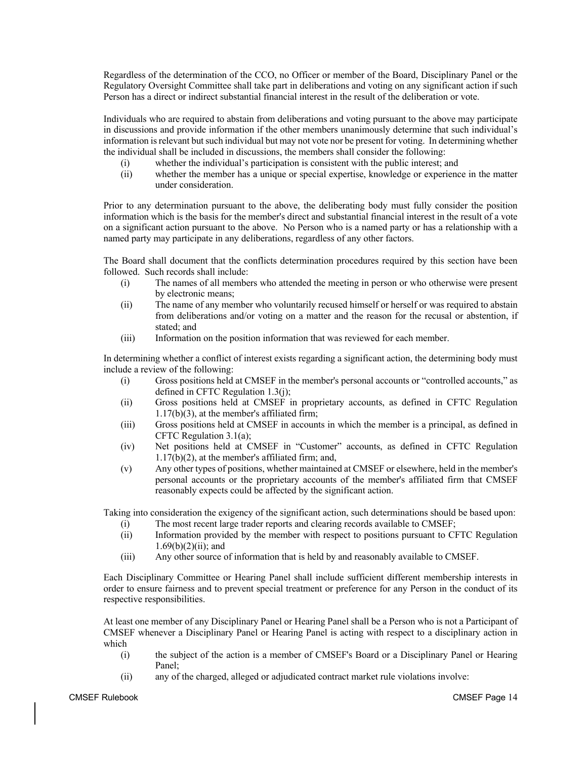Regardless of the determination of the CCO, no Officer or member of the Board, Disciplinary Panel or the Regulatory Oversight Committee shall take part in deliberations and voting on any significant action if such Person has a direct or indirect substantial financial interest in the result of the deliberation or vote.

Individuals who are required to abstain from deliberations and voting pursuant to the above may participate in discussions and provide information if the other members unanimously determine that such individual's information is relevant but such individual but may not vote nor be present for voting. In determining whether the individual shall be included in discussions, the members shall consider the following:

(i) whether the individual's participation is consistent with the public interest; and
(ii) whether the member has a unique or special expertise, knowledge or experience in the matter under consideration.

Prior to any determination pursuant to the above, the deliberating body must fully consider the position information which is the basis for the member's direct and substantial financial interest in the result of a vote on a significant action pursuant to the above. No Person who is a named party or has a relationship with a named party may participate in any deliberations, regardless of any other factors.

The Board shall document that the conflicts determination procedures required by this section have been followed. Such records shall include:

(i) The names of all members who attended the meeting in person or who otherwise were present by electronic means;
(ii) The name of any member who voluntarily recused himself or herself or was required to abstain from deliberations and/or voting on a matter and the reason for the recusal or abstention, if stated; and
(iii) Information on the position information that was reviewed for each member.

In determining whether a conflict of interest exists regarding a significant action, the determining body must include a review of the following:

(i) Gross positions held at CMSEF in the member's personal accounts or "controlled accounts," as defined in CFTC Regulation 1.3(j);
(ii) Gross positions held at CMSEF in proprietary accounts, as defined in CFTC Regulation 1.17(b)(3), at the member's affiliated firm;
(iii) Gross positions held at CMSEF in accounts in which the member is a principal, as defined in CFTC Regulation 3.1(a);
(iv) Net positions held at CMSEF in "Customer" accounts, as defined in CFTC Regulation 1.17(b)(2), at the member's affiliated firm; and,
(v) Any other types of positions, whether maintained at CMSEF or elsewhere, held in the member's personal accounts or the proprietary accounts of the member's affiliated firm that CMSEF reasonably expects could be affected by the significant action.

Taking into consideration the exigency of the significant action, such determinations should be based upon:

(i) The most recent large trader reports and clearing records available to CMSEF;
(ii) Information provided by the member with respect to positions pursuant to CFTC Regulation 1.69(b)(2)(ii); and
(iii) Any other source of information that is held by and reasonably available to CMSEF.

Each Disciplinary Committee or Hearing Panel shall include sufficient different membership interests in order to ensure fairness and to prevent special treatment or preference for any Person in the conduct of its respective responsibilities.

At least one member of any Disciplinary Panel or Hearing Panel shall be a Person who is not a Participant of CMSEF whenever a Disciplinary Panel or Hearing Panel is acting with respect to a disciplinary action in which

(i) the subject of the action is a member of CMSEF's Board or a Disciplinary Panel or Hearing Panel;
(ii) any of the charged, alleged or adjudicated contract market rule violations involve: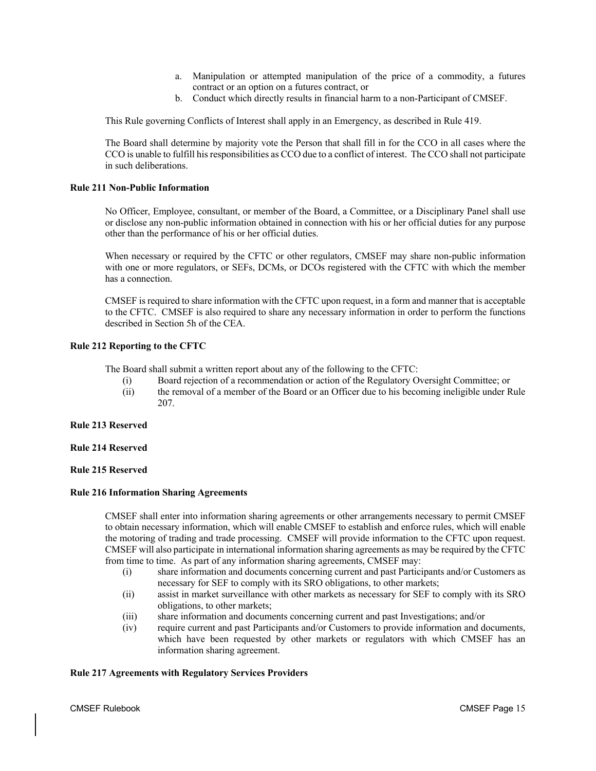a. Manipulation or attempted manipulation of the price of a commodity, a futures contract or an option on a futures contract, or
b. Conduct which directly results in financial harm to a non-Participant of CMSEF.

This Rule governing Conflicts of Interest shall apply in an Emergency, as described in Rule 419.

The Board shall determine by majority vote the Person that shall fill in for the CCO in all cases where the CCO is unable to fulfill his responsibilities as CCO due to a conflict of interest. The CCO shall not participate in such deliberations.

**Rule 211 Non-Public Information**

No Officer, Employee, consultant, or member of the Board, a Committee, or a Disciplinary Panel shall use or disclose any non-public information obtained in connection with his or her official duties for any purpose other than the performance of his or her official duties.

When necessary or required by the CFTC or other regulators, CMSEF may share non-public information with one or more regulators, or SEFs, DCMs, or DCOs registered with the CFTC with which the member has a connection.

CMSEF is required to share information with the CFTC upon request, in a form and manner that is acceptable to the CFTC. CMSEF is also required to share any necessary information in order to perform the functions described in Section 5h of the CEA.

**Rule 212 Reporting to the CFTC**

The Board shall submit a written report about any of the following to the CFTC:

(i) Board rejection of a recommendation or action of the Regulatory Oversight Committee; or
(ii) the removal of a member of the Board or an Officer due to his becoming ineligible under Rule 207.

**Rule 213 Reserved**

**Rule 214 Reserved**

**Rule 215 Reserved**

**Rule 216 Information Sharing Agreements**

CMSEF shall enter into information sharing agreements or other arrangements necessary to permit CMSEF to obtain necessary information, which will enable CMSEF to establish and enforce rules, which will enable the motoring of trading and trade processing. CMSEF will provide information to the CFTC upon request. CMSEF will also participate in international information sharing agreements as may be required by the CFTC from time to time. As part of any information sharing agreements, CMSEF may:

(i) share information and documents concerning current and past Participants and/or Customers as necessary for SEF to comply with its SRO obligations, to other markets;
(ii) assist in market surveillance with other markets as necessary for SEF to comply with its SRO obligations, to other markets;
(iii) share information and documents concerning current and past Investigations; and/or
(iv) require current and past Participants and/or Customers to provide information and documents, which have been requested by other markets or regulators with which CMSEF has an information sharing agreement.

**Rule 217 Agreements with Regulatory Services Providers**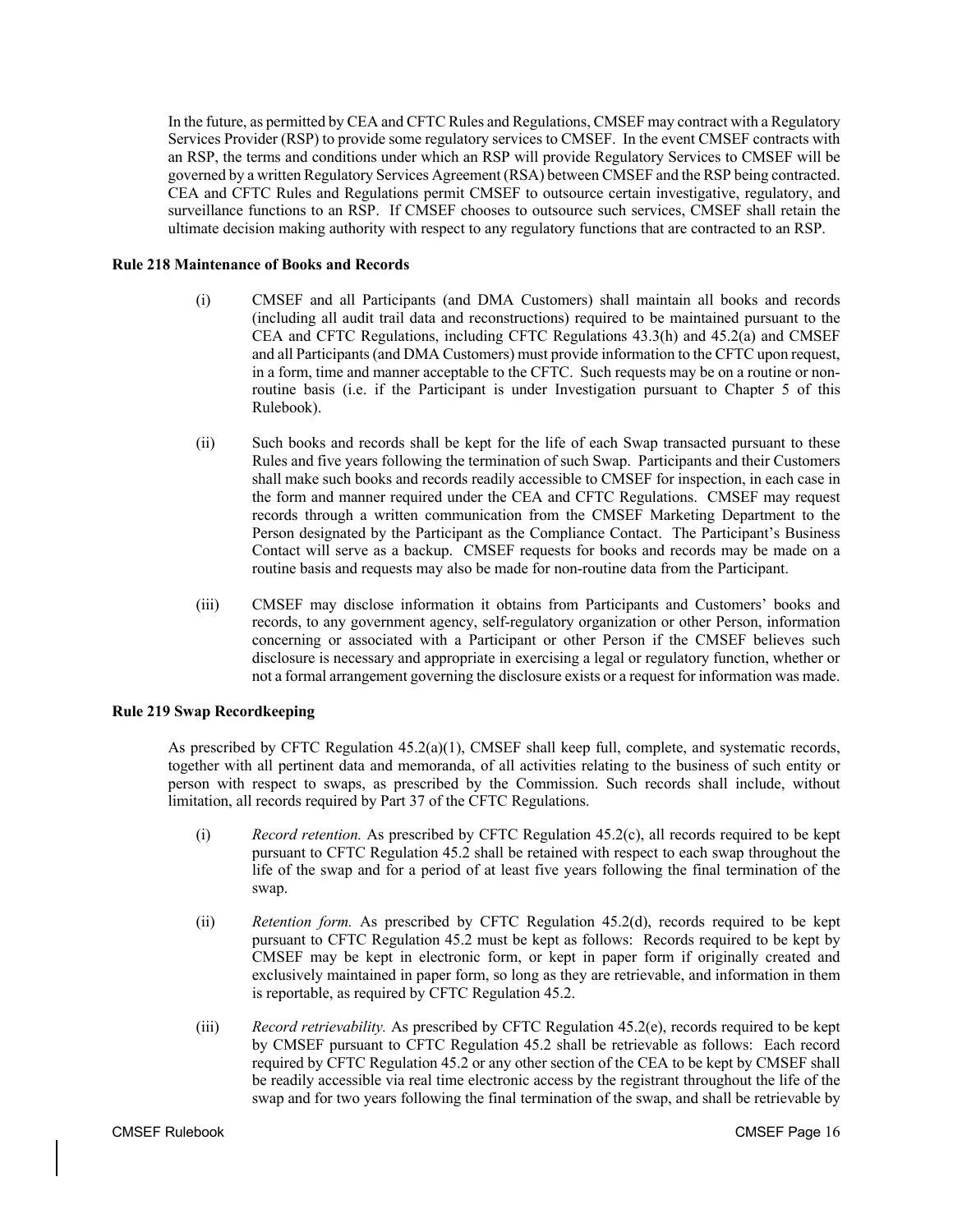In the future, as permitted by CEA and CFTC Rules and Regulations, CMSEF may contract with a Regulatory Services Provider (RSP) to provide some regulatory services to CMSEF. In the event CMSEF contracts with an RSP, the terms and conditions under which an RSP will provide Regulatory Services to CMSEF will be governed by a written Regulatory Services Agreement (RSA) between CMSEF and the RSP being contracted. CEA and CFTC Rules and Regulations permit CMSEF to outsource certain investigative, regulatory, and surveillance functions to an RSP. If CMSEF chooses to outsource such services, CMSEF shall retain the ultimate decision making authority with respect to any regulatory functions that are contracted to an RSP.

**Rule 218 Maintenance of Books and Records**

(i) CMSEF and all Participants (and DMA Customers) shall maintain all books and records (including all audit trail data and reconstructions) required to be maintained pursuant to the CEA and CFTC Regulations, including CFTC Regulations 43.3(h) and 45.2(a) and CMSEF and all Participants (and DMA Customers) must provide information to the CFTC upon request, in a form, time and manner acceptable to the CFTC. Such requests may be on a routine or non-routine basis (i.e. if the Participant is under Investigation pursuant to Chapter 5 of this Rulebook).

(ii) Such books and records shall be kept for the life of each Swap transacted pursuant to these Rules and five years following the termination of such Swap. Participants and their Customers shall make such books and records readily accessible to CMSEF for inspection, in each case in the form and manner required under the CEA and CFTC Regulations. CMSEF may request records through a written communication from the CMSEF Marketing Department to the Person designated by the Participant as the Compliance Contact. The Participant's Business Contact will serve as a backup. CMSEF requests for books and records may be made on a routine basis and requests may also be made for non-routine data from the Participant.

(iii) CMSEF may disclose information it obtains from Participants and Customers' books and records, to any government agency, self-regulatory organization or other Person, information concerning or associated with a Participant or other Person if the CMSEF believes such disclosure is necessary and appropriate in exercising a legal or regulatory function, whether or not a formal arrangement governing the disclosure exists or a request for information was made.

**Rule 219 Swap Recordkeeping**

As prescribed by CFTC Regulation 45.2(a)(1), CMSEF shall keep full, complete, and systematic records, together with all pertinent data and memoranda, of all activities relating to the business of such entity or person with respect to swaps, as prescribed by the Commission. Such records shall include, without limitation, all records required by Part 37 of the CFTC Regulations.

(i) *Record retention.* As prescribed by CFTC Regulation 45.2(c), all records required to be kept pursuant to CFTC Regulation 45.2 shall be retained with respect to each swap throughout the life of the swap and for a period of at least five years following the final termination of the swap.

(ii) *Retention form.* As prescribed by CFTC Regulation 45.2(d), records required to be kept pursuant to CFTC Regulation 45.2 must be kept as follows: Records required to be kept by CMSEF may be kept in electronic form, or kept in paper form if originally created and exclusively maintained in paper form, so long as they are retrievable, and information in them is reportable, as required by CFTC Regulation 45.2.

(iii) *Record retrievability.* As prescribed by CFTC Regulation 45.2(e), records required to be kept by CMSEF pursuant to CFTC Regulation 45.2 shall be retrievable as follows: Each record required by CFTC Regulation 45.2 or any other section of the CEA to be kept by CMSEF shall be readily accessible via real time electronic access by the registrant throughout the life of the swap and for two years following the final termination of the swap, and shall be retrievable by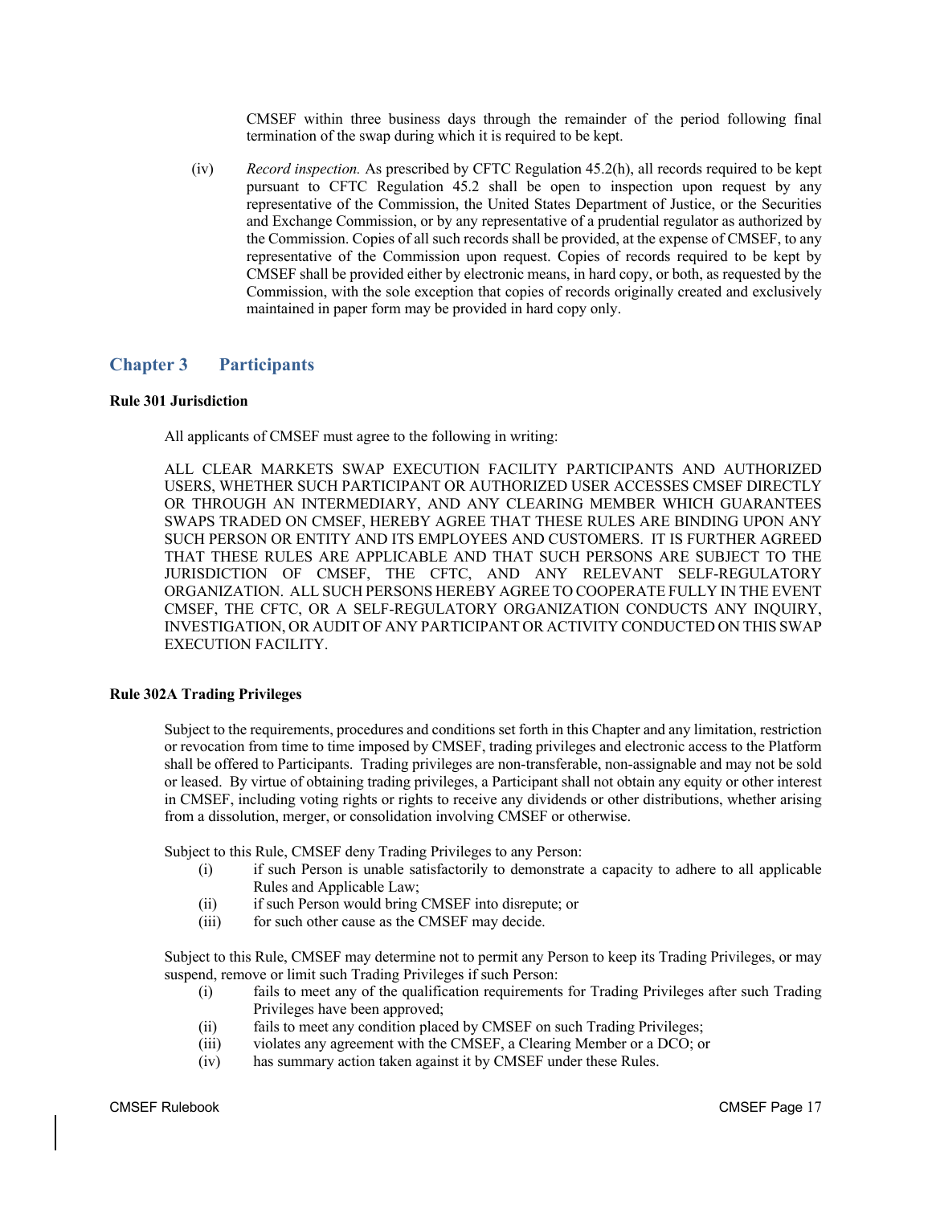CMSEF within three business days through the remainder of the period following final termination of the swap during which it is required to be kept.

(iv) *Record inspection.* As prescribed by CFTC Regulation 45.2(h), all records required to be kept pursuant to CFTC Regulation 45.2 shall be open to inspection upon request by any representative of the Commission, the United States Department of Justice, or the Securities and Exchange Commission, or by any representative of a prudential regulator as authorized by the Commission. Copies of all such records shall be provided, at the expense of CMSEF, to any representative of the Commission upon request. Copies of records required to be kept by CMSEF shall be provided either by electronic means, in hard copy, or both, as requested by the Commission, with the sole exception that copies of records originally created and exclusively maintained in paper form may be provided in hard copy only.

## Chapter 3 Participants

**Rule 301 Jurisdiction**

All applicants of CMSEF must agree to the following in writing:

ALL CLEAR MARKETS SWAP EXECUTION FACILITY PARTICIPANTS AND AUTHORIZED USERS, WHETHER SUCH PARTICIPANT OR AUTHORIZED USER ACCESSES CMSEF DIRECTLY OR THROUGH AN INTERMEDIARY, AND ANY CLEARING MEMBER WHICH GUARANTEES SWAPS TRADED ON CMSEF, HEREBY AGREE THAT THESE RULES ARE BINDING UPON ANY SUCH PERSON OR ENTITY AND ITS EMPLOYEES AND CUSTOMERS. IT IS FURTHER AGREED THAT THESE RULES ARE APPLICABLE AND THAT SUCH PERSONS ARE SUBJECT TO THE JURISDICTION OF CMSEF, THE CFTC, AND ANY RELEVANT SELF-REGULATORY ORGANIZATION. ALL SUCH PERSONS HEREBY AGREE TO COOPERATE FULLY IN THE EVENT CMSEF, THE CFTC, OR A SELF-REGULATORY ORGANIZATION CONDUCTS ANY INQUIRY, INVESTIGATION, OR AUDIT OF ANY PARTICIPANT OR ACTIVITY CONDUCTED ON THIS SWAP EXECUTION FACILITY.

**Rule 302A Trading Privileges**

Subject to the requirements, procedures and conditions set forth in this Chapter and any limitation, restriction or revocation from time to time imposed by CMSEF, trading privileges and electronic access to the Platform shall be offered to Participants. Trading privileges are non-transferable, non-assignable and may not be sold or leased. By virtue of obtaining trading privileges, a Participant shall not obtain any equity or other interest in CMSEF, including voting rights or rights to receive any dividends or other distributions, whether arising from a dissolution, merger, or consolidation involving CMSEF or otherwise.

Subject to this Rule, CMSEF deny Trading Privileges to any Person:

(i) if such Person is unable satisfactorily to demonstrate a capacity to adhere to all applicable Rules and Applicable Law;
(ii) if such Person would bring CMSEF into disrepute; or
(iii) for such other cause as the CMSEF may decide.

Subject to this Rule, CMSEF may determine not to permit any Person to keep its Trading Privileges, or may suspend, remove or limit such Trading Privileges if such Person:

(i) fails to meet any of the qualification requirements for Trading Privileges after such Trading Privileges have been approved;
(ii) fails to meet any condition placed by CMSEF on such Trading Privileges;
(iii) violates any agreement with the CMSEF, a Clearing Member or a DCO; or
(iv) has summary action taken against it by CMSEF under these Rules.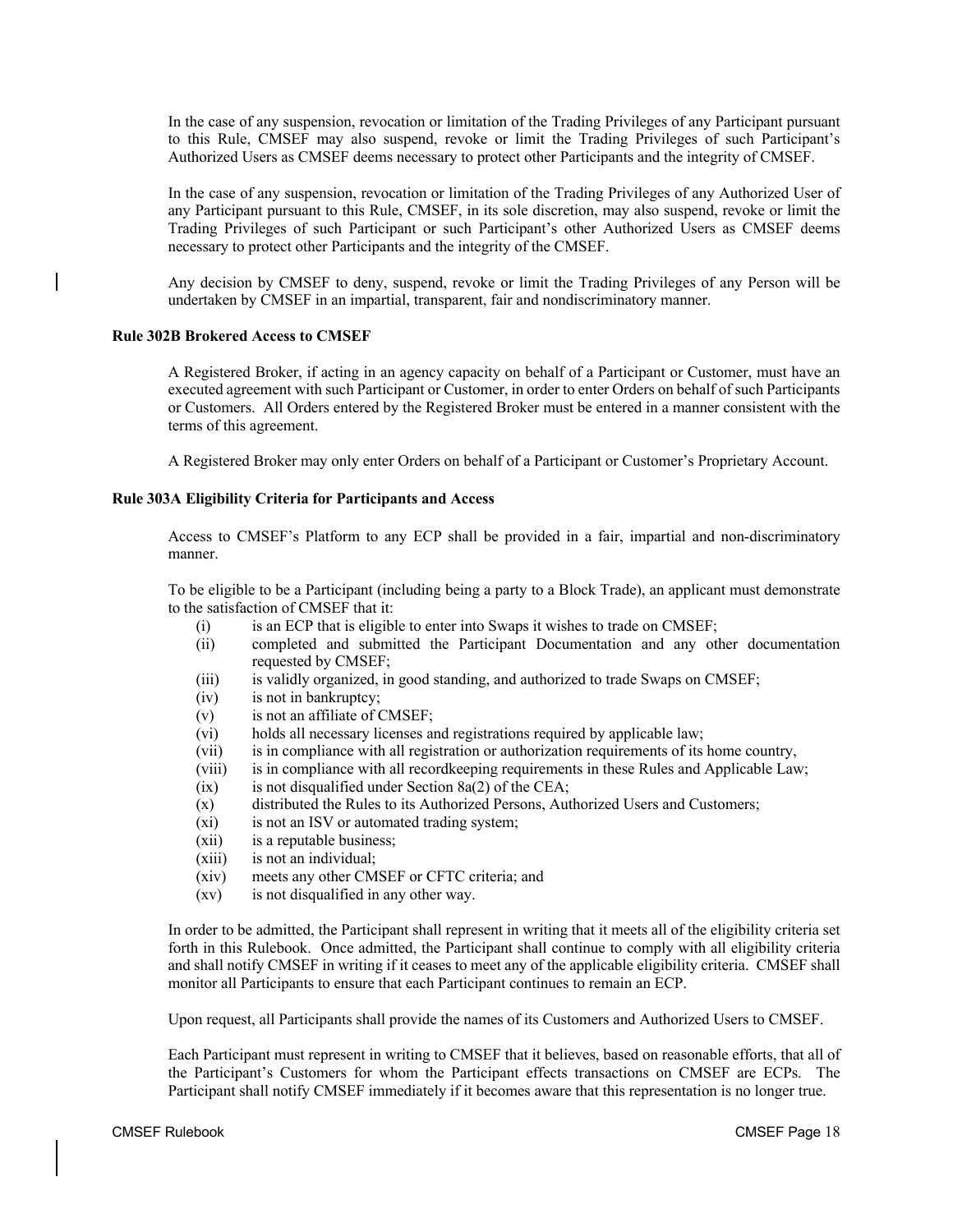In the case of any suspension, revocation or limitation of the Trading Privileges of any Participant pursuant to this Rule, CMSEF may also suspend, revoke or limit the Trading Privileges of such Participant's Authorized Users as CMSEF deems necessary to protect other Participants and the integrity of CMSEF.

In the case of any suspension, revocation or limitation of the Trading Privileges of any Authorized User of any Participant pursuant to this Rule, CMSEF, in its sole discretion, may also suspend, revoke or limit the Trading Privileges of such Participant or such Participant's other Authorized Users as CMSEF deems necessary to protect other Participants and the integrity of the CMSEF.

Any decision by CMSEF to deny, suspend, revoke or limit the Trading Privileges of any Person will be undertaken by CMSEF in an impartial, transparent, fair and nondiscriminatory manner.

**Rule 302B Brokered Access to CMSEF**

A Registered Broker, if acting in an agency capacity on behalf of a Participant or Customer, must have an executed agreement with such Participant or Customer, in order to enter Orders on behalf of such Participants or Customers. All Orders entered by the Registered Broker must be entered in a manner consistent with the terms of this agreement.

A Registered Broker may only enter Orders on behalf of a Participant or Customer's Proprietary Account.

**Rule 303A Eligibility Criteria for Participants and Access**

Access to CMSEF's Platform to any ECP shall be provided in a fair, impartial and non-discriminatory manner.

To be eligible to be a Participant (including being a party to a Block Trade), an applicant must demonstrate to the satisfaction of CMSEF that it:

- (i) is an ECP that is eligible to enter into Swaps it wishes to trade on CMSEF;
- (ii) completed and submitted the Participant Documentation and any other documentation requested by CMSEF;
- (iii) is validly organized, in good standing, and authorized to trade Swaps on CMSEF;
- (iv) is not in bankruptcy;
- (v) is not an affiliate of CMSEF;
- (vi) holds all necessary licenses and registrations required by applicable law;
- (vii) is in compliance with all registration or authorization requirements of its home country,
- (viii) is in compliance with all recordkeeping requirements in these Rules and Applicable Law;
- (ix) is not disqualified under Section 8a(2) of the CEA;
- (x) distributed the Rules to its Authorized Persons, Authorized Users and Customers;
- (xi) is not an ISV or automated trading system;
- (xii) is a reputable business;
- (xiii) is not an individual;
- (xiv) meets any other CMSEF or CFTC criteria; and
- (xv) is not disqualified in any other way.

In order to be admitted, the Participant shall represent in writing that it meets all of the eligibility criteria set forth in this Rulebook. Once admitted, the Participant shall continue to comply with all eligibility criteria and shall notify CMSEF in writing if it ceases to meet any of the applicable eligibility criteria. CMSEF shall monitor all Participants to ensure that each Participant continues to remain an ECP.

Upon request, all Participants shall provide the names of its Customers and Authorized Users to CMSEF.

Each Participant must represent in writing to CMSEF that it believes, based on reasonable efforts, that all of the Participant's Customers for whom the Participant effects transactions on CMSEF are ECPs. The Participant shall notify CMSEF immediately if it becomes aware that this representation is no longer true.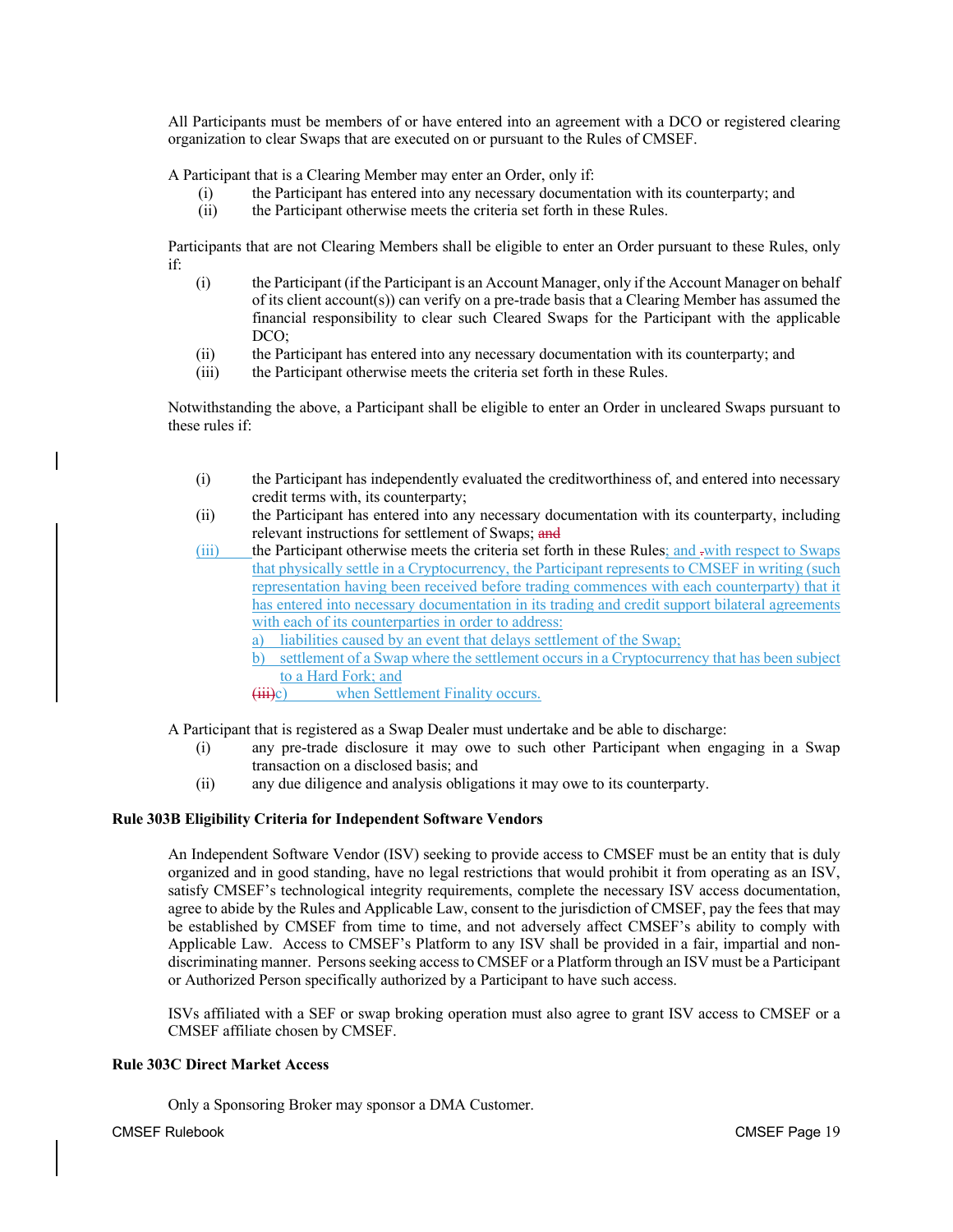All Participants must be members of or have entered into an agreement with a DCO or registered clearing organization to clear Swaps that are executed on or pursuant to the Rules of CMSEF.

A Participant that is a Clearing Member may enter an Order, only if:

(i) the Participant has entered into any necessary documentation with its counterparty; and
(ii) the Participant otherwise meets the criteria set forth in these Rules.

Participants that are not Clearing Members shall be eligible to enter an Order pursuant to these Rules, only if:

(i) the Participant (if the Participant is an Account Manager, only if the Account Manager on behalf of its client account(s)) can verify on a pre-trade basis that a Clearing Member has assumed the financial responsibility to clear such Cleared Swaps for the Participant with the applicable DCO;
(ii) the Participant has entered into any necessary documentation with its counterparty; and
(iii) the Participant otherwise meets the criteria set forth in these Rules.

Notwithstanding the above, a Participant shall be eligible to enter an Order in uncleared Swaps pursuant to these rules if:

(i) the Participant has independently evaluated the creditworthiness of, and entered into necessary credit terms with, its counterparty;
(ii) the Participant has entered into any necessary documentation with its counterparty, including relevant instructions for settlement of Swaps; ~~and~~
(iii) the Participant otherwise meets the criteria set forth in these Rules; and ~~.~~with respect to Swaps that physically settle in a Cryptocurrency, the Participant represents to CMSEF in writing (such representation having been received before trading commences with each counterparty) that it has entered into necessary documentation in its trading and credit support bilateral agreements with each of its counterparties in order to address:
   a) liabilities caused by an event that delays settlement of the Swap;
   b) settlement of a Swap where the settlement occurs in a Cryptocurrency that has been subject to a Hard Fork; and
   ~~(iii)~~c) when Settlement Finality occurs.

A Participant that is registered as a Swap Dealer must undertake and be able to discharge:

(i) any pre-trade disclosure it may owe to such other Participant when engaging in a Swap transaction on a disclosed basis; and
(ii) any due diligence and analysis obligations it may owe to its counterparty.

**Rule 303B Eligibility Criteria for Independent Software Vendors**

An Independent Software Vendor (ISV) seeking to provide access to CMSEF must be an entity that is duly organized and in good standing, have no legal restrictions that would prohibit it from operating as an ISV, satisfy CMSEF's technological integrity requirements, complete the necessary ISV access documentation, agree to abide by the Rules and Applicable Law, consent to the jurisdiction of CMSEF, pay the fees that may be established by CMSEF from time to time, and not adversely affect CMSEF's ability to comply with Applicable Law. Access to CMSEF's Platform to any ISV shall be provided in a fair, impartial and non-discriminating manner. Persons seeking access to CMSEF or a Platform through an ISV must be a Participant or Authorized Person specifically authorized by a Participant to have such access.

ISVs affiliated with a SEF or swap broking operation must also agree to grant ISV access to CMSEF or a CMSEF affiliate chosen by CMSEF.

**Rule 303C Direct Market Access**

Only a Sponsoring Broker may sponsor a DMA Customer.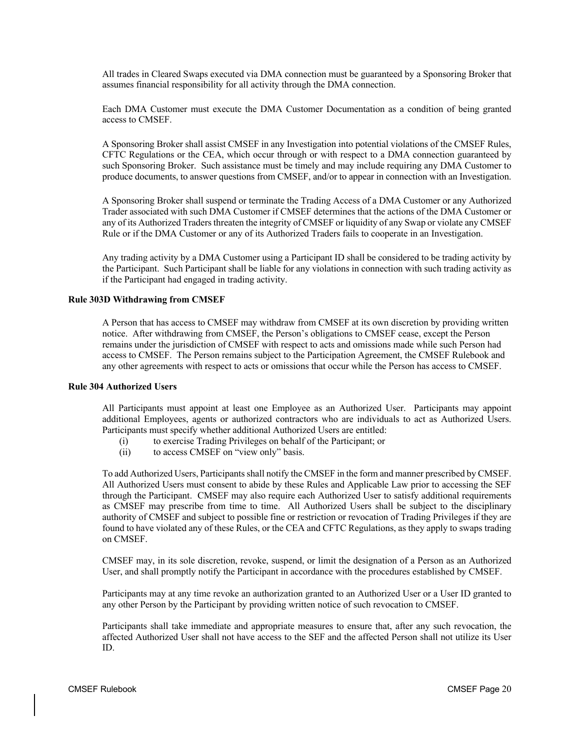All trades in Cleared Swaps executed via DMA connection must be guaranteed by a Sponsoring Broker that assumes financial responsibility for all activity through the DMA connection.

Each DMA Customer must execute the DMA Customer Documentation as a condition of being granted access to CMSEF.

A Sponsoring Broker shall assist CMSEF in any Investigation into potential violations of the CMSEF Rules, CFTC Regulations or the CEA, which occur through or with respect to a DMA connection guaranteed by such Sponsoring Broker. Such assistance must be timely and may include requiring any DMA Customer to produce documents, to answer questions from CMSEF, and/or to appear in connection with an Investigation.

A Sponsoring Broker shall suspend or terminate the Trading Access of a DMA Customer or any Authorized Trader associated with such DMA Customer if CMSEF determines that the actions of the DMA Customer or any of its Authorized Traders threaten the integrity of CMSEF or liquidity of any Swap or violate any CMSEF Rule or if the DMA Customer or any of its Authorized Traders fails to cooperate in an Investigation.

Any trading activity by a DMA Customer using a Participant ID shall be considered to be trading activity by the Participant. Such Participant shall be liable for any violations in connection with such trading activity as if the Participant had engaged in trading activity.

**Rule 303D Withdrawing from CMSEF**

A Person that has access to CMSEF may withdraw from CMSEF at its own discretion by providing written notice. After withdrawing from CMSEF, the Person's obligations to CMSEF cease, except the Person remains under the jurisdiction of CMSEF with respect to acts and omissions made while such Person had access to CMSEF. The Person remains subject to the Participation Agreement, the CMSEF Rulebook and any other agreements with respect to acts or omissions that occur while the Person has access to CMSEF.

**Rule 304 Authorized Users**

All Participants must appoint at least one Employee as an Authorized User. Participants may appoint additional Employees, agents or authorized contractors who are individuals to act as Authorized Users. Participants must specify whether additional Authorized Users are entitled:

(i) to exercise Trading Privileges on behalf of the Participant; or

(ii) to access CMSEF on "view only" basis.

To add Authorized Users, Participants shall notify the CMSEF in the form and manner prescribed by CMSEF. All Authorized Users must consent to abide by these Rules and Applicable Law prior to accessing the SEF through the Participant. CMSEF may also require each Authorized User to satisfy additional requirements as CMSEF may prescribe from time to time. All Authorized Users shall be subject to the disciplinary authority of CMSEF and subject to possible fine or restriction or revocation of Trading Privileges if they are found to have violated any of these Rules, or the CEA and CFTC Regulations, as they apply to swaps trading on CMSEF.

CMSEF may, in its sole discretion, revoke, suspend, or limit the designation of a Person as an Authorized User, and shall promptly notify the Participant in accordance with the procedures established by CMSEF.

Participants may at any time revoke an authorization granted to an Authorized User or a User ID granted to any other Person by the Participant by providing written notice of such revocation to CMSEF.

Participants shall take immediate and appropriate measures to ensure that, after any such revocation, the affected Authorized User shall not have access to the SEF and the affected Person shall not utilize its User ID.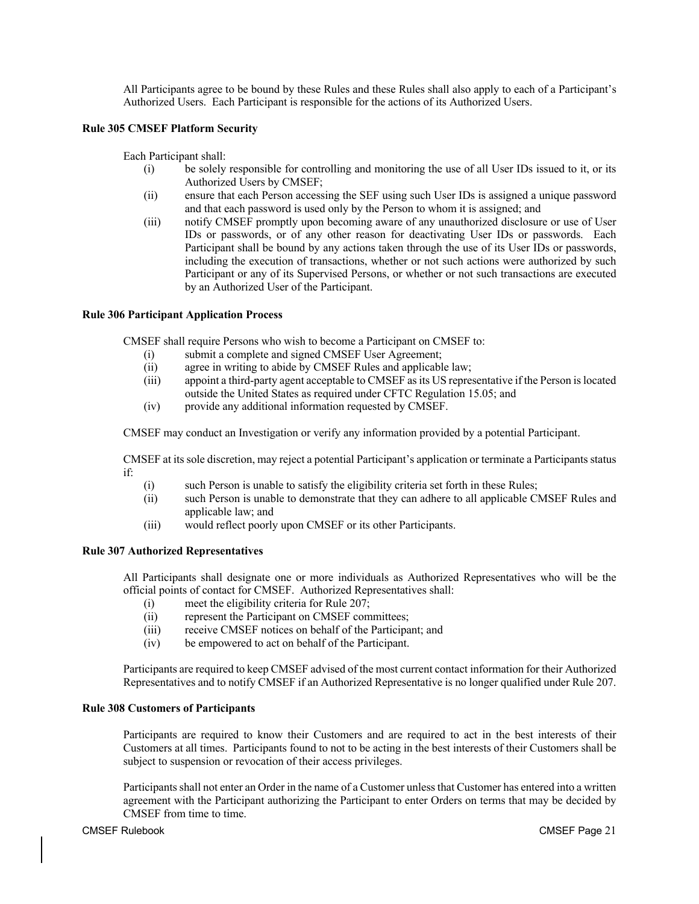All Participants agree to be bound by these Rules and these Rules shall also apply to each of a Participant's Authorized Users. Each Participant is responsible for the actions of its Authorized Users.

**Rule 305 CMSEF Platform Security**

Each Participant shall:

(i) be solely responsible for controlling and monitoring the use of all User IDs issued to it, or its Authorized Users by CMSEF;

(ii) ensure that each Person accessing the SEF using such User IDs is assigned a unique password and that each password is used only by the Person to whom it is assigned; and

(iii) notify CMSEF promptly upon becoming aware of any unauthorized disclosure or use of User IDs or passwords, or of any other reason for deactivating User IDs or passwords. Each Participant shall be bound by any actions taken through the use of its User IDs or passwords, including the execution of transactions, whether or not such actions were authorized by such Participant or any of its Supervised Persons, or whether or not such transactions are executed by an Authorized User of the Participant.

**Rule 306 Participant Application Process**

CMSEF shall require Persons who wish to become a Participant on CMSEF to:

(i) submit a complete and signed CMSEF User Agreement;

(ii) agree in writing to abide by CMSEF Rules and applicable law;

(iii) appoint a third-party agent acceptable to CMSEF as its US representative if the Person is located outside the United States as required under CFTC Regulation 15.05; and

(iv) provide any additional information requested by CMSEF.

CMSEF may conduct an Investigation or verify any information provided by a potential Participant.

CMSEF at its sole discretion, may reject a potential Participant's application or terminate a Participants status if:

(i) such Person is unable to satisfy the eligibility criteria set forth in these Rules;

(ii) such Person is unable to demonstrate that they can adhere to all applicable CMSEF Rules and applicable law; and

(iii) would reflect poorly upon CMSEF or its other Participants.

**Rule 307 Authorized Representatives**

All Participants shall designate one or more individuals as Authorized Representatives who will be the official points of contact for CMSEF. Authorized Representatives shall:

(i) meet the eligibility criteria for Rule 207;

(ii) represent the Participant on CMSEF committees;

(iii) receive CMSEF notices on behalf of the Participant; and

(iv) be empowered to act on behalf of the Participant.

Participants are required to keep CMSEF advised of the most current contact information for their Authorized Representatives and to notify CMSEF if an Authorized Representative is no longer qualified under Rule 207.

**Rule 308 Customers of Participants**

Participants are required to know their Customers and are required to act in the best interests of their Customers at all times. Participants found to not to be acting in the best interests of their Customers shall be subject to suspension or revocation of their access privileges.

Participants shall not enter an Order in the name of a Customer unless that Customer has entered into a written agreement with the Participant authorizing the Participant to enter Orders on terms that may be decided by CMSEF from time to time.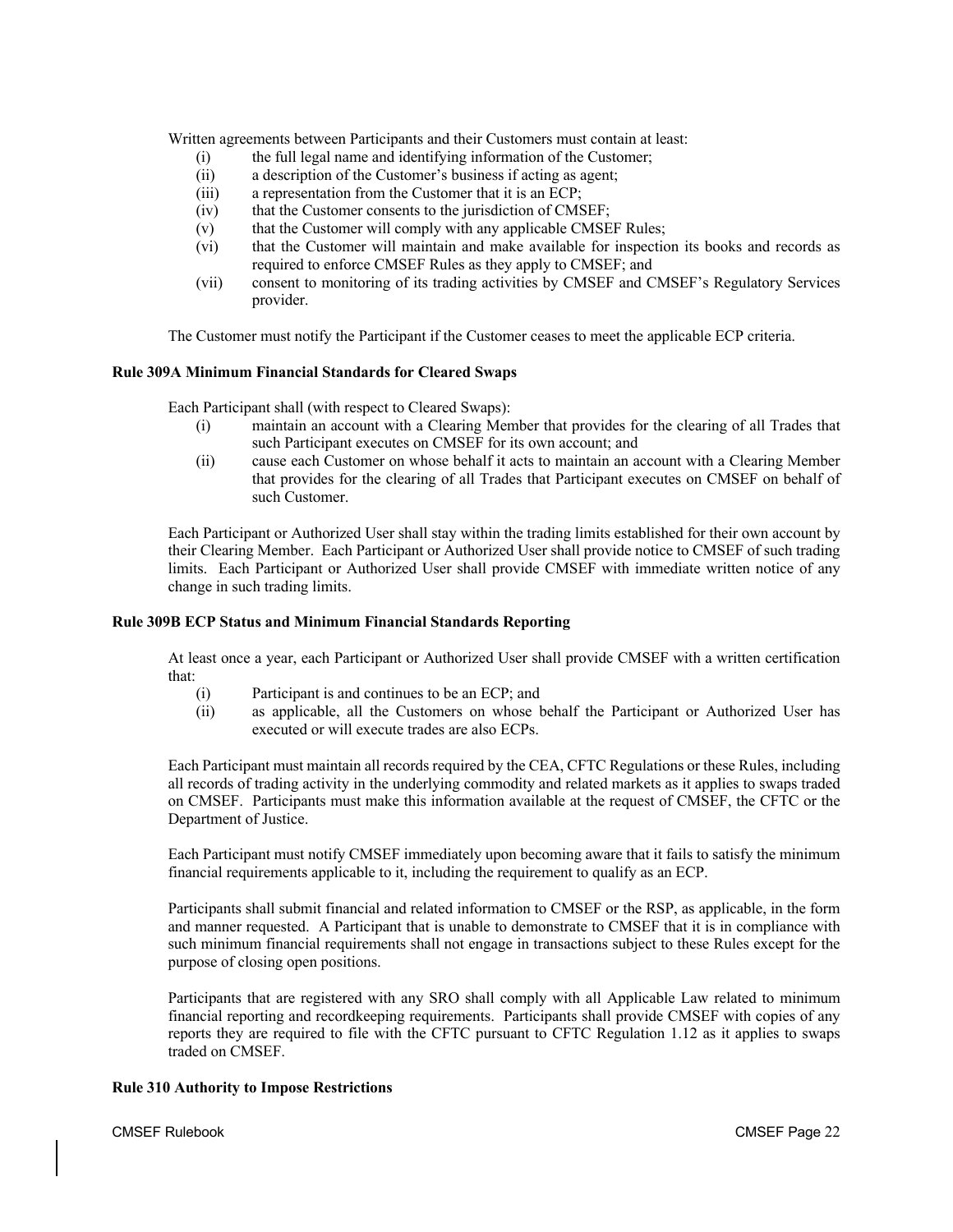Written agreements between Participants and their Customers must contain at least:

(i) the full legal name and identifying information of the Customer;
(ii) a description of the Customer's business if acting as agent;
(iii) a representation from the Customer that it is an ECP;
(iv) that the Customer consents to the jurisdiction of CMSEF;
(v) that the Customer will comply with any applicable CMSEF Rules;
(vi) that the Customer will maintain and make available for inspection its books and records as required to enforce CMSEF Rules as they apply to CMSEF; and
(vii) consent to monitoring of its trading activities by CMSEF and CMSEF's Regulatory Services provider.

The Customer must notify the Participant if the Customer ceases to meet the applicable ECP criteria.

**Rule 309A Minimum Financial Standards for Cleared Swaps**

Each Participant shall (with respect to Cleared Swaps):

(i) maintain an account with a Clearing Member that provides for the clearing of all Trades that such Participant executes on CMSEF for its own account; and
(ii) cause each Customer on whose behalf it acts to maintain an account with a Clearing Member that provides for the clearing of all Trades that Participant executes on CMSEF on behalf of such Customer.

Each Participant or Authorized User shall stay within the trading limits established for their own account by their Clearing Member. Each Participant or Authorized User shall provide notice to CMSEF of such trading limits. Each Participant or Authorized User shall provide CMSEF with immediate written notice of any change in such trading limits.

**Rule 309B ECP Status and Minimum Financial Standards Reporting**

At least once a year, each Participant or Authorized User shall provide CMSEF with a written certification that:

(i) Participant is and continues to be an ECP; and
(ii) as applicable, all the Customers on whose behalf the Participant or Authorized User has executed or will execute trades are also ECPs.

Each Participant must maintain all records required by the CEA, CFTC Regulations or these Rules, including all records of trading activity in the underlying commodity and related markets as it applies to swaps traded on CMSEF. Participants must make this information available at the request of CMSEF, the CFTC or the Department of Justice.

Each Participant must notify CMSEF immediately upon becoming aware that it fails to satisfy the minimum financial requirements applicable to it, including the requirement to qualify as an ECP.

Participants shall submit financial and related information to CMSEF or the RSP, as applicable, in the form and manner requested. A Participant that is unable to demonstrate to CMSEF that it is in compliance with such minimum financial requirements shall not engage in transactions subject to these Rules except for the purpose of closing open positions.

Participants that are registered with any SRO shall comply with all Applicable Law related to minimum financial reporting and recordkeeping requirements. Participants shall provide CMSEF with copies of any reports they are required to file with the CFTC pursuant to CFTC Regulation 1.12 as it applies to swaps traded on CMSEF.

**Rule 310 Authority to Impose Restrictions**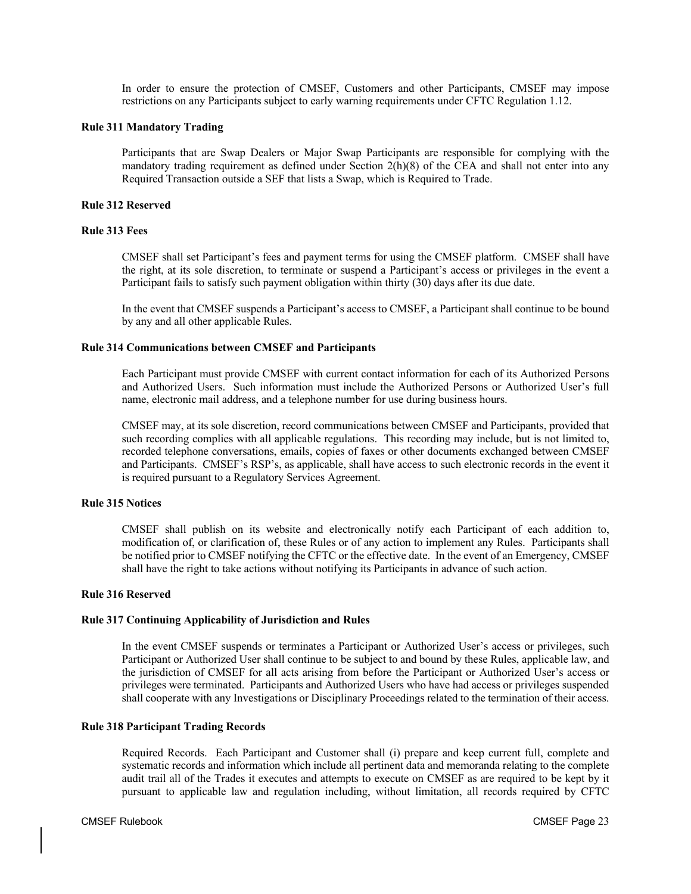In order to ensure the protection of CMSEF, Customers and other Participants, CMSEF may impose restrictions on any Participants subject to early warning requirements under CFTC Regulation 1.12.

**Rule 311 Mandatory Trading**

Participants that are Swap Dealers or Major Swap Participants are responsible for complying with the mandatory trading requirement as defined under Section 2(h)(8) of the CEA and shall not enter into any Required Transaction outside a SEF that lists a Swap, which is Required to Trade.

**Rule 312 Reserved**

**Rule 313 Fees**

CMSEF shall set Participant's fees and payment terms for using the CMSEF platform. CMSEF shall have the right, at its sole discretion, to terminate or suspend a Participant's access or privileges in the event a Participant fails to satisfy such payment obligation within thirty (30) days after its due date.

In the event that CMSEF suspends a Participant's access to CMSEF, a Participant shall continue to be bound by any and all other applicable Rules.

**Rule 314 Communications between CMSEF and Participants**

Each Participant must provide CMSEF with current contact information for each of its Authorized Persons and Authorized Users. Such information must include the Authorized Persons or Authorized User's full name, electronic mail address, and a telephone number for use during business hours.

CMSEF may, at its sole discretion, record communications between CMSEF and Participants, provided that such recording complies with all applicable regulations. This recording may include, but is not limited to, recorded telephone conversations, emails, copies of faxes or other documents exchanged between CMSEF and Participants. CMSEF's RSP's, as applicable, shall have access to such electronic records in the event it is required pursuant to a Regulatory Services Agreement.

**Rule 315 Notices**

CMSEF shall publish on its website and electronically notify each Participant of each addition to, modification of, or clarification of, these Rules or of any action to implement any Rules. Participants shall be notified prior to CMSEF notifying the CFTC or the effective date. In the event of an Emergency, CMSEF shall have the right to take actions without notifying its Participants in advance of such action.

**Rule 316 Reserved**

**Rule 317 Continuing Applicability of Jurisdiction and Rules**

In the event CMSEF suspends or terminates a Participant or Authorized User's access or privileges, such Participant or Authorized User shall continue to be subject to and bound by these Rules, applicable law, and the jurisdiction of CMSEF for all acts arising from before the Participant or Authorized User's access or privileges were terminated. Participants and Authorized Users who have had access or privileges suspended shall cooperate with any Investigations or Disciplinary Proceedings related to the termination of their access.

**Rule 318 Participant Trading Records**

Required Records. Each Participant and Customer shall (i) prepare and keep current full, complete and systematic records and information which include all pertinent data and memoranda relating to the complete audit trail all of the Trades it executes and attempts to execute on CMSEF as are required to be kept by it pursuant to applicable law and regulation including, without limitation, all records required by CFTC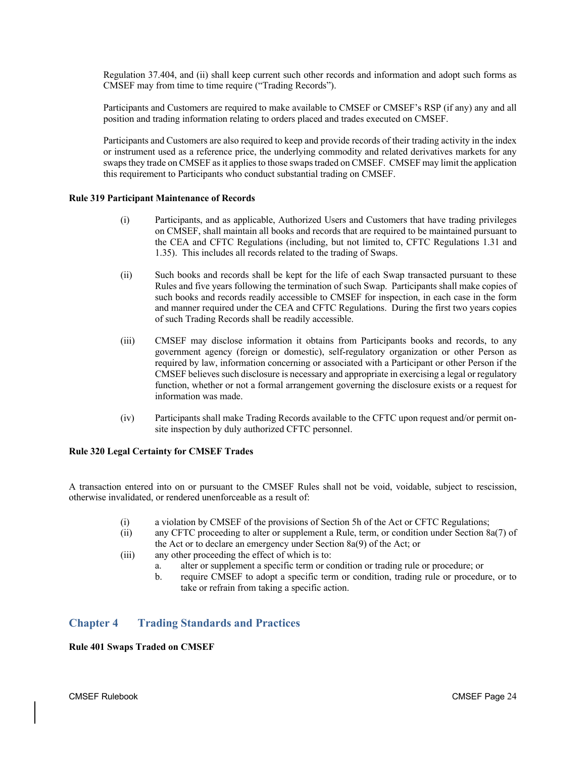Regulation 37.404, and (ii) shall keep current such other records and information and adopt such forms as CMSEF may from time to time require ("Trading Records").

Participants and Customers are required to make available to CMSEF or CMSEF's RSP (if any) any and all position and trading information relating to orders placed and trades executed on CMSEF.

Participants and Customers are also required to keep and provide records of their trading activity in the index or instrument used as a reference price, the underlying commodity and related derivatives markets for any swaps they trade on CMSEF as it applies to those swaps traded on CMSEF. CMSEF may limit the application this requirement to Participants who conduct substantial trading on CMSEF.

**Rule 319 Participant Maintenance of Records**

(i) Participants, and as applicable, Authorized Users and Customers that have trading privileges on CMSEF, shall maintain all books and records that are required to be maintained pursuant to the CEA and CFTC Regulations (including, but not limited to, CFTC Regulations 1.31 and 1.35). This includes all records related to the trading of Swaps.

(ii) Such books and records shall be kept for the life of each Swap transacted pursuant to these Rules and five years following the termination of such Swap. Participants shall make copies of such books and records readily accessible to CMSEF for inspection, in each case in the form and manner required under the CEA and CFTC Regulations. During the first two years copies of such Trading Records shall be readily accessible.

(iii) CMSEF may disclose information it obtains from Participants books and records, to any government agency (foreign or domestic), self-regulatory organization or other Person as required by law, information concerning or associated with a Participant or other Person if the CMSEF believes such disclosure is necessary and appropriate in exercising a legal or regulatory function, whether or not a formal arrangement governing the disclosure exists or a request for information was made.

(iv) Participants shall make Trading Records available to the CFTC upon request and/or permit on-site inspection by duly authorized CFTC personnel.

**Rule 320 Legal Certainty for CMSEF Trades**

A transaction entered into on or pursuant to the CMSEF Rules shall not be void, voidable, subject to rescission, otherwise invalidated, or rendered unenforceable as a result of:

(i) a violation by CMSEF of the provisions of Section 5h of the Act or CFTC Regulations;

(ii) any CFTC proceeding to alter or supplement a Rule, term, or condition under Section 8a(7) of the Act or to declare an emergency under Section 8a(9) of the Act; or

(iii) any other proceeding the effect of which is to:

  a. alter or supplement a specific term or condition or trading rule or procedure; or
  b. require CMSEF to adopt a specific term or condition, trading rule or procedure, or to take or refrain from taking a specific action.

## Chapter 4 Trading Standards and Practices

**Rule 401 Swaps Traded on CMSEF**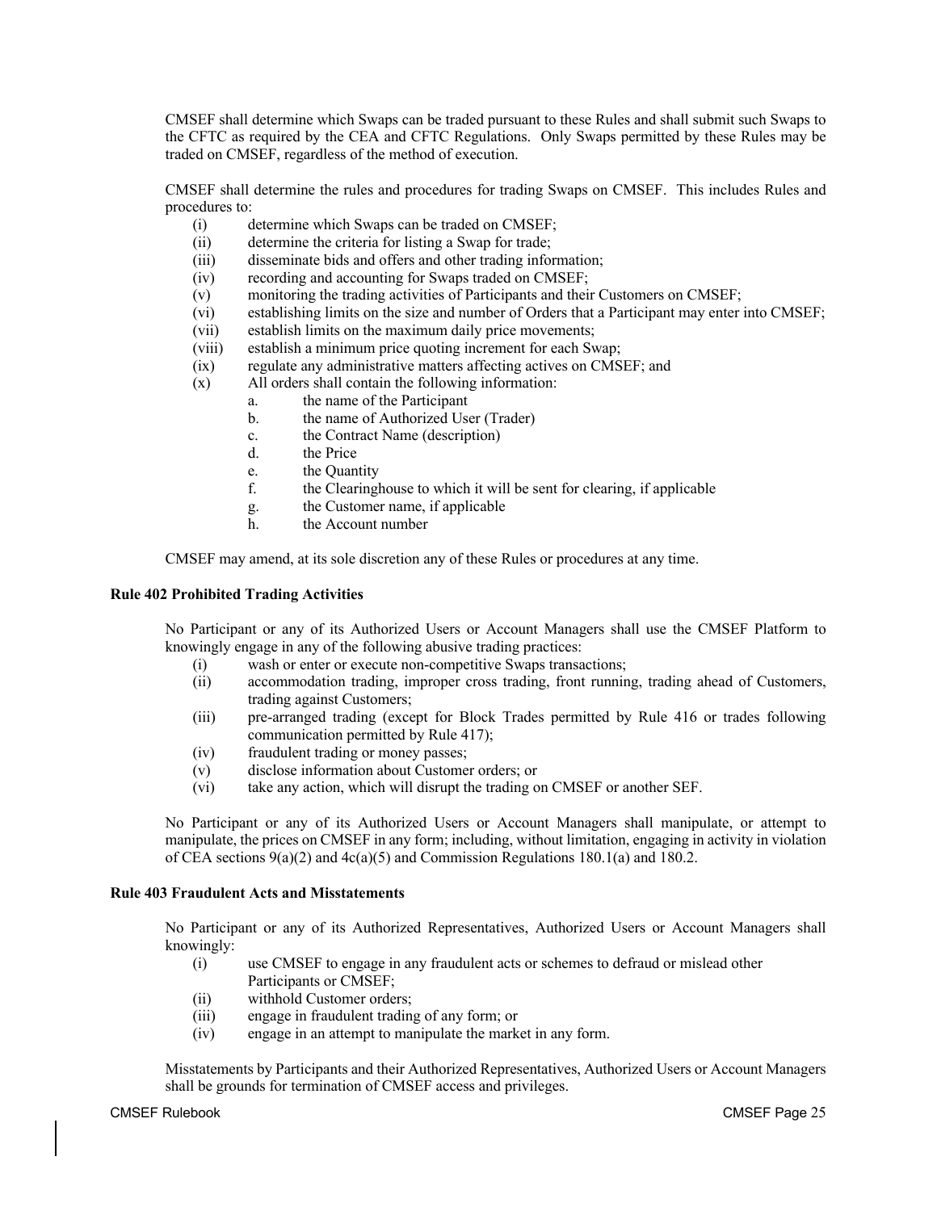CMSEF shall determine which Swaps can be traded pursuant to these Rules and shall submit such Swaps to the CFTC as required by the CEA and CFTC Regulations. Only Swaps permitted by these Rules may be traded on CMSEF, regardless of the method of execution.

CMSEF shall determine the rules and procedures for trading Swaps on CMSEF. This includes Rules and procedures to:

- (i) determine which Swaps can be traded on CMSEF;
- (ii) determine the criteria for listing a Swap for trade;
- (iii) disseminate bids and offers and other trading information;
- (iv) recording and accounting for Swaps traded on CMSEF;
- (v) monitoring the trading activities of Participants and their Customers on CMSEF;
- (vi) establishing limits on the size and number of Orders that a Participant may enter into CMSEF;
- (vii) establish limits on the maximum daily price movements;
- (viii) establish a minimum price quoting increment for each Swap;
- (ix) regulate any administrative matters affecting actives on CMSEF; and
- (x) All orders shall contain the following information:
  - a. the name of the Participant
  - b. the name of Authorized User (Trader)
  - c. the Contract Name (description)
  - d. the Price
  - e. the Quantity
  - f. the Clearinghouse to which it will be sent for clearing, if applicable
  - g. the Customer name, if applicable
  - h. the Account number

CMSEF may amend, at its sole discretion any of these Rules or procedures at any time.

**Rule 402 Prohibited Trading Activities**

No Participant or any of its Authorized Users or Account Managers shall use the CMSEF Platform to knowingly engage in any of the following abusive trading practices:

- (i) wash or enter or execute non-competitive Swaps transactions;
- (ii) accommodation trading, improper cross trading, front running, trading ahead of Customers, trading against Customers;
- (iii) pre-arranged trading (except for Block Trades permitted by Rule 416 or trades following communication permitted by Rule 417);
- (iv) fraudulent trading or money passes;
- (v) disclose information about Customer orders; or
- (vi) take any action, which will disrupt the trading on CMSEF or another SEF.

No Participant or any of its Authorized Users or Account Managers shall manipulate, or attempt to manipulate, the prices on CMSEF in any form; including, without limitation, engaging in activity in violation of CEA sections 9(a)(2) and 4c(a)(5) and Commission Regulations 180.1(a) and 180.2.

**Rule 403 Fraudulent Acts and Misstatements**

No Participant or any of its Authorized Representatives, Authorized Users or Account Managers shall knowingly:

- (i) use CMSEF to engage in any fraudulent acts or schemes to defraud or mislead other Participants or CMSEF;
- (ii) withhold Customer orders;
- (iii) engage in fraudulent trading of any form; or
- (iv) engage in an attempt to manipulate the market in any form.

Misstatements by Participants and their Authorized Representatives, Authorized Users or Account Managers shall be grounds for termination of CMSEF access and privileges.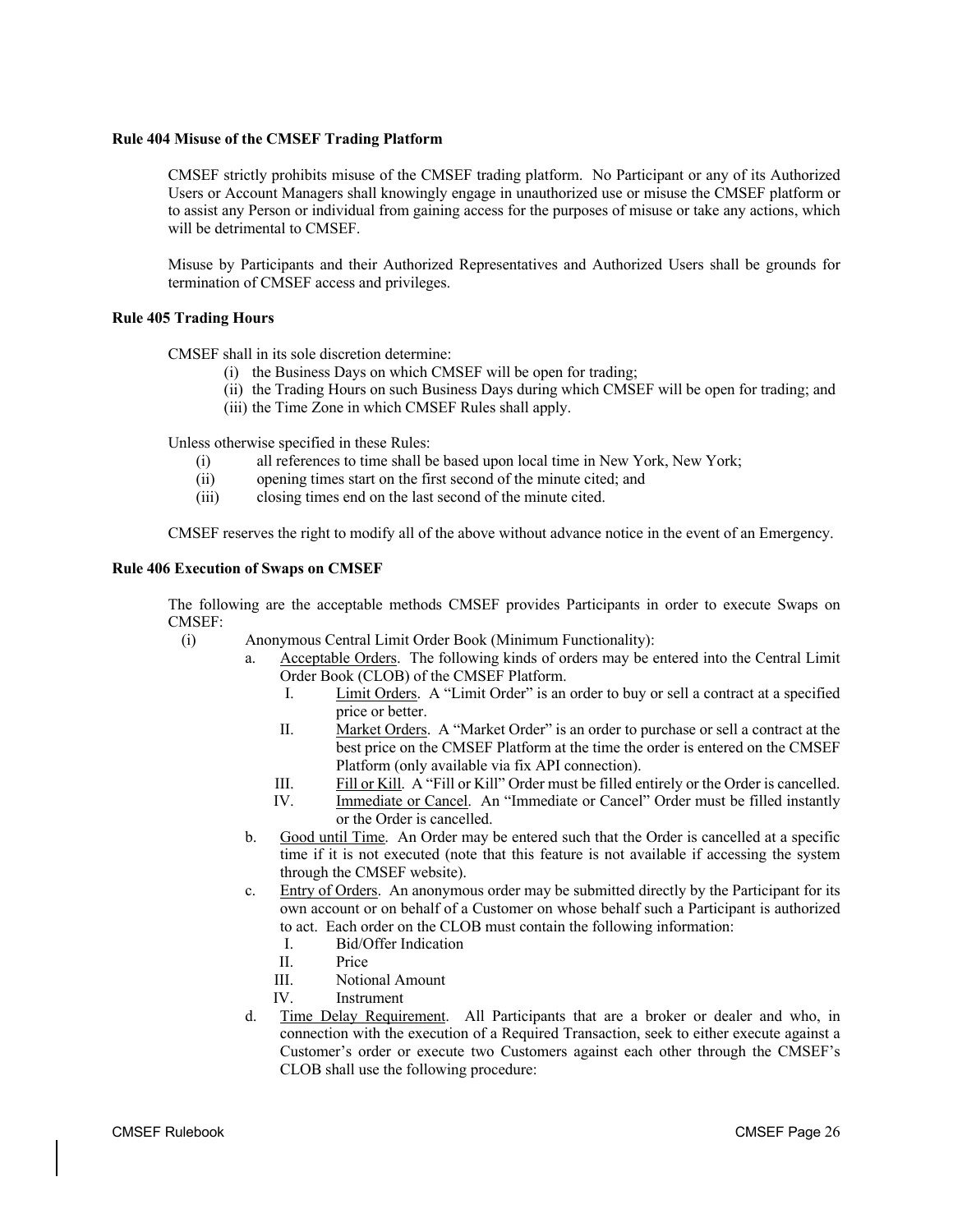**Rule 404 Misuse of the CMSEF Trading Platform**

CMSEF strictly prohibits misuse of the CMSEF trading platform. No Participant or any of its Authorized Users or Account Managers shall knowingly engage in unauthorized use or misuse the CMSEF platform or to assist any Person or individual from gaining access for the purposes of misuse or take any actions, which will be detrimental to CMSEF.

Misuse by Participants and their Authorized Representatives and Authorized Users shall be grounds for termination of CMSEF access and privileges.

**Rule 405 Trading Hours**

CMSEF shall in its sole discretion determine:

(i) the Business Days on which CMSEF will be open for trading;
(ii) the Trading Hours on such Business Days during which CMSEF will be open for trading; and
(iii) the Time Zone in which CMSEF Rules shall apply.

Unless otherwise specified in these Rules:

(i) all references to time shall be based upon local time in New York, New York;
(ii) opening times start on the first second of the minute cited; and
(iii) closing times end on the last second of the minute cited.

CMSEF reserves the right to modify all of the above without advance notice in the event of an Emergency.

**Rule 406 Execution of Swaps on CMSEF**

The following are the acceptable methods CMSEF provides Participants in order to execute Swaps on CMSEF:

(i) Anonymous Central Limit Order Book (Minimum Functionality):

a. Acceptable Orders. The following kinds of orders may be entered into the Central Limit Order Book (CLOB) of the CMSEF Platform.

I. Limit Orders. A "Limit Order" is an order to buy or sell a contract at a specified price or better.

II. Market Orders. A "Market Order" is an order to purchase or sell a contract at the best price on the CMSEF Platform at the time the order is entered on the CMSEF Platform (only available via fix API connection).

III. Fill or Kill. A "Fill or Kill" Order must be filled entirely or the Order is cancelled.

IV. Immediate or Cancel. An "Immediate or Cancel" Order must be filled instantly or the Order is cancelled.

b. Good until Time. An Order may be entered such that the Order is cancelled at a specific time if it is not executed (note that this feature is not available if accessing the system through the CMSEF website).

c. Entry of Orders. An anonymous order may be submitted directly by the Participant for its own account or on behalf of a Customer on whose behalf such a Participant is authorized to act. Each order on the CLOB must contain the following information:

I. Bid/Offer Indication
II. Price
III. Notional Amount
IV. Instrument

d. Time Delay Requirement. All Participants that are a broker or dealer and who, in connection with the execution of a Required Transaction, seek to either execute against a Customer's order or execute two Customers against each other through the CMSEF's CLOB shall use the following procedure: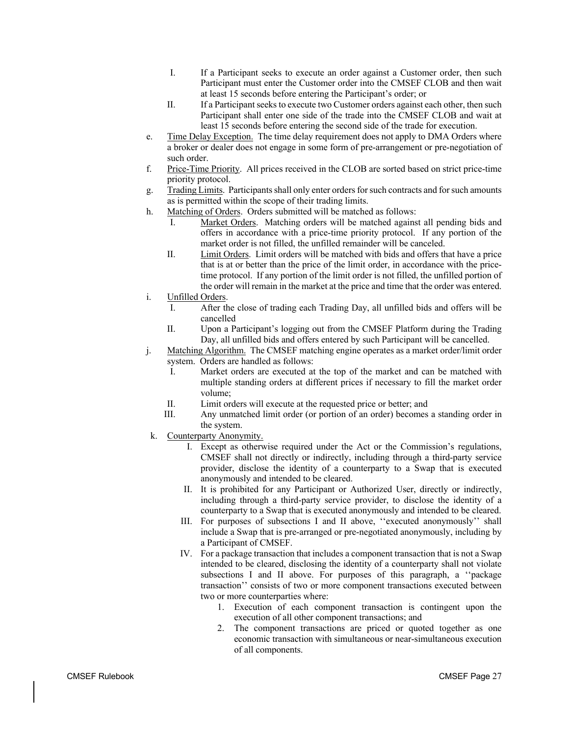I. If a Participant seeks to execute an order against a Customer order, then such Participant must enter the Customer order into the CMSEF CLOB and then wait at least 15 seconds before entering the Participant's order; or

II. If a Participant seeks to execute two Customer orders against each other, then such Participant shall enter one side of the trade into the CMSEF CLOB and wait at least 15 seconds before entering the second side of the trade for execution.

e. Time Delay Exception. The time delay requirement does not apply to DMA Orders where a broker or dealer does not engage in some form of pre-arrangement or pre-negotiation of such order.

f. Price-Time Priority. All prices received in the CLOB are sorted based on strict price-time priority protocol.

g. Trading Limits. Participants shall only enter orders for such contracts and for such amounts as is permitted within the scope of their trading limits.

h. Matching of Orders. Orders submitted will be matched as follows:

   I. Market Orders. Matching orders will be matched against all pending bids and offers in accordance with a price-time priority protocol. If any portion of the market order is not filled, the unfilled remainder will be canceled.

   II. Limit Orders. Limit orders will be matched with bids and offers that have a price that is at or better than the price of the limit order, in accordance with the price-time protocol. If any portion of the limit order is not filled, the unfilled portion of the order will remain in the market at the price and time that the order was entered.

i. Unfilled Orders.

   I. After the close of trading each Trading Day, all unfilled bids and offers will be cancelled

   II. Upon a Participant's logging out from the CMSEF Platform during the Trading Day, all unfilled bids and offers entered by such Participant will be cancelled.

j. Matching Algorithm. The CMSEF matching engine operates as a market order/limit order system. Orders are handled as follows:

   I. Market orders are executed at the top of the market and can be matched with multiple standing orders at different prices if necessary to fill the market order volume;

   II. Limit orders will execute at the requested price or better; and

   III. Any unmatched limit order (or portion of an order) becomes a standing order in the system.

k. Counterparty Anonymity.

   I. Except as otherwise required under the Act or the Commission's regulations, CMSEF shall not directly or indirectly, including through a third-party service provider, disclose the identity of a counterparty to a Swap that is executed anonymously and intended to be cleared.

   II. It is prohibited for any Participant or Authorized User, directly or indirectly, including through a third-party service provider, to disclose the identity of a counterparty to a Swap that is executed anonymously and intended to be cleared.

   III. For purposes of subsections I and II above, ''executed anonymously'' shall include a Swap that is pre-arranged or pre-negotiated anonymously, including by a Participant of CMSEF.

   IV. For a package transaction that includes a component transaction that is not a Swap intended to be cleared, disclosing the identity of a counterparty shall not violate subsections I and II above. For purposes of this paragraph, a ''package transaction'' consists of two or more component transactions executed between two or more counterparties where:

      1. Execution of each component transaction is contingent upon the execution of all other component transactions; and

      2. The component transactions are priced or quoted together as one economic transaction with simultaneous or near-simultaneous execution of all components.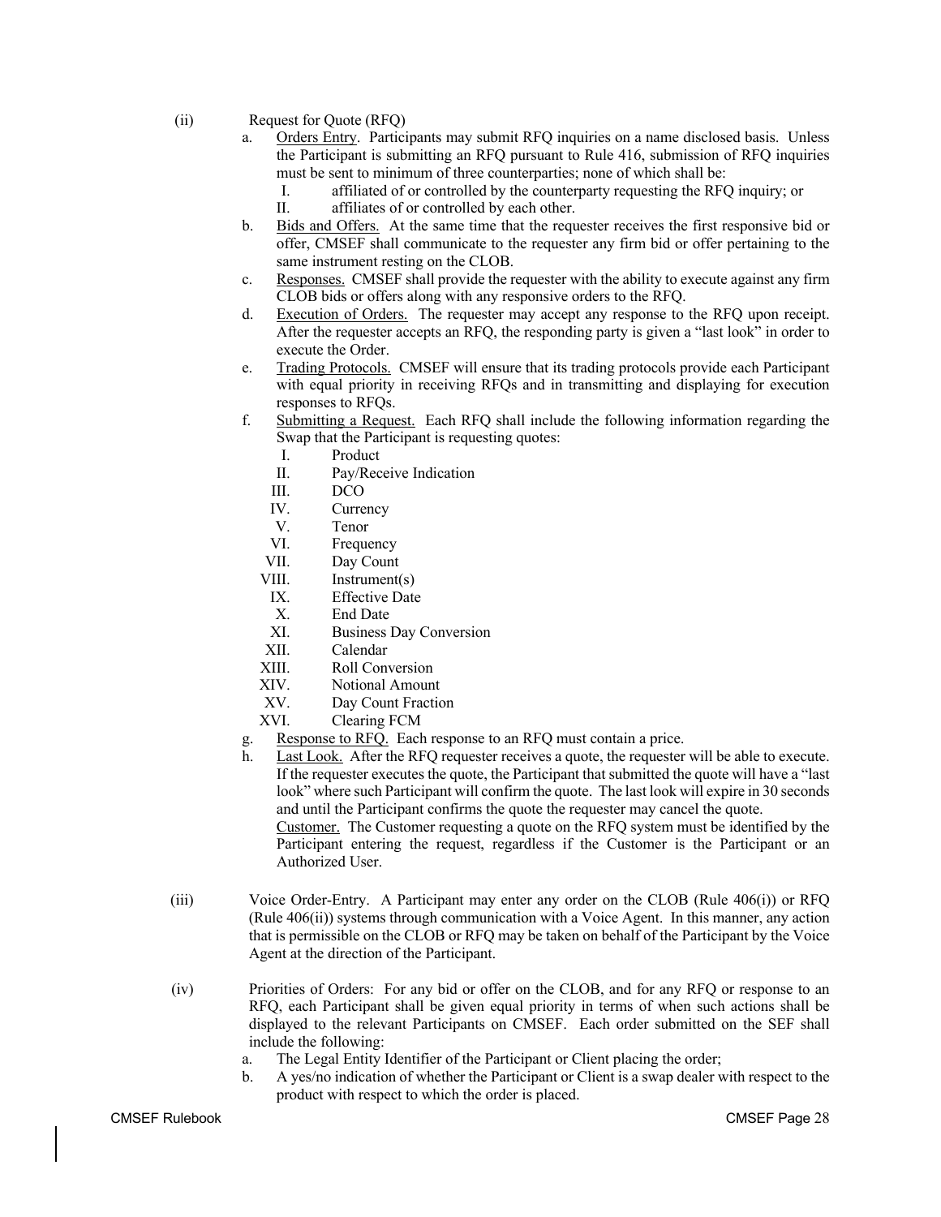(ii) Request for Quote (RFQ)

a. Orders Entry. Participants may submit RFQ inquiries on a name disclosed basis. Unless the Participant is submitting an RFQ pursuant to Rule 416, submission of RFQ inquiries must be sent to minimum of three counterparties; none of which shall be:
   I. affiliated of or controlled by the counterparty requesting the RFQ inquiry; or
   II. affiliates of or controlled by each other.

b. Bids and Offers. At the same time that the requester receives the first responsive bid or offer, CMSEF shall communicate to the requester any firm bid or offer pertaining to the same instrument resting on the CLOB.

c. Responses. CMSEF shall provide the requester with the ability to execute against any firm CLOB bids or offers along with any responsive orders to the RFQ.

d. Execution of Orders. The requester may accept any response to the RFQ upon receipt. After the requester accepts an RFQ, the responding party is given a "last look" in order to execute the Order.

e. Trading Protocols. CMSEF will ensure that its trading protocols provide each Participant with equal priority in receiving RFQs and in transmitting and displaying for execution responses to RFQs.

f. Submitting a Request. Each RFQ shall include the following information regarding the Swap that the Participant is requesting quotes:
   I. Product
   II. Pay/Receive Indication
   III. DCO
   IV. Currency
   V. Tenor
   VI. Frequency
   VII. Day Count
   VIII. Instrument(s)
   IX. Effective Date
   X. End Date
   XI. Business Day Conversion
   XII. Calendar
   XIII. Roll Conversion
   XIV. Notional Amount
   XV. Day Count Fraction
   XVI. Clearing FCM

g. Response to RFQ. Each response to an RFQ must contain a price.

h. Last Look. After the RFQ requester receives a quote, the requester will be able to execute. If the requester executes the quote, the Participant that submitted the quote will have a "last look" where such Participant will confirm the quote. The last look will expire in 30 seconds and until the Participant confirms the quote the requester may cancel the quote.
   Customer. The Customer requesting a quote on the RFQ system must be identified by the Participant entering the request, regardless if the Customer is the Participant or an Authorized User.

(iii) Voice Order-Entry. A Participant may enter any order on the CLOB (Rule 406(i)) or RFQ (Rule 406(ii)) systems through communication with a Voice Agent. In this manner, any action that is permissible on the CLOB or RFQ may be taken on behalf of the Participant by the Voice Agent at the direction of the Participant.

(iv) Priorities of Orders: For any bid or offer on the CLOB, and for any RFQ or response to an RFQ, each Participant shall be given equal priority in terms of when such actions shall be displayed to the relevant Participants on CMSEF. Each order submitted on the SEF shall include the following:

a. The Legal Entity Identifier of the Participant or Client placing the order;

b. A yes/no indication of whether the Participant or Client is a swap dealer with respect to the product with respect to which the order is placed.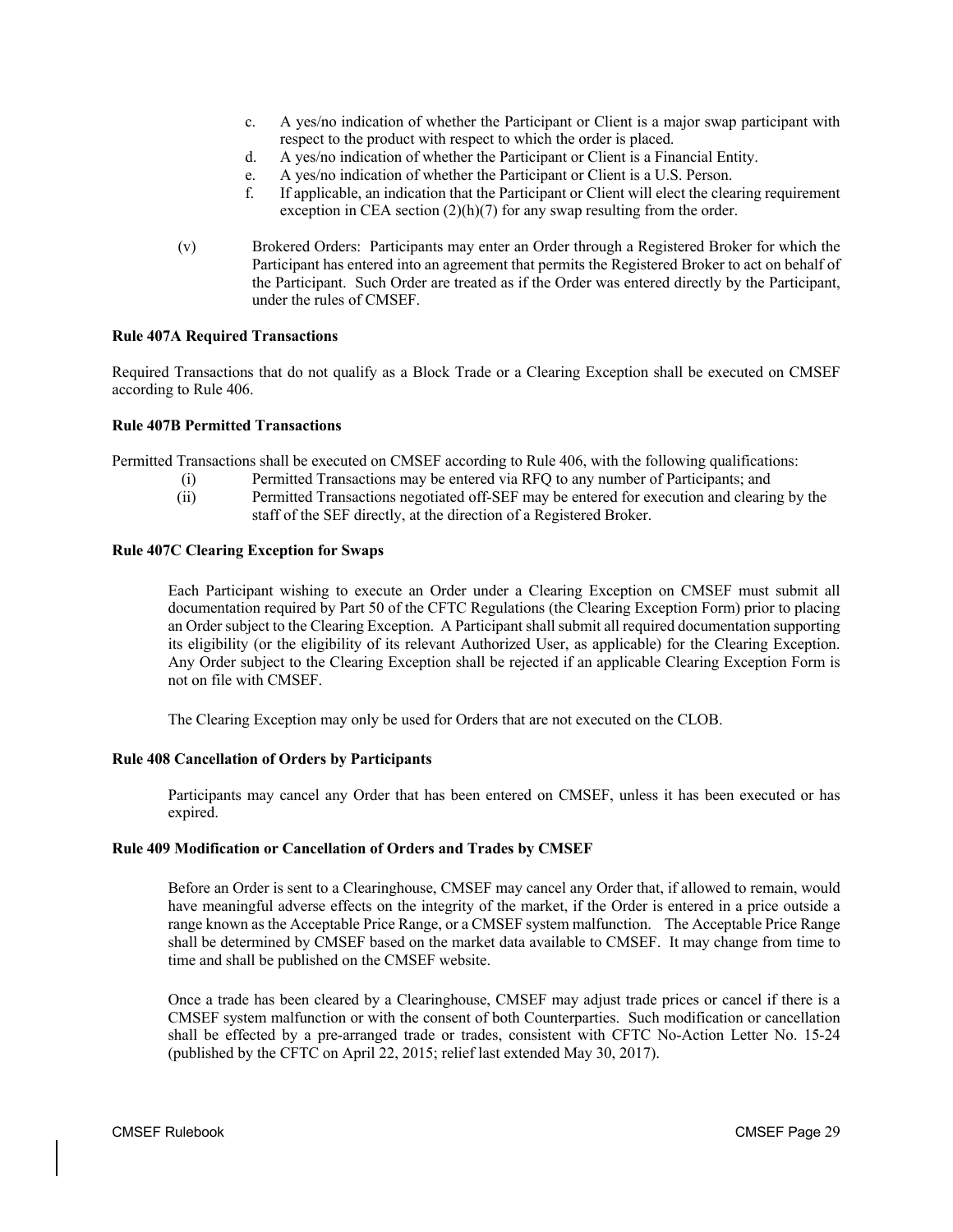c. A yes/no indication of whether the Participant or Client is a major swap participant with respect to the product with respect to which the order is placed.
d. A yes/no indication of whether the Participant or Client is a Financial Entity.
e. A yes/no indication of whether the Participant or Client is a U.S. Person.
f. If applicable, an indication that the Participant or Client will elect the clearing requirement exception in CEA section (2)(h)(7) for any swap resulting from the order.

(v) Brokered Orders: Participants may enter an Order through a Registered Broker for which the Participant has entered into an agreement that permits the Registered Broker to act on behalf of the Participant. Such Order are treated as if the Order was entered directly by the Participant, under the rules of CMSEF.

**Rule 407A Required Transactions**

Required Transactions that do not qualify as a Block Trade or a Clearing Exception shall be executed on CMSEF according to Rule 406.

**Rule 407B Permitted Transactions**

Permitted Transactions shall be executed on CMSEF according to Rule 406, with the following qualifications:

(i) Permitted Transactions may be entered via RFQ to any number of Participants; and

(ii) Permitted Transactions negotiated off-SEF may be entered for execution and clearing by the staff of the SEF directly, at the direction of a Registered Broker.

**Rule 407C Clearing Exception for Swaps**

Each Participant wishing to execute an Order under a Clearing Exception on CMSEF must submit all documentation required by Part 50 of the CFTC Regulations (the Clearing Exception Form) prior to placing an Order subject to the Clearing Exception. A Participant shall submit all required documentation supporting its eligibility (or the eligibility of its relevant Authorized User, as applicable) for the Clearing Exception. Any Order subject to the Clearing Exception shall be rejected if an applicable Clearing Exception Form is not on file with CMSEF.

The Clearing Exception may only be used for Orders that are not executed on the CLOB.

**Rule 408 Cancellation of Orders by Participants**

Participants may cancel any Order that has been entered on CMSEF, unless it has been executed or has expired.

**Rule 409 Modification or Cancellation of Orders and Trades by CMSEF**

Before an Order is sent to a Clearinghouse, CMSEF may cancel any Order that, if allowed to remain, would have meaningful adverse effects on the integrity of the market, if the Order is entered in a price outside a range known as the Acceptable Price Range, or a CMSEF system malfunction. The Acceptable Price Range shall be determined by CMSEF based on the market data available to CMSEF. It may change from time to time and shall be published on the CMSEF website.

Once a trade has been cleared by a Clearinghouse, CMSEF may adjust trade prices or cancel if there is a CMSEF system malfunction or with the consent of both Counterparties. Such modification or cancellation shall be effected by a pre-arranged trade or trades, consistent with CFTC No-Action Letter No. 15-24 (published by the CFTC on April 22, 2015; relief last extended May 30, 2017).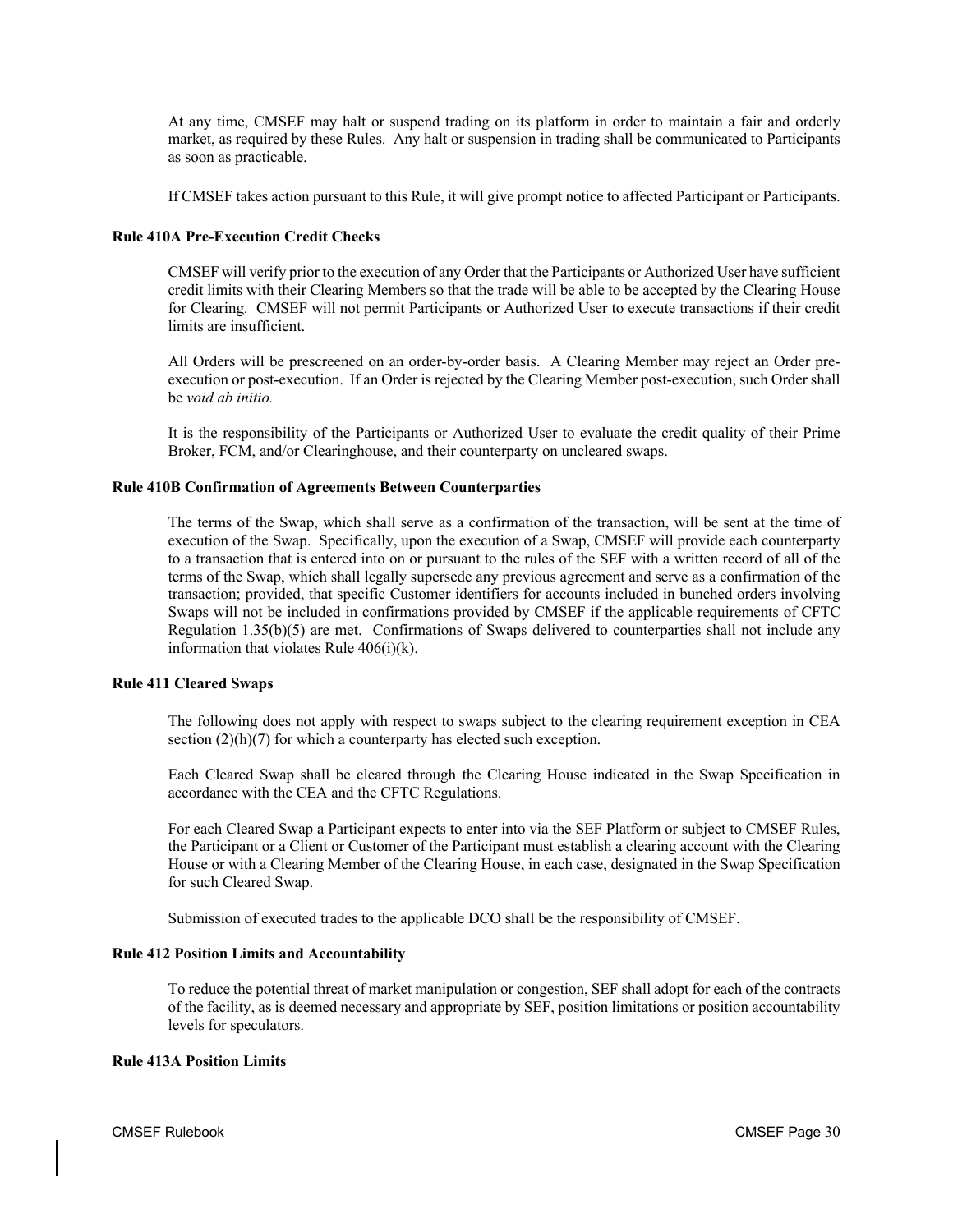At any time, CMSEF may halt or suspend trading on its platform in order to maintain a fair and orderly market, as required by these Rules. Any halt or suspension in trading shall be communicated to Participants as soon as practicable.

If CMSEF takes action pursuant to this Rule, it will give prompt notice to affected Participant or Participants.

### Rule 410A Pre-Execution Credit Checks

CMSEF will verify prior to the execution of any Order that the Participants or Authorized User have sufficient credit limits with their Clearing Members so that the trade will be able to be accepted by the Clearing House for Clearing. CMSEF will not permit Participants or Authorized User to execute transactions if their credit limits are insufficient.

All Orders will be prescreened on an order-by-order basis. A Clearing Member may reject an Order pre-execution or post-execution. If an Order is rejected by the Clearing Member post-execution, such Order shall be *void ab initio.*

It is the responsibility of the Participants or Authorized User to evaluate the credit quality of their Prime Broker, FCM, and/or Clearinghouse, and their counterparty on uncleared swaps.

### Rule 410B Confirmation of Agreements Between Counterparties

The terms of the Swap, which shall serve as a confirmation of the transaction, will be sent at the time of execution of the Swap. Specifically, upon the execution of a Swap, CMSEF will provide each counterparty to a transaction that is entered into on or pursuant to the rules of the SEF with a written record of all of the terms of the Swap, which shall legally supersede any previous agreement and serve as a confirmation of the transaction; provided, that specific Customer identifiers for accounts included in bunched orders involving Swaps will not be included in confirmations provided by CMSEF if the applicable requirements of CFTC Regulation 1.35(b)(5) are met. Confirmations of Swaps delivered to counterparties shall not include any information that violates Rule 406(i)(k).

### Rule 411 Cleared Swaps

The following does not apply with respect to swaps subject to the clearing requirement exception in CEA section (2)(h)(7) for which a counterparty has elected such exception.

Each Cleared Swap shall be cleared through the Clearing House indicated in the Swap Specification in accordance with the CEA and the CFTC Regulations.

For each Cleared Swap a Participant expects to enter into via the SEF Platform or subject to CMSEF Rules, the Participant or a Client or Customer of the Participant must establish a clearing account with the Clearing House or with a Clearing Member of the Clearing House, in each case, designated in the Swap Specification for such Cleared Swap.

Submission of executed trades to the applicable DCO shall be the responsibility of CMSEF.

### Rule 412 Position Limits and Accountability

To reduce the potential threat of market manipulation or congestion, SEF shall adopt for each of the contracts of the facility, as is deemed necessary and appropriate by SEF, position limitations or position accountability levels for speculators.

### Rule 413A Position Limits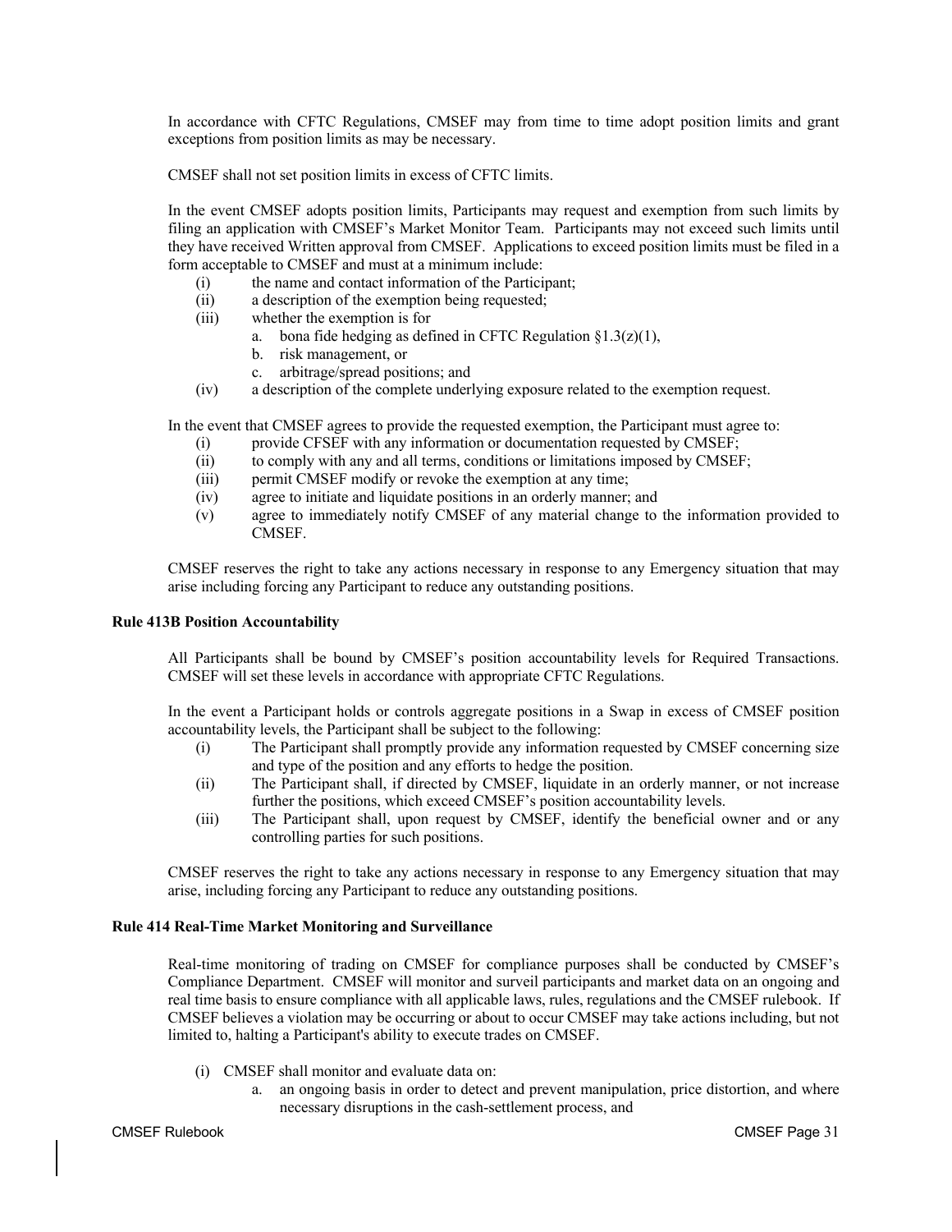In accordance with CFTC Regulations, CMSEF may from time to time adopt position limits and grant exceptions from position limits as may be necessary.

CMSEF shall not set position limits in excess of CFTC limits.

In the event CMSEF adopts position limits, Participants may request and exemption from such limits by filing an application with CMSEF's Market Monitor Team. Participants may not exceed such limits until they have received Written approval from CMSEF. Applications to exceed position limits must be filed in a form acceptable to CMSEF and must at a minimum include:

(i) the name and contact information of the Participant;
(ii) a description of the exemption being requested;
(iii) whether the exemption is for
  a. bona fide hedging as defined in CFTC Regulation §1.3(z)(1),
  b. risk management, or
  c. arbitrage/spread positions; and
(iv) a description of the complete underlying exposure related to the exemption request.

In the event that CMSEF agrees to provide the requested exemption, the Participant must agree to:

(i) provide CFSEF with any information or documentation requested by CMSEF;
(ii) to comply with any and all terms, conditions or limitations imposed by CMSEF;
(iii) permit CMSEF modify or revoke the exemption at any time;
(iv) agree to initiate and liquidate positions in an orderly manner; and
(v) agree to immediately notify CMSEF of any material change to the information provided to CMSEF.

CMSEF reserves the right to take any actions necessary in response to any Emergency situation that may arise including forcing any Participant to reduce any outstanding positions.

**Rule 413B Position Accountability**

All Participants shall be bound by CMSEF's position accountability levels for Required Transactions. CMSEF will set these levels in accordance with appropriate CFTC Regulations.

In the event a Participant holds or controls aggregate positions in a Swap in excess of CMSEF position accountability levels, the Participant shall be subject to the following:

(i) The Participant shall promptly provide any information requested by CMSEF concerning size and type of the position and any efforts to hedge the position.
(ii) The Participant shall, if directed by CMSEF, liquidate in an orderly manner, or not increase further the positions, which exceed CMSEF's position accountability levels.
(iii) The Participant shall, upon request by CMSEF, identify the beneficial owner and or any controlling parties for such positions.

CMSEF reserves the right to take any actions necessary in response to any Emergency situation that may arise, including forcing any Participant to reduce any outstanding positions.

**Rule 414 Real-Time Market Monitoring and Surveillance**

Real-time monitoring of trading on CMSEF for compliance purposes shall be conducted by CMSEF's Compliance Department. CMSEF will monitor and surveil participants and market data on an ongoing and real time basis to ensure compliance with all applicable laws, rules, regulations and the CMSEF rulebook. If CMSEF believes a violation may be occurring or about to occur CMSEF may take actions including, but not limited to, halting a Participant's ability to execute trades on CMSEF.

(i) CMSEF shall monitor and evaluate data on:
  a. an ongoing basis in order to detect and prevent manipulation, price distortion, and where necessary disruptions in the cash-settlement process, and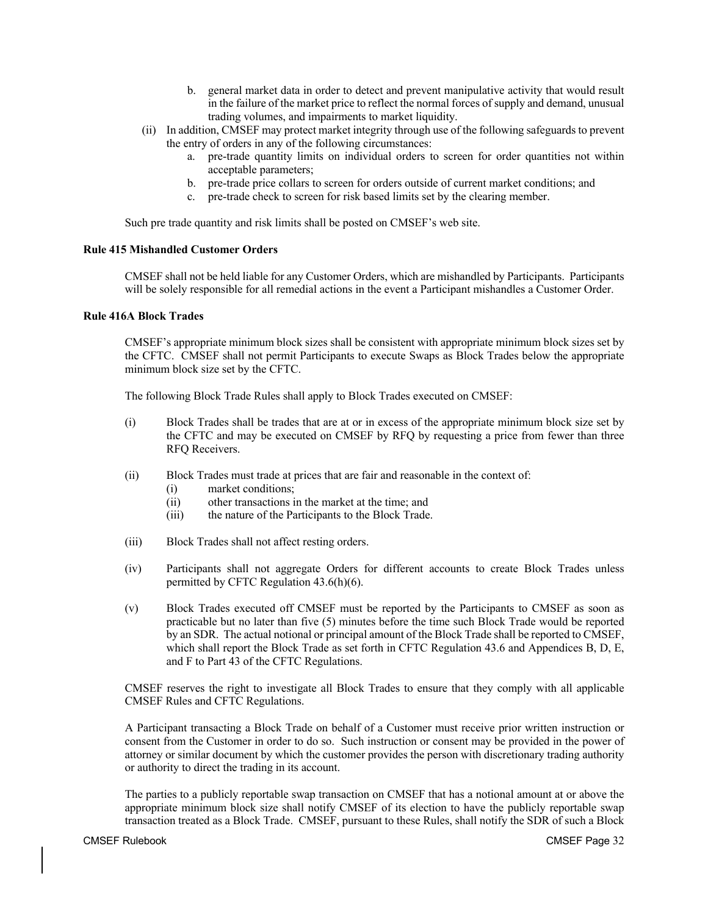b. general market data in order to detect and prevent manipulative activity that would result in the failure of the market price to reflect the normal forces of supply and demand, unusual trading volumes, and impairments to market liquidity.

(ii) In addition, CMSEF may protect market integrity through use of the following safeguards to prevent the entry of orders in any of the following circumstances:

a. pre-trade quantity limits on individual orders to screen for order quantities not within acceptable parameters;
b. pre-trade price collars to screen for orders outside of current market conditions; and
c. pre-trade check to screen for risk based limits set by the clearing member.

Such pre trade quantity and risk limits shall be posted on CMSEF's web site.

**Rule 415 Mishandled Customer Orders**

CMSEF shall not be held liable for any Customer Orders, which are mishandled by Participants. Participants will be solely responsible for all remedial actions in the event a Participant mishandles a Customer Order.

**Rule 416A Block Trades**

CMSEF's appropriate minimum block sizes shall be consistent with appropriate minimum block sizes set by the CFTC. CMSEF shall not permit Participants to execute Swaps as Block Trades below the appropriate minimum block size set by the CFTC.

The following Block Trade Rules shall apply to Block Trades executed on CMSEF:

(i) Block Trades shall be trades that are at or in excess of the appropriate minimum block size set by the CFTC and may be executed on CMSEF by RFQ by requesting a price from fewer than three RFQ Receivers.

(ii) Block Trades must trade at prices that are fair and reasonable in the context of:
   (i) market conditions;
   (ii) other transactions in the market at the time; and
   (iii) the nature of the Participants to the Block Trade.

(iii) Block Trades shall not affect resting orders.

(iv) Participants shall not aggregate Orders for different accounts to create Block Trades unless permitted by CFTC Regulation 43.6(h)(6).

(v) Block Trades executed off CMSEF must be reported by the Participants to CMSEF as soon as practicable but no later than five (5) minutes before the time such Block Trade would be reported by an SDR. The actual notional or principal amount of the Block Trade shall be reported to CMSEF, which shall report the Block Trade as set forth in CFTC Regulation 43.6 and Appendices B, D, E, and F to Part 43 of the CFTC Regulations.

CMSEF reserves the right to investigate all Block Trades to ensure that they comply with all applicable CMSEF Rules and CFTC Regulations.

A Participant transacting a Block Trade on behalf of a Customer must receive prior written instruction or consent from the Customer in order to do so. Such instruction or consent may be provided in the power of attorney or similar document by which the customer provides the person with discretionary trading authority or authority to direct the trading in its account.

The parties to a publicly reportable swap transaction on CMSEF that has a notional amount at or above the appropriate minimum block size shall notify CMSEF of its election to have the publicly reportable swap transaction treated as a Block Trade. CMSEF, pursuant to these Rules, shall notify the SDR of such a Block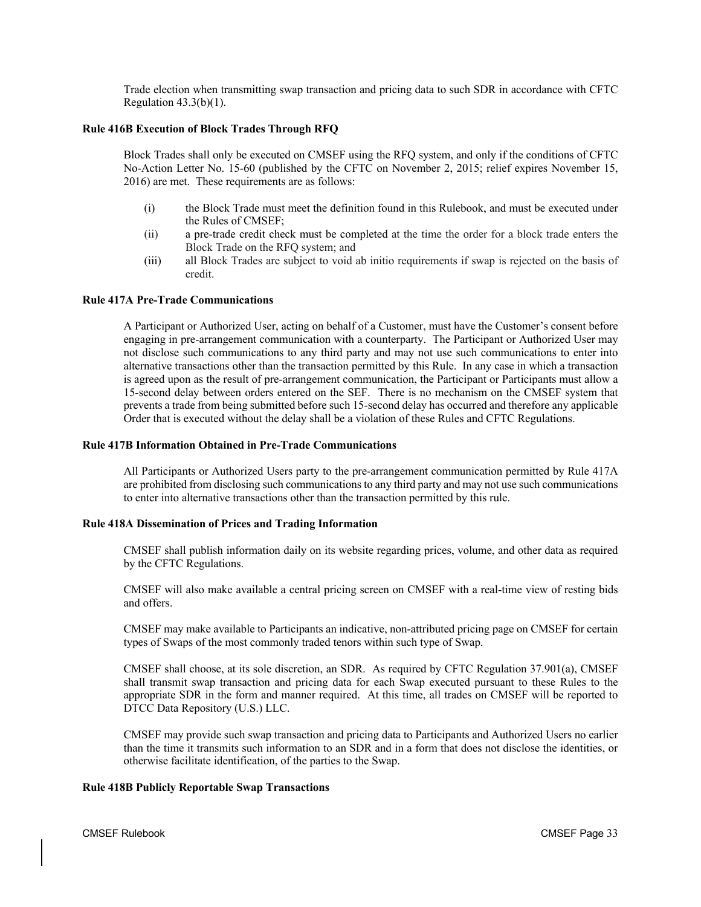Trade election when transmitting swap transaction and pricing data to such SDR in accordance with CFTC Regulation 43.3(b)(1).

### Rule 416B Execution of Block Trades Through RFQ

Block Trades shall only be executed on CMSEF using the RFQ system, and only if the conditions of CFTC No-Action Letter No. 15-60 (published by the CFTC on November 2, 2015; relief expires November 15, 2016) are met. These requirements are as follows:

(i) the Block Trade must meet the definition found in this Rulebook, and must be executed under the Rules of CMSEF;

(ii) a pre-trade credit check must be completed at the time the order for a block trade enters the Block Trade on the RFQ system; and

(iii) all Block Trades are subject to void ab initio requirements if swap is rejected on the basis of credit.

### Rule 417A Pre-Trade Communications

A Participant or Authorized User, acting on behalf of a Customer, must have the Customer's consent before engaging in pre-arrangement communication with a counterparty. The Participant or Authorized User may not disclose such communications to any third party and may not use such communications to enter into alternative transactions other than the transaction permitted by this Rule. In any case in which a transaction is agreed upon as the result of pre-arrangement communication, the Participant or Participants must allow a 15-second delay between orders entered on the SEF. There is no mechanism on the CMSEF system that prevents a trade from being submitted before such 15-second delay has occurred and therefore any applicable Order that is executed without the delay shall be a violation of these Rules and CFTC Regulations.

### Rule 417B Information Obtained in Pre-Trade Communications

All Participants or Authorized Users party to the pre-arrangement communication permitted by Rule 417A are prohibited from disclosing such communications to any third party and may not use such communications to enter into alternative transactions other than the transaction permitted by this rule.

### Rule 418A Dissemination of Prices and Trading Information

CMSEF shall publish information daily on its website regarding prices, volume, and other data as required by the CFTC Regulations.

CMSEF will also make available a central pricing screen on CMSEF with a real-time view of resting bids and offers.

CMSEF may make available to Participants an indicative, non-attributed pricing page on CMSEF for certain types of Swaps of the most commonly traded tenors within such type of Swap.

CMSEF shall choose, at its sole discretion, an SDR. As required by CFTC Regulation 37.901(a), CMSEF shall transmit swap transaction and pricing data for each Swap executed pursuant to these Rules to the appropriate SDR in the form and manner required. At this time, all trades on CMSEF will be reported to DTCC Data Repository (U.S.) LLC.

CMSEF may provide such swap transaction and pricing data to Participants and Authorized Users no earlier than the time it transmits such information to an SDR and in a form that does not disclose the identities, or otherwise facilitate identification, of the parties to the Swap.

### Rule 418B Publicly Reportable Swap Transactions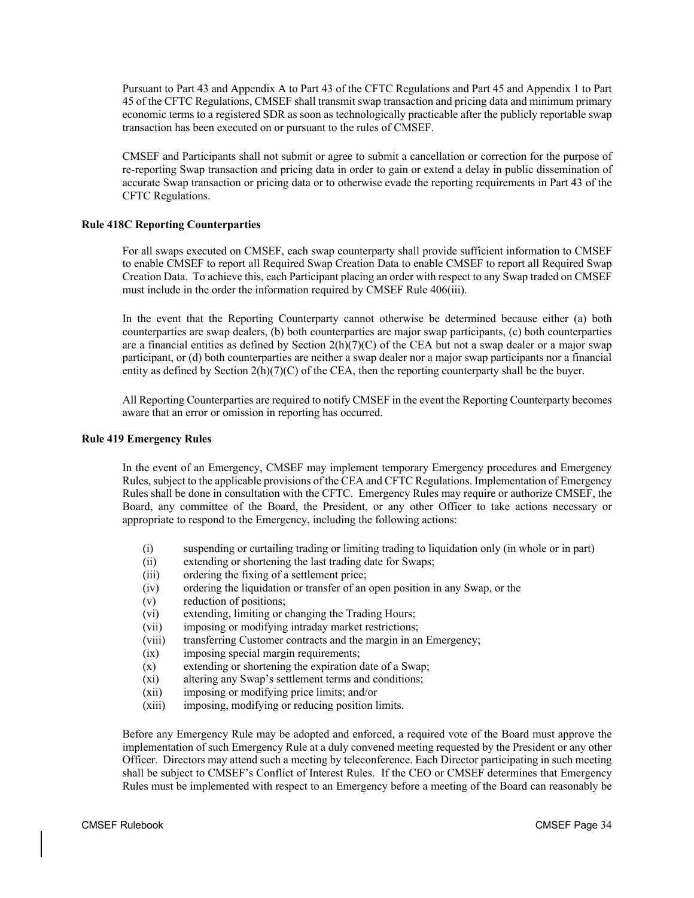Pursuant to Part 43 and Appendix A to Part 43 of the CFTC Regulations and Part 45 and Appendix 1 to Part 45 of the CFTC Regulations, CMSEF shall transmit swap transaction and pricing data and minimum primary economic terms to a registered SDR as soon as technologically practicable after the publicly reportable swap transaction has been executed on or pursuant to the rules of CMSEF.

CMSEF and Participants shall not submit or agree to submit a cancellation or correction for the purpose of re-reporting Swap transaction and pricing data in order to gain or extend a delay in public dissemination of accurate Swap transaction or pricing data or to otherwise evade the reporting requirements in Part 43 of the CFTC Regulations.

**Rule 418C Reporting Counterparties**

For all swaps executed on CMSEF, each swap counterparty shall provide sufficient information to CMSEF to enable CMSEF to report all Required Swap Creation Data to enable CMSEF to report all Required Swap Creation Data. To achieve this, each Participant placing an order with respect to any Swap traded on CMSEF must include in the order the information required by CMSEF Rule 406(iii).

In the event that the Reporting Counterparty cannot otherwise be determined because either (a) both counterparties are swap dealers, (b) both counterparties are major swap participants, (c) both counterparties are a financial entities as defined by Section 2(h)(7)(C) of the CEA but not a swap dealer or a major swap participant, or (d) both counterparties are neither a swap dealer nor a major swap participants nor a financial entity as defined by Section 2(h)(7)(C) of the CEA, then the reporting counterparty shall be the buyer.

All Reporting Counterparties are required to notify CMSEF in the event the Reporting Counterparty becomes aware that an error or omission in reporting has occurred.

**Rule 419 Emergency Rules**

In the event of an Emergency, CMSEF may implement temporary Emergency procedures and Emergency Rules, subject to the applicable provisions of the CEA and CFTC Regulations. Implementation of Emergency Rules shall be done in consultation with the CFTC. Emergency Rules may require or authorize CMSEF, the Board, any committee of the Board, the President, or any other Officer to take actions necessary or appropriate to respond to the Emergency, including the following actions:

- (i) suspending or curtailing trading or limiting trading to liquidation only (in whole or in part)
- (ii) extending or shortening the last trading date for Swaps;
- (iii) ordering the fixing of a settlement price;
- (iv) ordering the liquidation or transfer of an open position in any Swap, or the
- (v) reduction of positions;
- (vi) extending, limiting or changing the Trading Hours;
- (vii) imposing or modifying intraday market restrictions;
- (viii) transferring Customer contracts and the margin in an Emergency;
- (ix) imposing special margin requirements;
- (x) extending or shortening the expiration date of a Swap;
- (xi) altering any Swap's settlement terms and conditions;
- (xii) imposing or modifying price limits; and/or
- (xiii) imposing, modifying or reducing position limits.

Before any Emergency Rule may be adopted and enforced, a required vote of the Board must approve the implementation of such Emergency Rule at a duly convened meeting requested by the President or any other Officer. Directors may attend such a meeting by teleconference. Each Director participating in such meeting shall be subject to CMSEF's Conflict of Interest Rules. If the CEO or CMSEF determines that Emergency Rules must be implemented with respect to an Emergency before a meeting of the Board can reasonably be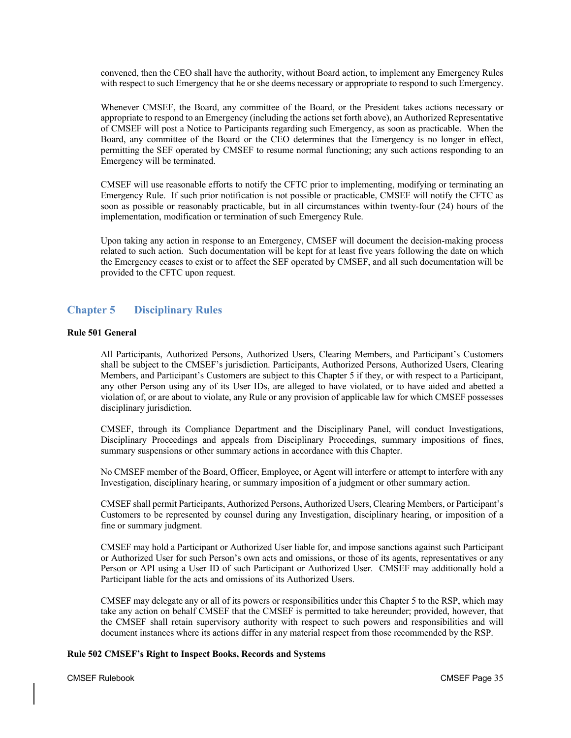convened, then the CEO shall have the authority, without Board action, to implement any Emergency Rules with respect to such Emergency that he or she deems necessary or appropriate to respond to such Emergency.

Whenever CMSEF, the Board, any committee of the Board, or the President takes actions necessary or appropriate to respond to an Emergency (including the actions set forth above), an Authorized Representative of CMSEF will post a Notice to Participants regarding such Emergency, as soon as practicable. When the Board, any committee of the Board or the CEO determines that the Emergency is no longer in effect, permitting the SEF operated by CMSEF to resume normal functioning; any such actions responding to an Emergency will be terminated.

CMSEF will use reasonable efforts to notify the CFTC prior to implementing, modifying or terminating an Emergency Rule. If such prior notification is not possible or practicable, CMSEF will notify the CFTC as soon as possible or reasonably practicable, but in all circumstances within twenty-four (24) hours of the implementation, modification or termination of such Emergency Rule.

Upon taking any action in response to an Emergency, CMSEF will document the decision-making process related to such action. Such documentation will be kept for at least five years following the date on which the Emergency ceases to exist or to affect the SEF operated by CMSEF, and all such documentation will be provided to the CFTC upon request.

## Chapter 5 Disciplinary Rules

**Rule 501 General**

All Participants, Authorized Persons, Authorized Users, Clearing Members, and Participant's Customers shall be subject to the CMSEF's jurisdiction. Participants, Authorized Persons, Authorized Users, Clearing Members, and Participant's Customers are subject to this Chapter 5 if they, or with respect to a Participant, any other Person using any of its User IDs, are alleged to have violated, or to have aided and abetted a violation of, or are about to violate, any Rule or any provision of applicable law for which CMSEF possesses disciplinary jurisdiction.

CMSEF, through its Compliance Department and the Disciplinary Panel, will conduct Investigations, Disciplinary Proceedings and appeals from Disciplinary Proceedings, summary impositions of fines, summary suspensions or other summary actions in accordance with this Chapter.

No CMSEF member of the Board, Officer, Employee, or Agent will interfere or attempt to interfere with any Investigation, disciplinary hearing, or summary imposition of a judgment or other summary action.

CMSEF shall permit Participants, Authorized Persons, Authorized Users, Clearing Members, or Participant's Customers to be represented by counsel during any Investigation, disciplinary hearing, or imposition of a fine or summary judgment.

CMSEF may hold a Participant or Authorized User liable for, and impose sanctions against such Participant or Authorized User for such Person's own acts and omissions, or those of its agents, representatives or any Person or API using a User ID of such Participant or Authorized User. CMSEF may additionally hold a Participant liable for the acts and omissions of its Authorized Users.

CMSEF may delegate any or all of its powers or responsibilities under this Chapter 5 to the RSP, which may take any action on behalf CMSEF that the CMSEF is permitted to take hereunder; provided, however, that the CMSEF shall retain supervisory authority with respect to such powers and responsibilities and will document instances where its actions differ in any material respect from those recommended by the RSP.

**Rule 502 CMSEF's Right to Inspect Books, Records and Systems**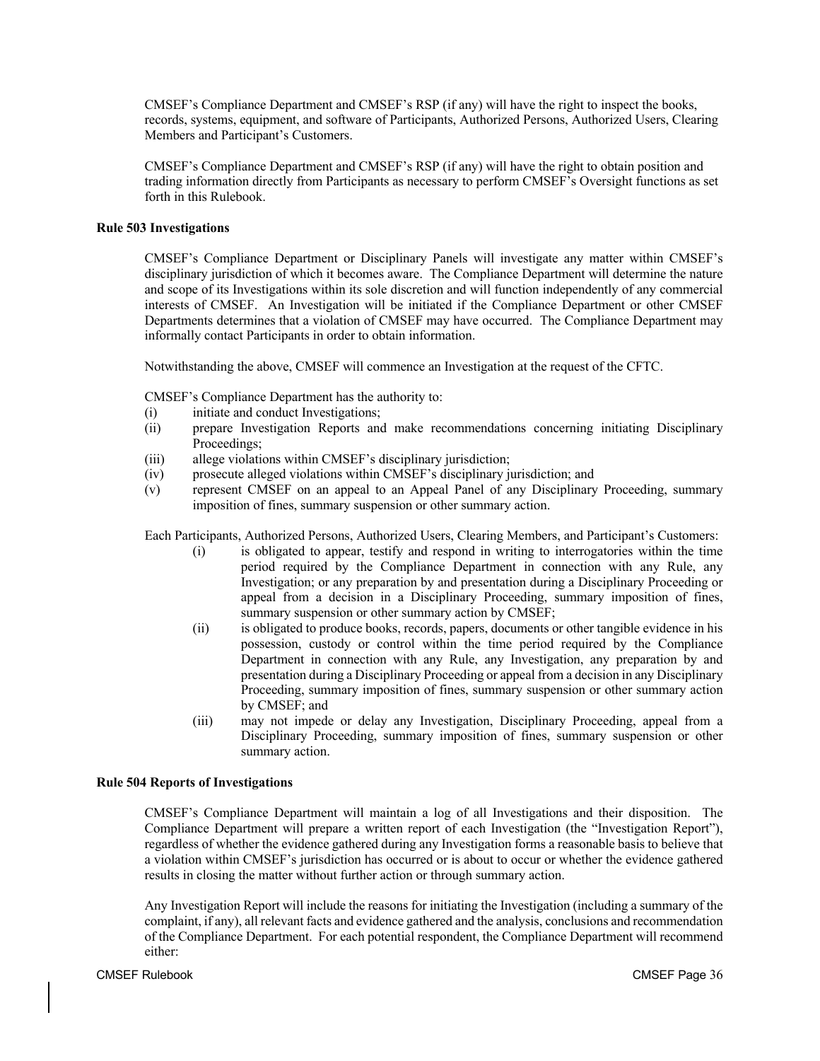CMSEF's Compliance Department and CMSEF's RSP (if any) will have the right to inspect the books, records, systems, equipment, and software of Participants, Authorized Persons, Authorized Users, Clearing Members and Participant's Customers.

CMSEF's Compliance Department and CMSEF's RSP (if any) will have the right to obtain position and trading information directly from Participants as necessary to perform CMSEF's Oversight functions as set forth in this Rulebook.

**Rule 503 Investigations**

CMSEF's Compliance Department or Disciplinary Panels will investigate any matter within CMSEF's disciplinary jurisdiction of which it becomes aware. The Compliance Department will determine the nature and scope of its Investigations within its sole discretion and will function independently of any commercial interests of CMSEF. An Investigation will be initiated if the Compliance Department or other CMSEF Departments determines that a violation of CMSEF may have occurred. The Compliance Department may informally contact Participants in order to obtain information.

Notwithstanding the above, CMSEF will commence an Investigation at the request of the CFTC.

CMSEF's Compliance Department has the authority to:

(i) initiate and conduct Investigations;
(ii) prepare Investigation Reports and make recommendations concerning initiating Disciplinary Proceedings;
(iii) allege violations within CMSEF's disciplinary jurisdiction;
(iv) prosecute alleged violations within CMSEF's disciplinary jurisdiction; and
(v) represent CMSEF on an appeal to an Appeal Panel of any Disciplinary Proceeding, summary imposition of fines, summary suspension or other summary action.

Each Participants, Authorized Persons, Authorized Users, Clearing Members, and Participant's Customers:

(i) is obligated to appear, testify and respond in writing to interrogatories within the time period required by the Compliance Department in connection with any Rule, any Investigation; or any preparation by and presentation during a Disciplinary Proceeding or appeal from a decision in a Disciplinary Proceeding, summary imposition of fines, summary suspension or other summary action by CMSEF;
(ii) is obligated to produce books, records, papers, documents or other tangible evidence in his possession, custody or control within the time period required by the Compliance Department in connection with any Rule, any Investigation, any preparation by and presentation during a Disciplinary Proceeding or appeal from a decision in any Disciplinary Proceeding, summary imposition of fines, summary suspension or other summary action by CMSEF; and
(iii) may not impede or delay any Investigation, Disciplinary Proceeding, appeal from a Disciplinary Proceeding, summary imposition of fines, summary suspension or other summary action.

**Rule 504 Reports of Investigations**

CMSEF's Compliance Department will maintain a log of all Investigations and their disposition. The Compliance Department will prepare a written report of each Investigation (the "Investigation Report"), regardless of whether the evidence gathered during any Investigation forms a reasonable basis to believe that a violation within CMSEF's jurisdiction has occurred or is about to occur or whether the evidence gathered results in closing the matter without further action or through summary action.

Any Investigation Report will include the reasons for initiating the Investigation (including a summary of the complaint, if any), all relevant facts and evidence gathered and the analysis, conclusions and recommendation of the Compliance Department. For each potential respondent, the Compliance Department will recommend either: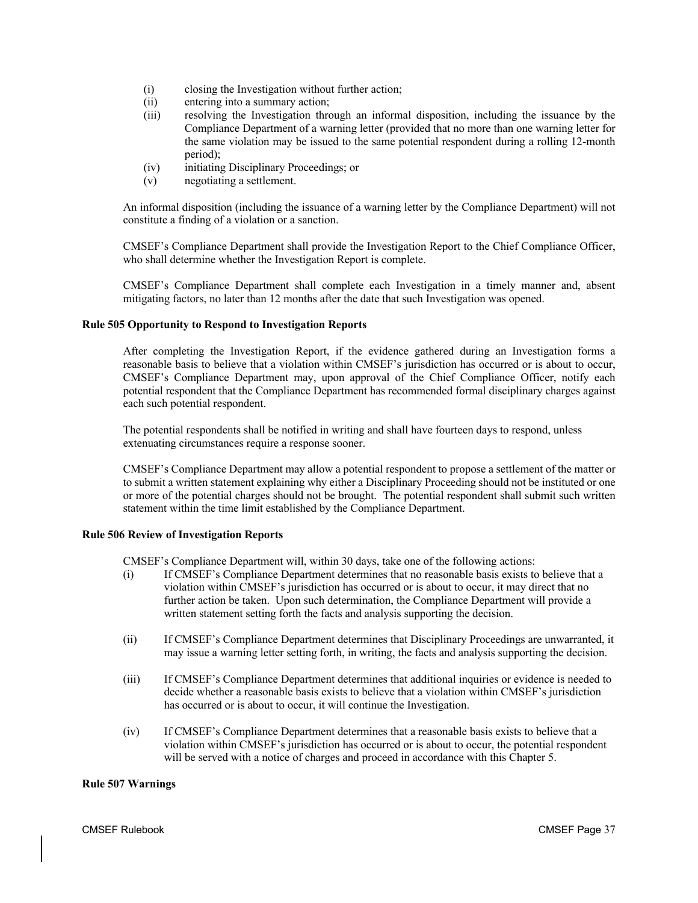(i) closing the Investigation without further action;
(ii) entering into a summary action;
(iii) resolving the Investigation through an informal disposition, including the issuance by the Compliance Department of a warning letter (provided that no more than one warning letter for the same violation may be issued to the same potential respondent during a rolling 12-month period);
(iv) initiating Disciplinary Proceedings; or
(v) negotiating a settlement.

An informal disposition (including the issuance of a warning letter by the Compliance Department) will not constitute a finding of a violation or a sanction.

CMSEF's Compliance Department shall provide the Investigation Report to the Chief Compliance Officer, who shall determine whether the Investigation Report is complete.

CMSEF's Compliance Department shall complete each Investigation in a timely manner and, absent mitigating factors, no later than 12 months after the date that such Investigation was opened.

**Rule 505 Opportunity to Respond to Investigation Reports**

After completing the Investigation Report, if the evidence gathered during an Investigation forms a reasonable basis to believe that a violation within CMSEF's jurisdiction has occurred or is about to occur, CMSEF's Compliance Department may, upon approval of the Chief Compliance Officer, notify each potential respondent that the Compliance Department has recommended formal disciplinary charges against each such potential respondent.

The potential respondents shall be notified in writing and shall have fourteen days to respond, unless extenuating circumstances require a response sooner.

CMSEF's Compliance Department may allow a potential respondent to propose a settlement of the matter or to submit a written statement explaining why either a Disciplinary Proceeding should not be instituted or one or more of the potential charges should not be brought. The potential respondent shall submit such written statement within the time limit established by the Compliance Department.

**Rule 506 Review of Investigation Reports**

CMSEF's Compliance Department will, within 30 days, take one of the following actions:

(i) If CMSEF's Compliance Department determines that no reasonable basis exists to believe that a violation within CMSEF's jurisdiction has occurred or is about to occur, it may direct that no further action be taken. Upon such determination, the Compliance Department will provide a written statement setting forth the facts and analysis supporting the decision.

(ii) If CMSEF's Compliance Department determines that Disciplinary Proceedings are unwarranted, it may issue a warning letter setting forth, in writing, the facts and analysis supporting the decision.

(iii) If CMSEF's Compliance Department determines that additional inquiries or evidence is needed to decide whether a reasonable basis exists to believe that a violation within CMSEF's jurisdiction has occurred or is about to occur, it will continue the Investigation.

(iv) If CMSEF's Compliance Department determines that a reasonable basis exists to believe that a violation within CMSEF's jurisdiction has occurred or is about to occur, the potential respondent will be served with a notice of charges and proceed in accordance with this Chapter 5.

**Rule 507 Warnings**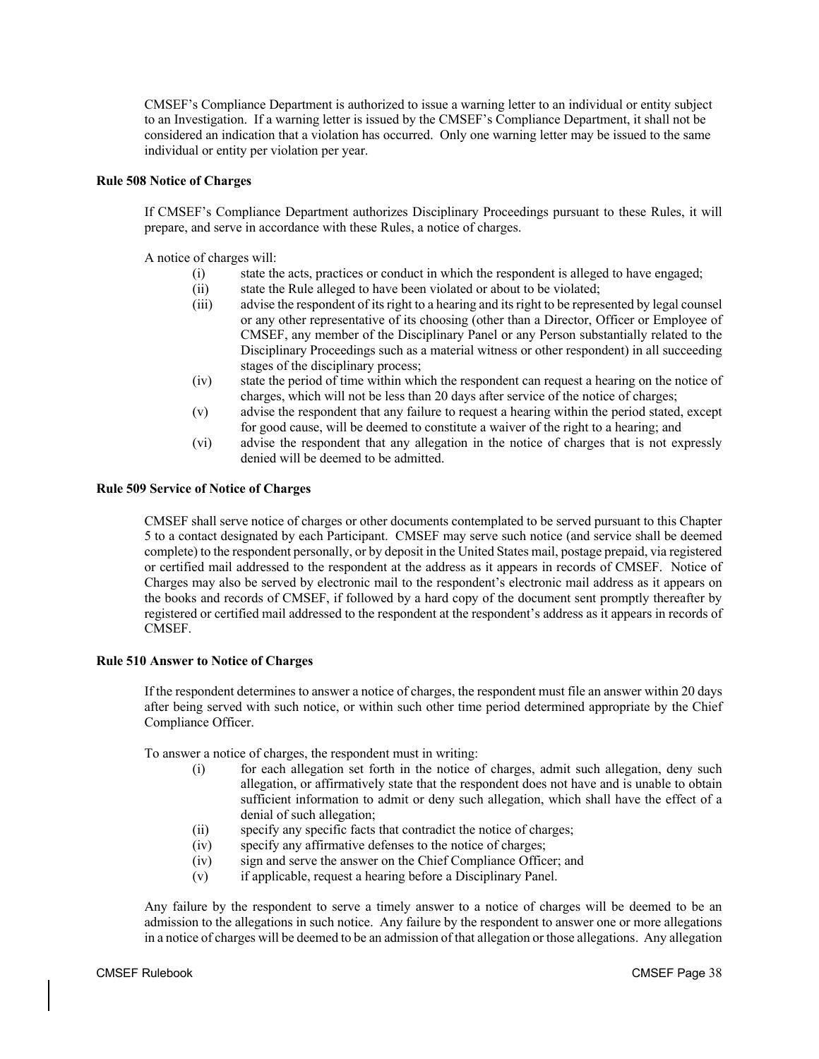CMSEF's Compliance Department is authorized to issue a warning letter to an individual or entity subject to an Investigation. If a warning letter is issued by the CMSEF's Compliance Department, it shall not be considered an indication that a violation has occurred. Only one warning letter may be issued to the same individual or entity per violation per year.

**Rule 508 Notice of Charges**

If CMSEF's Compliance Department authorizes Disciplinary Proceedings pursuant to these Rules, it will prepare, and serve in accordance with these Rules, a notice of charges.

A notice of charges will:

- (i) state the acts, practices or conduct in which the respondent is alleged to have engaged;
- (ii) state the Rule alleged to have been violated or about to be violated;
- (iii) advise the respondent of its right to a hearing and its right to be represented by legal counsel or any other representative of its choosing (other than a Director, Officer or Employee of CMSEF, any member of the Disciplinary Panel or any Person substantially related to the Disciplinary Proceedings such as a material witness or other respondent) in all succeeding stages of the disciplinary process;
- (iv) state the period of time within which the respondent can request a hearing on the notice of charges, which will not be less than 20 days after service of the notice of charges;
- (v) advise the respondent that any failure to request a hearing within the period stated, except for good cause, will be deemed to constitute a waiver of the right to a hearing; and
- (vi) advise the respondent that any allegation in the notice of charges that is not expressly denied will be deemed to be admitted.

**Rule 509 Service of Notice of Charges**

CMSEF shall serve notice of charges or other documents contemplated to be served pursuant to this Chapter 5 to a contact designated by each Participant. CMSEF may serve such notice (and service shall be deemed complete) to the respondent personally, or by deposit in the United States mail, postage prepaid, via registered or certified mail addressed to the respondent at the address as it appears in records of CMSEF. Notice of Charges may also be served by electronic mail to the respondent's electronic mail address as it appears on the books and records of CMSEF, if followed by a hard copy of the document sent promptly thereafter by registered or certified mail addressed to the respondent at the respondent's address as it appears in records of CMSEF.

**Rule 510 Answer to Notice of Charges**

If the respondent determines to answer a notice of charges, the respondent must file an answer within 20 days after being served with such notice, or within such other time period determined appropriate by the Chief Compliance Officer.

To answer a notice of charges, the respondent must in writing:

- (i) for each allegation set forth in the notice of charges, admit such allegation, deny such allegation, or affirmatively state that the respondent does not have and is unable to obtain sufficient information to admit or deny such allegation, which shall have the effect of a denial of such allegation;
- (ii) specify any specific facts that contradict the notice of charges;
- (iv) specify any affirmative defenses to the notice of charges;
- (iv) sign and serve the answer on the Chief Compliance Officer; and
- (v) if applicable, request a hearing before a Disciplinary Panel.

Any failure by the respondent to serve a timely answer to a notice of charges will be deemed to be an admission to the allegations in such notice. Any failure by the respondent to answer one or more allegations in a notice of charges will be deemed to be an admission of that allegation or those allegations. Any allegation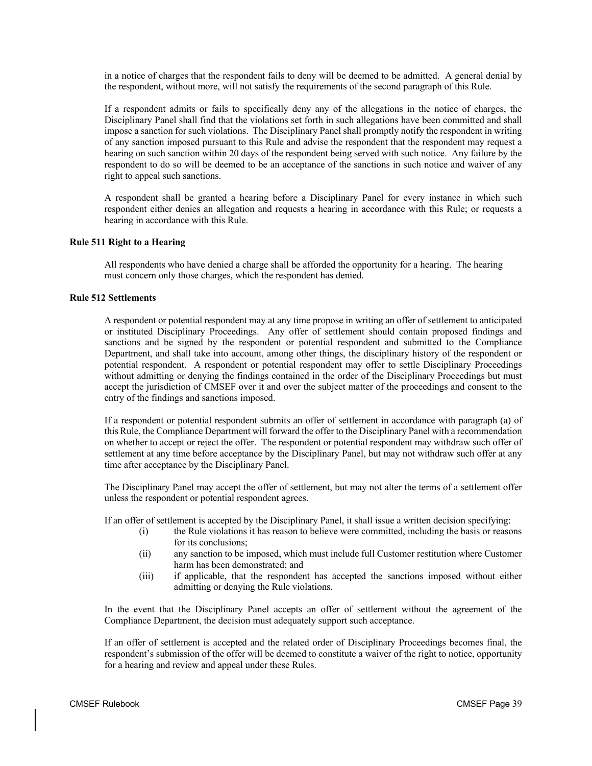in a notice of charges that the respondent fails to deny will be deemed to be admitted. A general denial by the respondent, without more, will not satisfy the requirements of the second paragraph of this Rule.

If a respondent admits or fails to specifically deny any of the allegations in the notice of charges, the Disciplinary Panel shall find that the violations set forth in such allegations have been committed and shall impose a sanction for such violations. The Disciplinary Panel shall promptly notify the respondent in writing of any sanction imposed pursuant to this Rule and advise the respondent that the respondent may request a hearing on such sanction within 20 days of the respondent being served with such notice. Any failure by the respondent to do so will be deemed to be an acceptance of the sanctions in such notice and waiver of any right to appeal such sanctions.

A respondent shall be granted a hearing before a Disciplinary Panel for every instance in which such respondent either denies an allegation and requests a hearing in accordance with this Rule; or requests a hearing in accordance with this Rule.

**Rule 511 Right to a Hearing**

All respondents who have denied a charge shall be afforded the opportunity for a hearing. The hearing must concern only those charges, which the respondent has denied.

**Rule 512 Settlements**

A respondent or potential respondent may at any time propose in writing an offer of settlement to anticipated or instituted Disciplinary Proceedings. Any offer of settlement should contain proposed findings and sanctions and be signed by the respondent or potential respondent and submitted to the Compliance Department, and shall take into account, among other things, the disciplinary history of the respondent or potential respondent. A respondent or potential respondent may offer to settle Disciplinary Proceedings without admitting or denying the findings contained in the order of the Disciplinary Proceedings but must accept the jurisdiction of CMSEF over it and over the subject matter of the proceedings and consent to the entry of the findings and sanctions imposed.

If a respondent or potential respondent submits an offer of settlement in accordance with paragraph (a) of this Rule, the Compliance Department will forward the offer to the Disciplinary Panel with a recommendation on whether to accept or reject the offer. The respondent or potential respondent may withdraw such offer of settlement at any time before acceptance by the Disciplinary Panel, but may not withdraw such offer at any time after acceptance by the Disciplinary Panel.

The Disciplinary Panel may accept the offer of settlement, but may not alter the terms of a settlement offer unless the respondent or potential respondent agrees.

If an offer of settlement is accepted by the Disciplinary Panel, it shall issue a written decision specifying:

- (i) the Rule violations it has reason to believe were committed, including the basis or reasons for its conclusions;
- (ii) any sanction to be imposed, which must include full Customer restitution where Customer harm has been demonstrated; and
- (iii) if applicable, that the respondent has accepted the sanctions imposed without either admitting or denying the Rule violations.

In the event that the Disciplinary Panel accepts an offer of settlement without the agreement of the Compliance Department, the decision must adequately support such acceptance.

If an offer of settlement is accepted and the related order of Disciplinary Proceedings becomes final, the respondent's submission of the offer will be deemed to constitute a waiver of the right to notice, opportunity for a hearing and review and appeal under these Rules.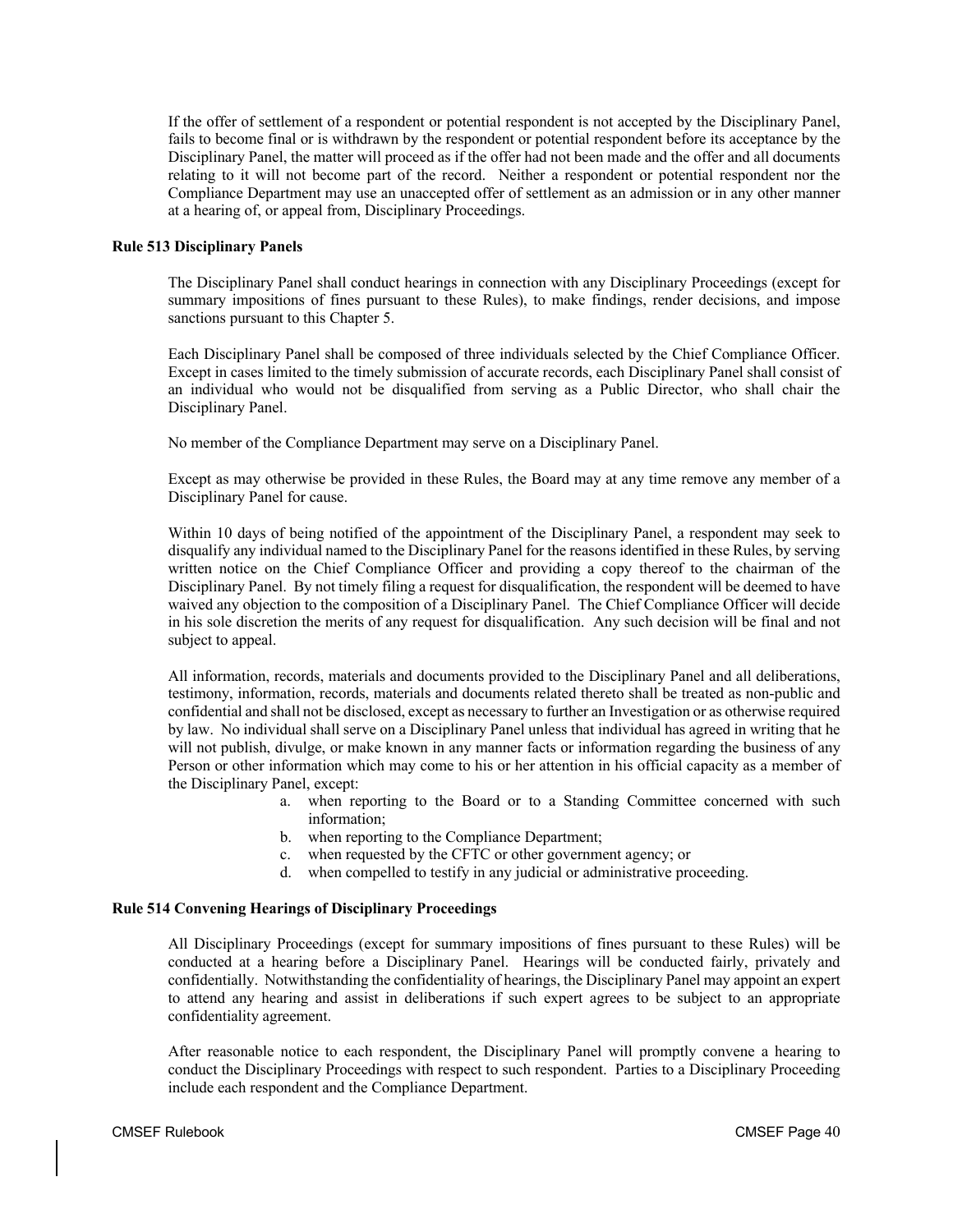If the offer of settlement of a respondent or potential respondent is not accepted by the Disciplinary Panel, fails to become final or is withdrawn by the respondent or potential respondent before its acceptance by the Disciplinary Panel, the matter will proceed as if the offer had not been made and the offer and all documents relating to it will not become part of the record. Neither a respondent or potential respondent nor the Compliance Department may use an unaccepted offer of settlement as an admission or in any other manner at a hearing of, or appeal from, Disciplinary Proceedings.

**Rule 513 Disciplinary Panels**

The Disciplinary Panel shall conduct hearings in connection with any Disciplinary Proceedings (except for summary impositions of fines pursuant to these Rules), to make findings, render decisions, and impose sanctions pursuant to this Chapter 5.

Each Disciplinary Panel shall be composed of three individuals selected by the Chief Compliance Officer. Except in cases limited to the timely submission of accurate records, each Disciplinary Panel shall consist of an individual who would not be disqualified from serving as a Public Director, who shall chair the Disciplinary Panel.

No member of the Compliance Department may serve on a Disciplinary Panel.

Except as may otherwise be provided in these Rules, the Board may at any time remove any member of a Disciplinary Panel for cause.

Within 10 days of being notified of the appointment of the Disciplinary Panel, a respondent may seek to disqualify any individual named to the Disciplinary Panel for the reasons identified in these Rules, by serving written notice on the Chief Compliance Officer and providing a copy thereof to the chairman of the Disciplinary Panel. By not timely filing a request for disqualification, the respondent will be deemed to have waived any objection to the composition of a Disciplinary Panel. The Chief Compliance Officer will decide in his sole discretion the merits of any request for disqualification. Any such decision will be final and not subject to appeal.

All information, records, materials and documents provided to the Disciplinary Panel and all deliberations, testimony, information, records, materials and documents related thereto shall be treated as non-public and confidential and shall not be disclosed, except as necessary to further an Investigation or as otherwise required by law. No individual shall serve on a Disciplinary Panel unless that individual has agreed in writing that he will not publish, divulge, or make known in any manner facts or information regarding the business of any Person or other information which may come to his or her attention in his official capacity as a member of the Disciplinary Panel, except:

a. when reporting to the Board or to a Standing Committee concerned with such information;
b. when reporting to the Compliance Department;
c. when requested by the CFTC or other government agency; or
d. when compelled to testify in any judicial or administrative proceeding.

**Rule 514 Convening Hearings of Disciplinary Proceedings**

All Disciplinary Proceedings (except for summary impositions of fines pursuant to these Rules) will be conducted at a hearing before a Disciplinary Panel. Hearings will be conducted fairly, privately and confidentially. Notwithstanding the confidentiality of hearings, the Disciplinary Panel may appoint an expert to attend any hearing and assist in deliberations if such expert agrees to be subject to an appropriate confidentiality agreement.

After reasonable notice to each respondent, the Disciplinary Panel will promptly convene a hearing to conduct the Disciplinary Proceedings with respect to such respondent. Parties to a Disciplinary Proceeding include each respondent and the Compliance Department.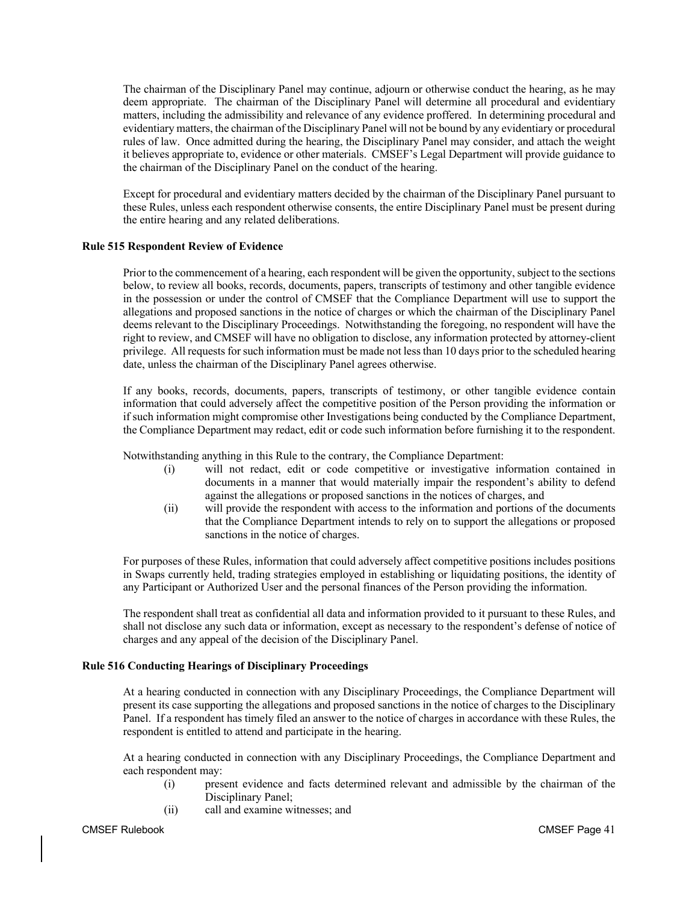The chairman of the Disciplinary Panel may continue, adjourn or otherwise conduct the hearing, as he may deem appropriate. The chairman of the Disciplinary Panel will determine all procedural and evidentiary matters, including the admissibility and relevance of any evidence proffered. In determining procedural and evidentiary matters, the chairman of the Disciplinary Panel will not be bound by any evidentiary or procedural rules of law. Once admitted during the hearing, the Disciplinary Panel may consider, and attach the weight it believes appropriate to, evidence or other materials. CMSEF's Legal Department will provide guidance to the chairman of the Disciplinary Panel on the conduct of the hearing.

Except for procedural and evidentiary matters decided by the chairman of the Disciplinary Panel pursuant to these Rules, unless each respondent otherwise consents, the entire Disciplinary Panel must be present during the entire hearing and any related deliberations.

**Rule 515 Respondent Review of Evidence**

Prior to the commencement of a hearing, each respondent will be given the opportunity, subject to the sections below, to review all books, records, documents, papers, transcripts of testimony and other tangible evidence in the possession or under the control of CMSEF that the Compliance Department will use to support the allegations and proposed sanctions in the notice of charges or which the chairman of the Disciplinary Panel deems relevant to the Disciplinary Proceedings. Notwithstanding the foregoing, no respondent will have the right to review, and CMSEF will have no obligation to disclose, any information protected by attorney-client privilege. All requests for such information must be made not less than 10 days prior to the scheduled hearing date, unless the chairman of the Disciplinary Panel agrees otherwise.

If any books, records, documents, papers, transcripts of testimony, or other tangible evidence contain information that could adversely affect the competitive position of the Person providing the information or if such information might compromise other Investigations being conducted by the Compliance Department, the Compliance Department may redact, edit or code such information before furnishing it to the respondent.

Notwithstanding anything in this Rule to the contrary, the Compliance Department:

(i) will not redact, edit or code competitive or investigative information contained in documents in a manner that would materially impair the respondent's ability to defend against the allegations or proposed sanctions in the notices of charges, and

(ii) will provide the respondent with access to the information and portions of the documents that the Compliance Department intends to rely on to support the allegations or proposed sanctions in the notice of charges.

For purposes of these Rules, information that could adversely affect competitive positions includes positions in Swaps currently held, trading strategies employed in establishing or liquidating positions, the identity of any Participant or Authorized User and the personal finances of the Person providing the information.

The respondent shall treat as confidential all data and information provided to it pursuant to these Rules, and shall not disclose any such data or information, except as necessary to the respondent's defense of notice of charges and any appeal of the decision of the Disciplinary Panel.

**Rule 516 Conducting Hearings of Disciplinary Proceedings**

At a hearing conducted in connection with any Disciplinary Proceedings, the Compliance Department will present its case supporting the allegations and proposed sanctions in the notice of charges to the Disciplinary Panel. If a respondent has timely filed an answer to the notice of charges in accordance with these Rules, the respondent is entitled to attend and participate in the hearing.

At a hearing conducted in connection with any Disciplinary Proceedings, the Compliance Department and each respondent may:

(i) present evidence and facts determined relevant and admissible by the chairman of the Disciplinary Panel;

(ii) call and examine witnesses; and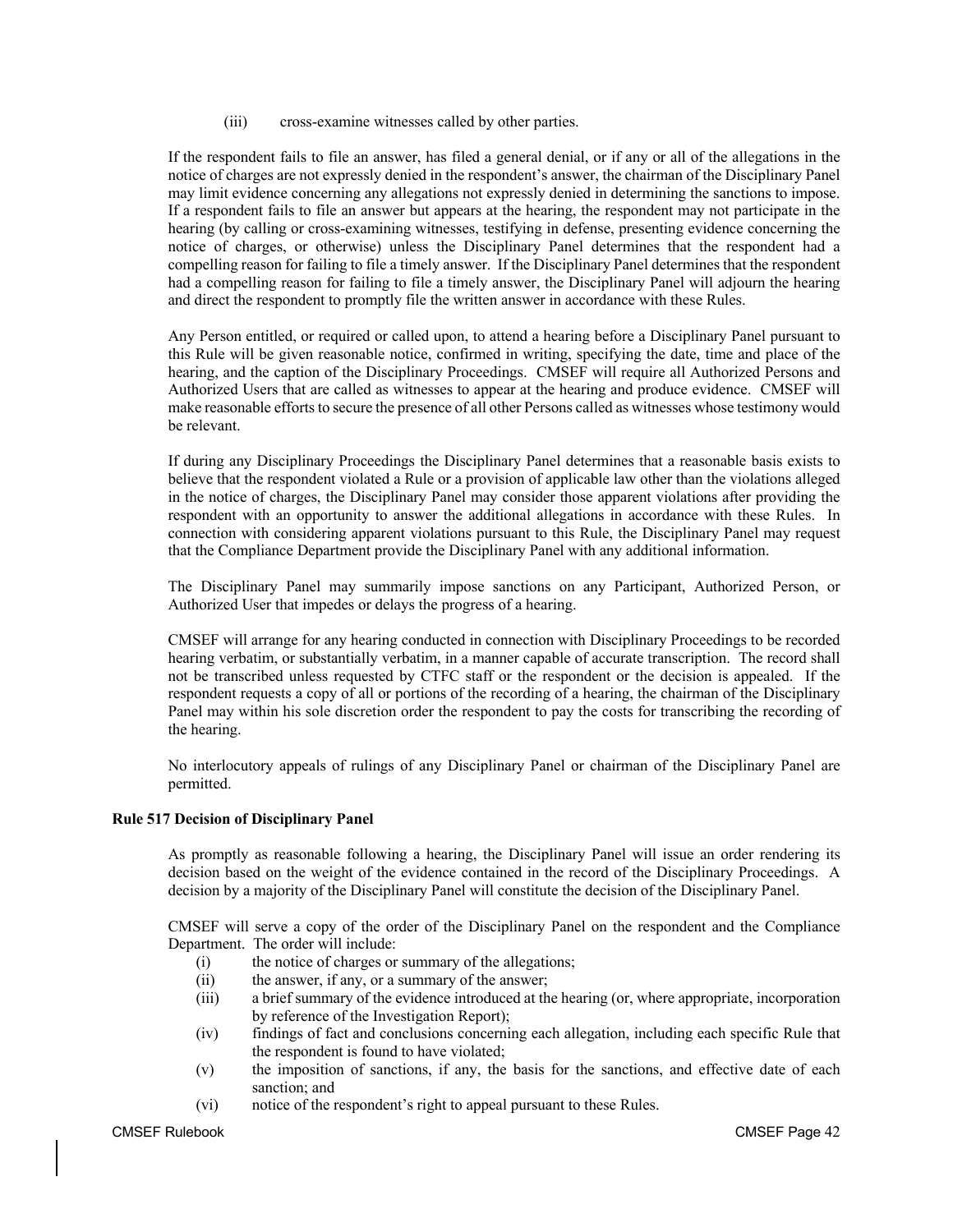(iii) cross-examine witnesses called by other parties.

If the respondent fails to file an answer, has filed a general denial, or if any or all of the allegations in the notice of charges are not expressly denied in the respondent's answer, the chairman of the Disciplinary Panel may limit evidence concerning any allegations not expressly denied in determining the sanctions to impose. If a respondent fails to file an answer but appears at the hearing, the respondent may not participate in the hearing (by calling or cross-examining witnesses, testifying in defense, presenting evidence concerning the notice of charges, or otherwise) unless the Disciplinary Panel determines that the respondent had a compelling reason for failing to file a timely answer. If the Disciplinary Panel determines that the respondent had a compelling reason for failing to file a timely answer, the Disciplinary Panel will adjourn the hearing and direct the respondent to promptly file the written answer in accordance with these Rules.

Any Person entitled, or required or called upon, to attend a hearing before a Disciplinary Panel pursuant to this Rule will be given reasonable notice, confirmed in writing, specifying the date, time and place of the hearing, and the caption of the Disciplinary Proceedings. CMSEF will require all Authorized Persons and Authorized Users that are called as witnesses to appear at the hearing and produce evidence. CMSEF will make reasonable efforts to secure the presence of all other Persons called as witnesses whose testimony would be relevant.

If during any Disciplinary Proceedings the Disciplinary Panel determines that a reasonable basis exists to believe that the respondent violated a Rule or a provision of applicable law other than the violations alleged in the notice of charges, the Disciplinary Panel may consider those apparent violations after providing the respondent with an opportunity to answer the additional allegations in accordance with these Rules. In connection with considering apparent violations pursuant to this Rule, the Disciplinary Panel may request that the Compliance Department provide the Disciplinary Panel with any additional information.

The Disciplinary Panel may summarily impose sanctions on any Participant, Authorized Person, or Authorized User that impedes or delays the progress of a hearing.

CMSEF will arrange for any hearing conducted in connection with Disciplinary Proceedings to be recorded hearing verbatim, or substantially verbatim, in a manner capable of accurate transcription. The record shall not be transcribed unless requested by CTFC staff or the respondent or the decision is appealed. If the respondent requests a copy of all or portions of the recording of a hearing, the chairman of the Disciplinary Panel may within his sole discretion order the respondent to pay the costs for transcribing the recording of the hearing.

No interlocutory appeals of rulings of any Disciplinary Panel or chairman of the Disciplinary Panel are permitted.

**Rule 517 Decision of Disciplinary Panel**

As promptly as reasonable following a hearing, the Disciplinary Panel will issue an order rendering its decision based on the weight of the evidence contained in the record of the Disciplinary Proceedings. A decision by a majority of the Disciplinary Panel will constitute the decision of the Disciplinary Panel.

CMSEF will serve a copy of the order of the Disciplinary Panel on the respondent and the Compliance Department. The order will include:

(i) the notice of charges or summary of the allegations;

(ii) the answer, if any, or a summary of the answer;

(iii) a brief summary of the evidence introduced at the hearing (or, where appropriate, incorporation by reference of the Investigation Report);

(iv) findings of fact and conclusions concerning each allegation, including each specific Rule that the respondent is found to have violated;

(v) the imposition of sanctions, if any, the basis for the sanctions, and effective date of each sanction; and

(vi) notice of the respondent's right to appeal pursuant to these Rules.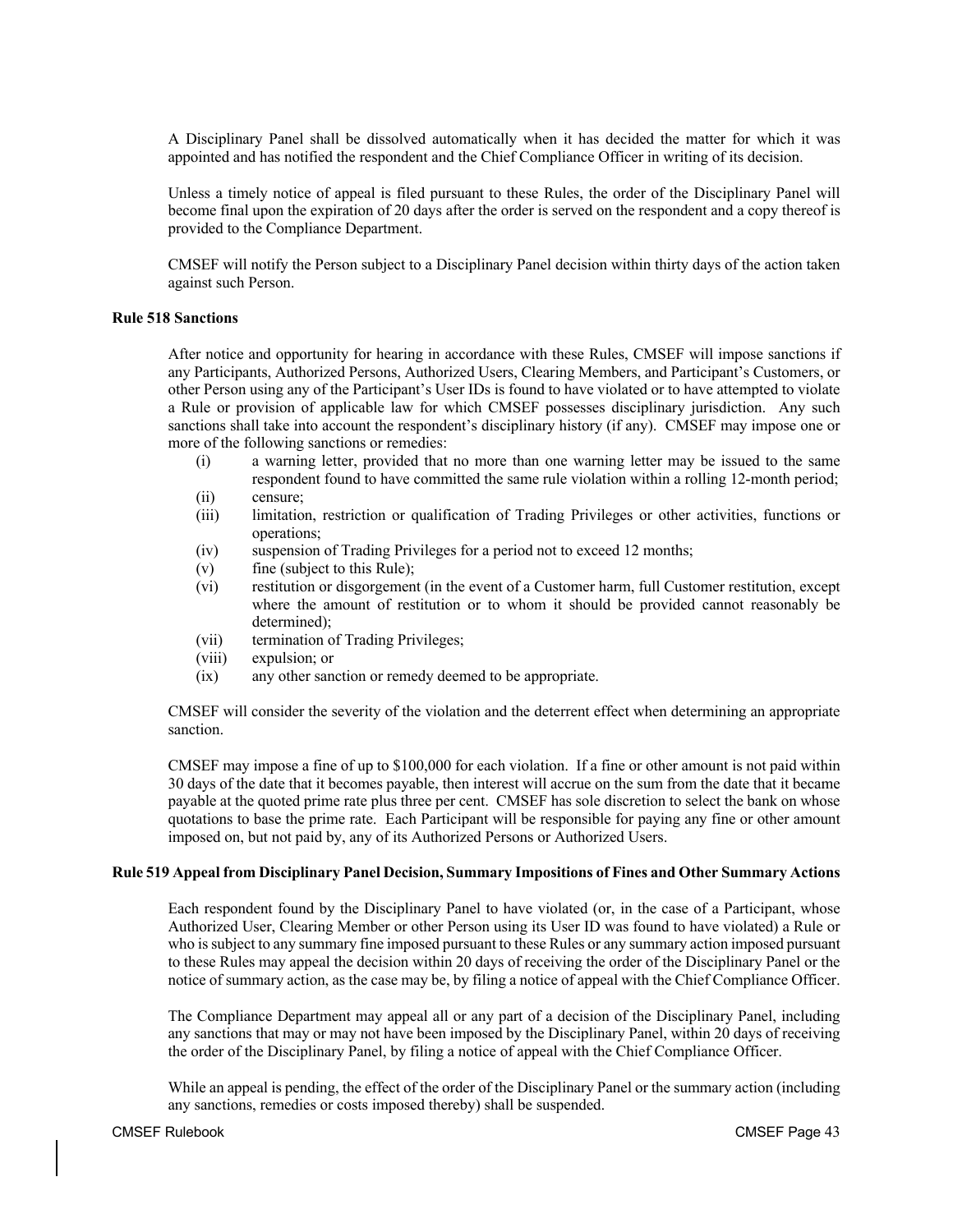A Disciplinary Panel shall be dissolved automatically when it has decided the matter for which it was appointed and has notified the respondent and the Chief Compliance Officer in writing of its decision.

Unless a timely notice of appeal is filed pursuant to these Rules, the order of the Disciplinary Panel will become final upon the expiration of 20 days after the order is served on the respondent and a copy thereof is provided to the Compliance Department.

CMSEF will notify the Person subject to a Disciplinary Panel decision within thirty days of the action taken against such Person.

**Rule 518 Sanctions**

After notice and opportunity for hearing in accordance with these Rules, CMSEF will impose sanctions if any Participants, Authorized Persons, Authorized Users, Clearing Members, and Participant's Customers, or other Person using any of the Participant's User IDs is found to have violated or to have attempted to violate a Rule or provision of applicable law for which CMSEF possesses disciplinary jurisdiction. Any such sanctions shall take into account the respondent's disciplinary history (if any). CMSEF may impose one or more of the following sanctions or remedies:

- (i) a warning letter, provided that no more than one warning letter may be issued to the same respondent found to have committed the same rule violation within a rolling 12-month period;
- (ii) censure;
- (iii) limitation, restriction or qualification of Trading Privileges or other activities, functions or operations;
- (iv) suspension of Trading Privileges for a period not to exceed 12 months;
- (v) fine (subject to this Rule);
- (vi) restitution or disgorgement (in the event of a Customer harm, full Customer restitution, except where the amount of restitution or to whom it should be provided cannot reasonably be determined);
- (vii) termination of Trading Privileges;
- (viii) expulsion; or
- (ix) any other sanction or remedy deemed to be appropriate.

CMSEF will consider the severity of the violation and the deterrent effect when determining an appropriate sanction.

CMSEF may impose a fine of up to $100,000 for each violation. If a fine or other amount is not paid within 30 days of the date that it becomes payable, then interest will accrue on the sum from the date that it became payable at the quoted prime rate plus three per cent. CMSEF has sole discretion to select the bank on whose quotations to base the prime rate. Each Participant will be responsible for paying any fine or other amount imposed on, but not paid by, any of its Authorized Persons or Authorized Users.

**Rule 519 Appeal from Disciplinary Panel Decision, Summary Impositions of Fines and Other Summary Actions**

Each respondent found by the Disciplinary Panel to have violated (or, in the case of a Participant, whose Authorized User, Clearing Member or other Person using its User ID was found to have violated) a Rule or who is subject to any summary fine imposed pursuant to these Rules or any summary action imposed pursuant to these Rules may appeal the decision within 20 days of receiving the order of the Disciplinary Panel or the notice of summary action, as the case may be, by filing a notice of appeal with the Chief Compliance Officer.

The Compliance Department may appeal all or any part of a decision of the Disciplinary Panel, including any sanctions that may or may not have been imposed by the Disciplinary Panel, within 20 days of receiving the order of the Disciplinary Panel, by filing a notice of appeal with the Chief Compliance Officer.

While an appeal is pending, the effect of the order of the Disciplinary Panel or the summary action (including any sanctions, remedies or costs imposed thereby) shall be suspended.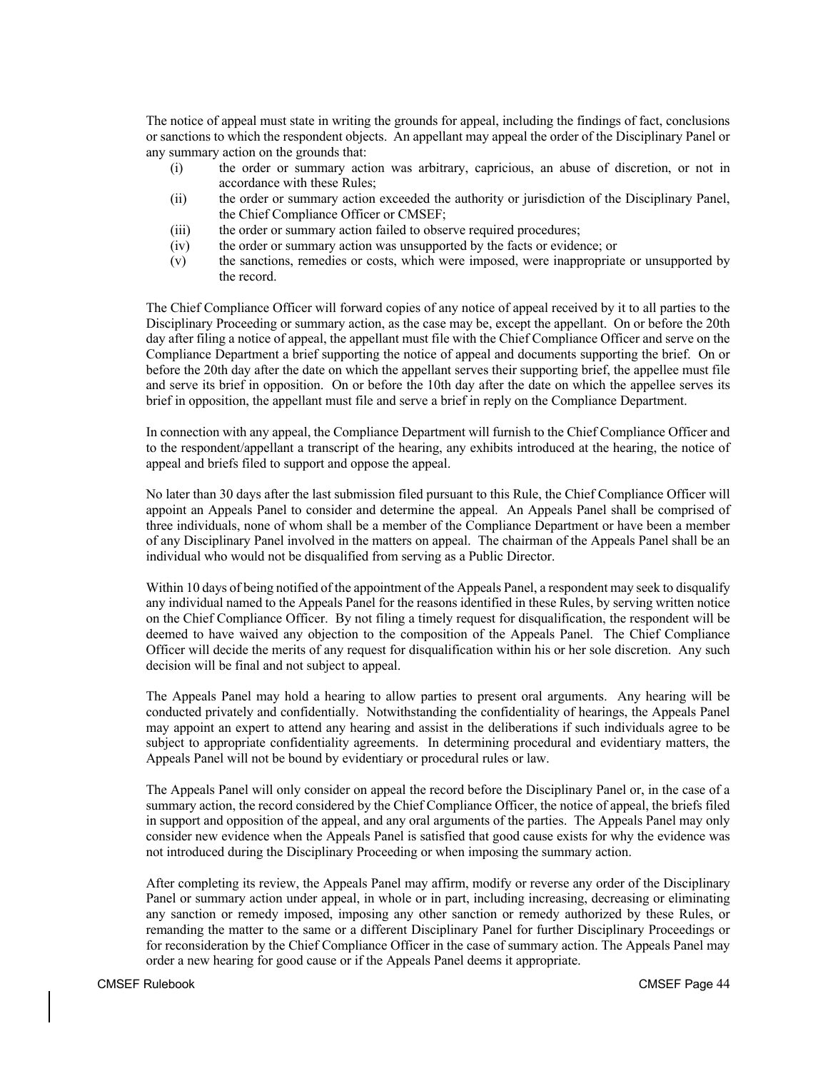The notice of appeal must state in writing the grounds for appeal, including the findings of fact, conclusions or sanctions to which the respondent objects. An appellant may appeal the order of the Disciplinary Panel or any summary action on the grounds that:

(i) the order or summary action was arbitrary, capricious, an abuse of discretion, or not in accordance with these Rules;

(ii) the order or summary action exceeded the authority or jurisdiction of the Disciplinary Panel, the Chief Compliance Officer or CMSEF;

(iii) the order or summary action failed to observe required procedures;

(iv) the order or summary action was unsupported by the facts or evidence; or

(v) the sanctions, remedies or costs, which were imposed, were inappropriate or unsupported by the record.

The Chief Compliance Officer will forward copies of any notice of appeal received by it to all parties to the Disciplinary Proceeding or summary action, as the case may be, except the appellant. On or before the 20th day after filing a notice of appeal, the appellant must file with the Chief Compliance Officer and serve on the Compliance Department a brief supporting the notice of appeal and documents supporting the brief. On or before the 20th day after the date on which the appellant serves their supporting brief, the appellee must file and serve its brief in opposition. On or before the 10th day after the date on which the appellee serves its brief in opposition, the appellant must file and serve a brief in reply on the Compliance Department.

In connection with any appeal, the Compliance Department will furnish to the Chief Compliance Officer and to the respondent/appellant a transcript of the hearing, any exhibits introduced at the hearing, the notice of appeal and briefs filed to support and oppose the appeal.

No later than 30 days after the last submission filed pursuant to this Rule, the Chief Compliance Officer will appoint an Appeals Panel to consider and determine the appeal. An Appeals Panel shall be comprised of three individuals, none of whom shall be a member of the Compliance Department or have been a member of any Disciplinary Panel involved in the matters on appeal. The chairman of the Appeals Panel shall be an individual who would not be disqualified from serving as a Public Director.

Within 10 days of being notified of the appointment of the Appeals Panel, a respondent may seek to disqualify any individual named to the Appeals Panel for the reasons identified in these Rules, by serving written notice on the Chief Compliance Officer. By not filing a timely request for disqualification, the respondent will be deemed to have waived any objection to the composition of the Appeals Panel. The Chief Compliance Officer will decide the merits of any request for disqualification within his or her sole discretion. Any such decision will be final and not subject to appeal.

The Appeals Panel may hold a hearing to allow parties to present oral arguments. Any hearing will be conducted privately and confidentially. Notwithstanding the confidentiality of hearings, the Appeals Panel may appoint an expert to attend any hearing and assist in the deliberations if such individuals agree to be subject to appropriate confidentiality agreements. In determining procedural and evidentiary matters, the Appeals Panel will not be bound by evidentiary or procedural rules or law.

The Appeals Panel will only consider on appeal the record before the Disciplinary Panel or, in the case of a summary action, the record considered by the Chief Compliance Officer, the notice of appeal, the briefs filed in support and opposition of the appeal, and any oral arguments of the parties. The Appeals Panel may only consider new evidence when the Appeals Panel is satisfied that good cause exists for why the evidence was not introduced during the Disciplinary Proceeding or when imposing the summary action.

After completing its review, the Appeals Panel may affirm, modify or reverse any order of the Disciplinary Panel or summary action under appeal, in whole or in part, including increasing, decreasing or eliminating any sanction or remedy imposed, imposing any other sanction or remedy authorized by these Rules, or remanding the matter to the same or a different Disciplinary Panel for further Disciplinary Proceedings or for reconsideration by the Chief Compliance Officer in the case of summary action. The Appeals Panel may order a new hearing for good cause or if the Appeals Panel deems it appropriate.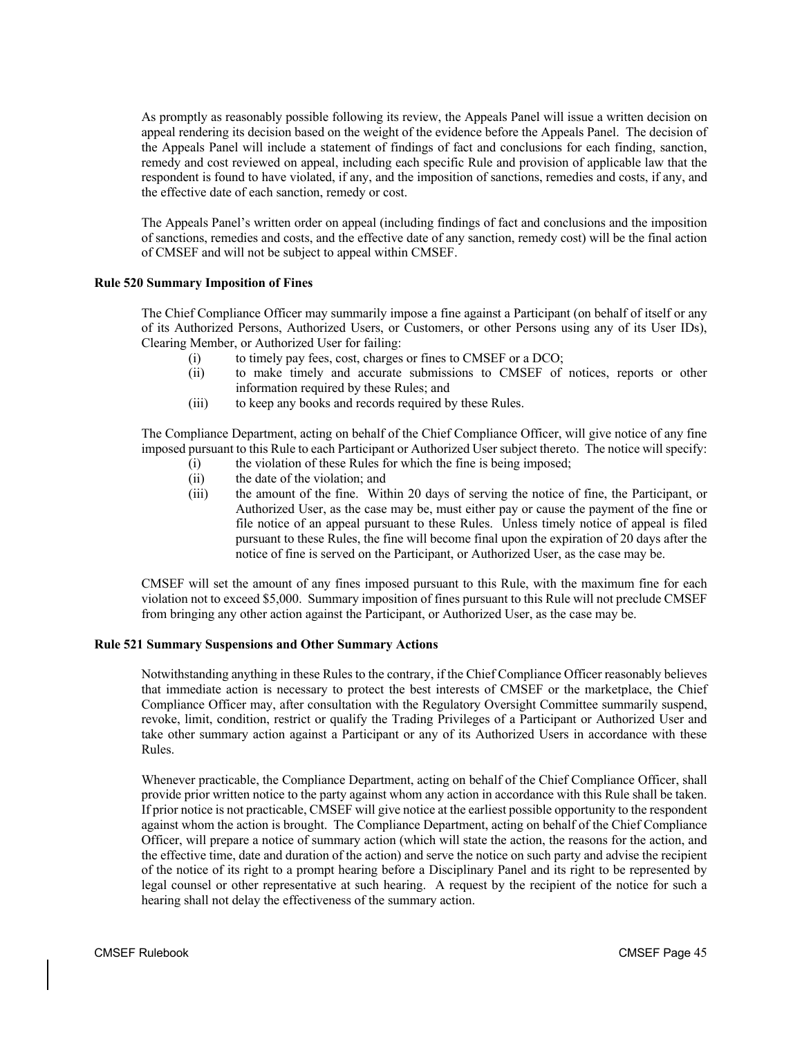As promptly as reasonably possible following its review, the Appeals Panel will issue a written decision on appeal rendering its decision based on the weight of the evidence before the Appeals Panel. The decision of the Appeals Panel will include a statement of findings of fact and conclusions for each finding, sanction, remedy and cost reviewed on appeal, including each specific Rule and provision of applicable law that the respondent is found to have violated, if any, and the imposition of sanctions, remedies and costs, if any, and the effective date of each sanction, remedy or cost.

The Appeals Panel's written order on appeal (including findings of fact and conclusions and the imposition of sanctions, remedies and costs, and the effective date of any sanction, remedy cost) will be the final action of CMSEF and will not be subject to appeal within CMSEF.

### Rule 520 Summary Imposition of Fines

The Chief Compliance Officer may summarily impose a fine against a Participant (on behalf of itself or any of its Authorized Persons, Authorized Users, or Customers, or other Persons using any of its User IDs), Clearing Member, or Authorized User for failing:

- (i) to timely pay fees, cost, charges or fines to CMSEF or a DCO;
- (ii) to make timely and accurate submissions to CMSEF of notices, reports or other information required by these Rules; and
- (iii) to keep any books and records required by these Rules.

The Compliance Department, acting on behalf of the Chief Compliance Officer, will give notice of any fine imposed pursuant to this Rule to each Participant or Authorized User subject thereto. The notice will specify:

- (i) the violation of these Rules for which the fine is being imposed;
- (ii) the date of the violation; and
- (iii) the amount of the fine. Within 20 days of serving the notice of fine, the Participant, or Authorized User, as the case may be, must either pay or cause the payment of the fine or file notice of an appeal pursuant to these Rules. Unless timely notice of appeal is filed pursuant to these Rules, the fine will become final upon the expiration of 20 days after the notice of fine is served on the Participant, or Authorized User, as the case may be.

CMSEF will set the amount of any fines imposed pursuant to this Rule, with the maximum fine for each violation not to exceed $5,000. Summary imposition of fines pursuant to this Rule will not preclude CMSEF from bringing any other action against the Participant, or Authorized User, as the case may be.

### Rule 521 Summary Suspensions and Other Summary Actions

Notwithstanding anything in these Rules to the contrary, if the Chief Compliance Officer reasonably believes that immediate action is necessary to protect the best interests of CMSEF or the marketplace, the Chief Compliance Officer may, after consultation with the Regulatory Oversight Committee summarily suspend, revoke, limit, condition, restrict or qualify the Trading Privileges of a Participant or Authorized User and take other summary action against a Participant or any of its Authorized Users in accordance with these Rules.

Whenever practicable, the Compliance Department, acting on behalf of the Chief Compliance Officer, shall provide prior written notice to the party against whom any action in accordance with this Rule shall be taken. If prior notice is not practicable, CMSEF will give notice at the earliest possible opportunity to the respondent against whom the action is brought. The Compliance Department, acting on behalf of the Chief Compliance Officer, will prepare a notice of summary action (which will state the action, the reasons for the action, and the effective time, date and duration of the action) and serve the notice on such party and advise the recipient of the notice of its right to a prompt hearing before a Disciplinary Panel and its right to be represented by legal counsel or other representative at such hearing. A request by the recipient of the notice for such a hearing shall not delay the effectiveness of the summary action.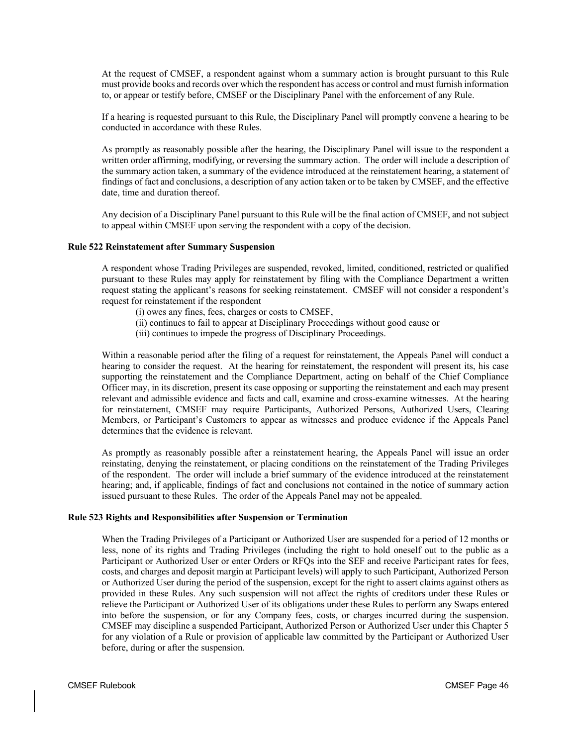At the request of CMSEF, a respondent against whom a summary action is brought pursuant to this Rule must provide books and records over which the respondent has access or control and must furnish information to, or appear or testify before, CMSEF or the Disciplinary Panel with the enforcement of any Rule.

If a hearing is requested pursuant to this Rule, the Disciplinary Panel will promptly convene a hearing to be conducted in accordance with these Rules.

As promptly as reasonably possible after the hearing, the Disciplinary Panel will issue to the respondent a written order affirming, modifying, or reversing the summary action. The order will include a description of the summary action taken, a summary of the evidence introduced at the reinstatement hearing, a statement of findings of fact and conclusions, a description of any action taken or to be taken by CMSEF, and the effective date, time and duration thereof.

Any decision of a Disciplinary Panel pursuant to this Rule will be the final action of CMSEF, and not subject to appeal within CMSEF upon serving the respondent with a copy of the decision.

**Rule 522 Reinstatement after Summary Suspension**

A respondent whose Trading Privileges are suspended, revoked, limited, conditioned, restricted or qualified pursuant to these Rules may apply for reinstatement by filing with the Compliance Department a written request stating the applicant's reasons for seeking reinstatement. CMSEF will not consider a respondent's request for reinstatement if the respondent

(i) owes any fines, fees, charges or costs to CMSEF,
(ii) continues to fail to appear at Disciplinary Proceedings without good cause or
(iii) continues to impede the progress of Disciplinary Proceedings.

Within a reasonable period after the filing of a request for reinstatement, the Appeals Panel will conduct a hearing to consider the request. At the hearing for reinstatement, the respondent will present its, his case supporting the reinstatement and the Compliance Department, acting on behalf of the Chief Compliance Officer may, in its discretion, present its case opposing or supporting the reinstatement and each may present relevant and admissible evidence and facts and call, examine and cross-examine witnesses. At the hearing for reinstatement, CMSEF may require Participants, Authorized Persons, Authorized Users, Clearing Members, or Participant's Customers to appear as witnesses and produce evidence if the Appeals Panel determines that the evidence is relevant.

As promptly as reasonably possible after a reinstatement hearing, the Appeals Panel will issue an order reinstating, denying the reinstatement, or placing conditions on the reinstatement of the Trading Privileges of the respondent. The order will include a brief summary of the evidence introduced at the reinstatement hearing; and, if applicable, findings of fact and conclusions not contained in the notice of summary action issued pursuant to these Rules. The order of the Appeals Panel may not be appealed.

**Rule 523 Rights and Responsibilities after Suspension or Termination**

When the Trading Privileges of a Participant or Authorized User are suspended for a period of 12 months or less, none of its rights and Trading Privileges (including the right to hold oneself out to the public as a Participant or Authorized User or enter Orders or RFQs into the SEF and receive Participant rates for fees, costs, and charges and deposit margin at Participant levels) will apply to such Participant, Authorized Person or Authorized User during the period of the suspension, except for the right to assert claims against others as provided in these Rules. Any such suspension will not affect the rights of creditors under these Rules or relieve the Participant or Authorized User of its obligations under these Rules to perform any Swaps entered into before the suspension, or for any Company fees, costs, or charges incurred during the suspension. CMSEF may discipline a suspended Participant, Authorized Person or Authorized User under this Chapter 5 for any violation of a Rule or provision of applicable law committed by the Participant or Authorized User before, during or after the suspension.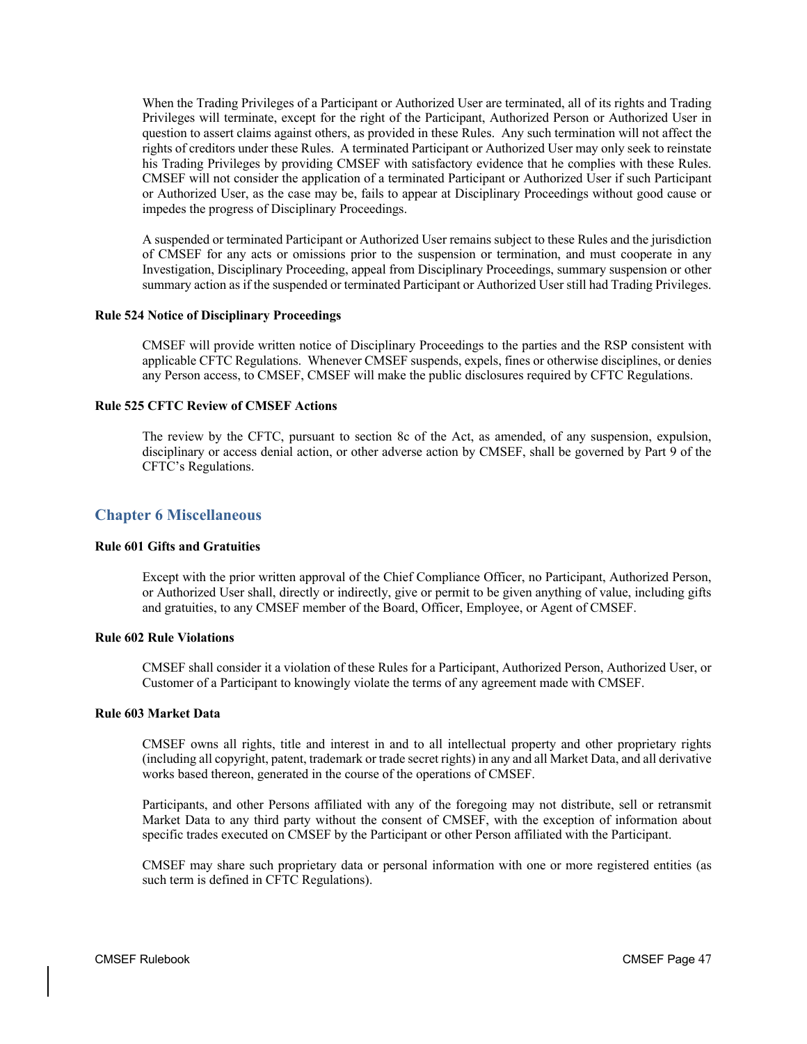When the Trading Privileges of a Participant or Authorized User are terminated, all of its rights and Trading Privileges will terminate, except for the right of the Participant, Authorized Person or Authorized User in question to assert claims against others, as provided in these Rules. Any such termination will not affect the rights of creditors under these Rules. A terminated Participant or Authorized User may only seek to reinstate his Trading Privileges by providing CMSEF with satisfactory evidence that he complies with these Rules. CMSEF will not consider the application of a terminated Participant or Authorized User if such Participant or Authorized User, as the case may be, fails to appear at Disciplinary Proceedings without good cause or impedes the progress of Disciplinary Proceedings.

A suspended or terminated Participant or Authorized User remains subject to these Rules and the jurisdiction of CMSEF for any acts or omissions prior to the suspension or termination, and must cooperate in any Investigation, Disciplinary Proceeding, appeal from Disciplinary Proceedings, summary suspension or other summary action as if the suspended or terminated Participant or Authorized User still had Trading Privileges.

#### Rule 524 Notice of Disciplinary Proceedings

CMSEF will provide written notice of Disciplinary Proceedings to the parties and the RSP consistent with applicable CFTC Regulations. Whenever CMSEF suspends, expels, fines or otherwise disciplines, or denies any Person access, to CMSEF, CMSEF will make the public disclosures required by CFTC Regulations.

#### Rule 525 CFTC Review of CMSEF Actions

The review by the CFTC, pursuant to section 8c of the Act, as amended, of any suspension, expulsion, disciplinary or access denial action, or other adverse action by CMSEF, shall be governed by Part 9 of the CFTC's Regulations.

## Chapter 6 Miscellaneous

#### Rule 601 Gifts and Gratuities

Except with the prior written approval of the Chief Compliance Officer, no Participant, Authorized Person, or Authorized User shall, directly or indirectly, give or permit to be given anything of value, including gifts and gratuities, to any CMSEF member of the Board, Officer, Employee, or Agent of CMSEF.

#### Rule 602 Rule Violations

CMSEF shall consider it a violation of these Rules for a Participant, Authorized Person, Authorized User, or Customer of a Participant to knowingly violate the terms of any agreement made with CMSEF.

#### Rule 603 Market Data

CMSEF owns all rights, title and interest in and to all intellectual property and other proprietary rights (including all copyright, patent, trademark or trade secret rights) in any and all Market Data, and all derivative works based thereon, generated in the course of the operations of CMSEF.

Participants, and other Persons affiliated with any of the foregoing may not distribute, sell or retransmit Market Data to any third party without the consent of CMSEF, with the exception of information about specific trades executed on CMSEF by the Participant or other Person affiliated with the Participant.

CMSEF may share such proprietary data or personal information with one or more registered entities (as such term is defined in CFTC Regulations).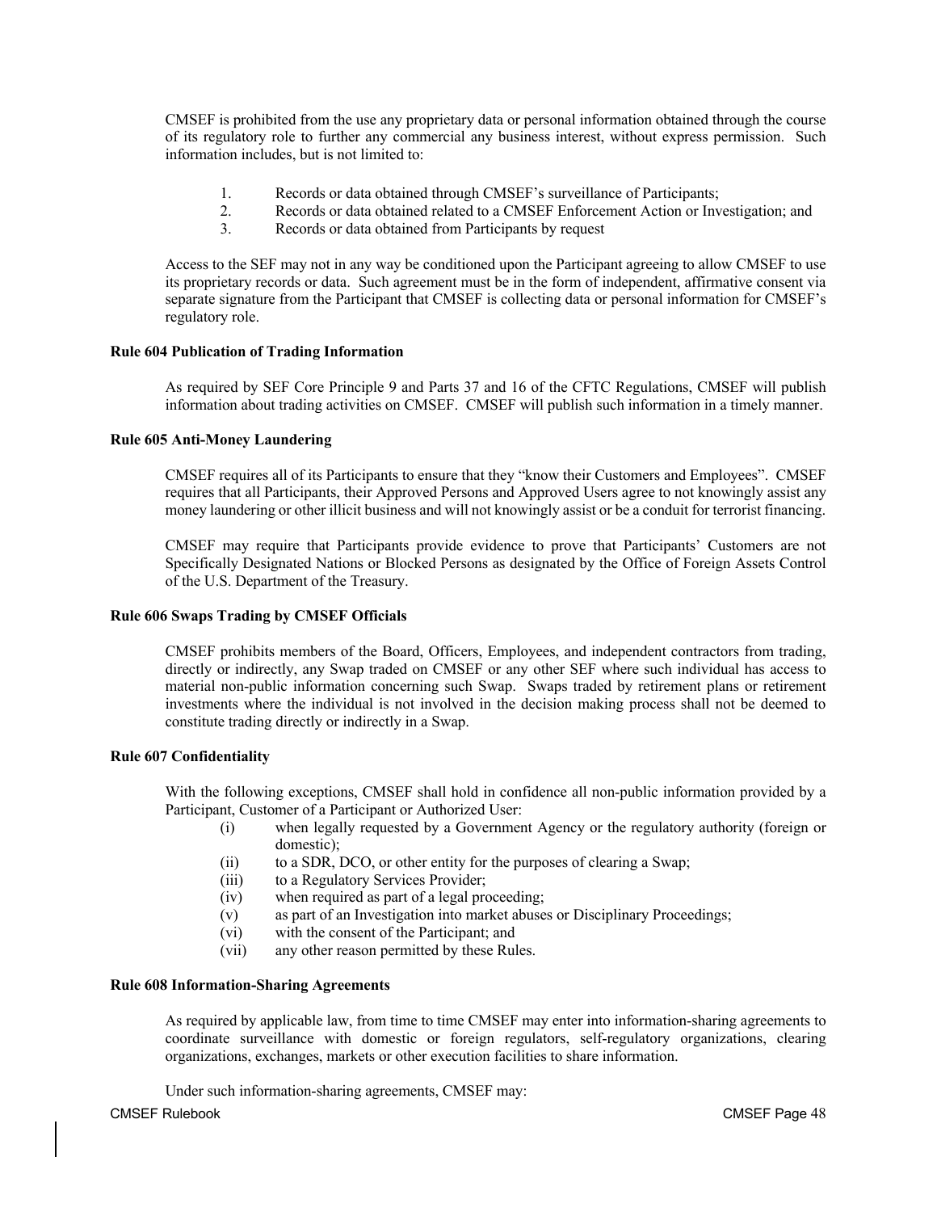CMSEF is prohibited from the use any proprietary data or personal information obtained through the course of its regulatory role to further any commercial any business interest, without express permission. Such information includes, but is not limited to:

1. Records or data obtained through CMSEF's surveillance of Participants;
2. Records or data obtained related to a CMSEF Enforcement Action or Investigation; and
3. Records or data obtained from Participants by request

Access to the SEF may not in any way be conditioned upon the Participant agreeing to allow CMSEF to use its proprietary records or data. Such agreement must be in the form of independent, affirmative consent via separate signature from the Participant that CMSEF is collecting data or personal information for CMSEF's regulatory role.

**Rule 604 Publication of Trading Information**

As required by SEF Core Principle 9 and Parts 37 and 16 of the CFTC Regulations, CMSEF will publish information about trading activities on CMSEF. CMSEF will publish such information in a timely manner.

**Rule 605 Anti-Money Laundering**

CMSEF requires all of its Participants to ensure that they "know their Customers and Employees". CMSEF requires that all Participants, their Approved Persons and Approved Users agree to not knowingly assist any money laundering or other illicit business and will not knowingly assist or be a conduit for terrorist financing.

CMSEF may require that Participants provide evidence to prove that Participants' Customers are not Specifically Designated Nations or Blocked Persons as designated by the Office of Foreign Assets Control of the U.S. Department of the Treasury.

**Rule 606 Swaps Trading by CMSEF Officials**

CMSEF prohibits members of the Board, Officers, Employees, and independent contractors from trading, directly or indirectly, any Swap traded on CMSEF or any other SEF where such individual has access to material non-public information concerning such Swap. Swaps traded by retirement plans or retirement investments where the individual is not involved in the decision making process shall not be deemed to constitute trading directly or indirectly in a Swap.

**Rule 607 Confidentiality**

With the following exceptions, CMSEF shall hold in confidence all non-public information provided by a Participant, Customer of a Participant or Authorized User:

- (i) when legally requested by a Government Agency or the regulatory authority (foreign or domestic);
- (ii) to a SDR, DCO, or other entity for the purposes of clearing a Swap;
- (iii) to a Regulatory Services Provider;
- (iv) when required as part of a legal proceeding;
- (v) as part of an Investigation into market abuses or Disciplinary Proceedings;
- (vi) with the consent of the Participant; and
- (vii) any other reason permitted by these Rules.

**Rule 608 Information-Sharing Agreements**

As required by applicable law, from time to time CMSEF may enter into information-sharing agreements to coordinate surveillance with domestic or foreign regulators, self-regulatory organizations, clearing organizations, exchanges, markets or other execution facilities to share information.

Under such information-sharing agreements, CMSEF may: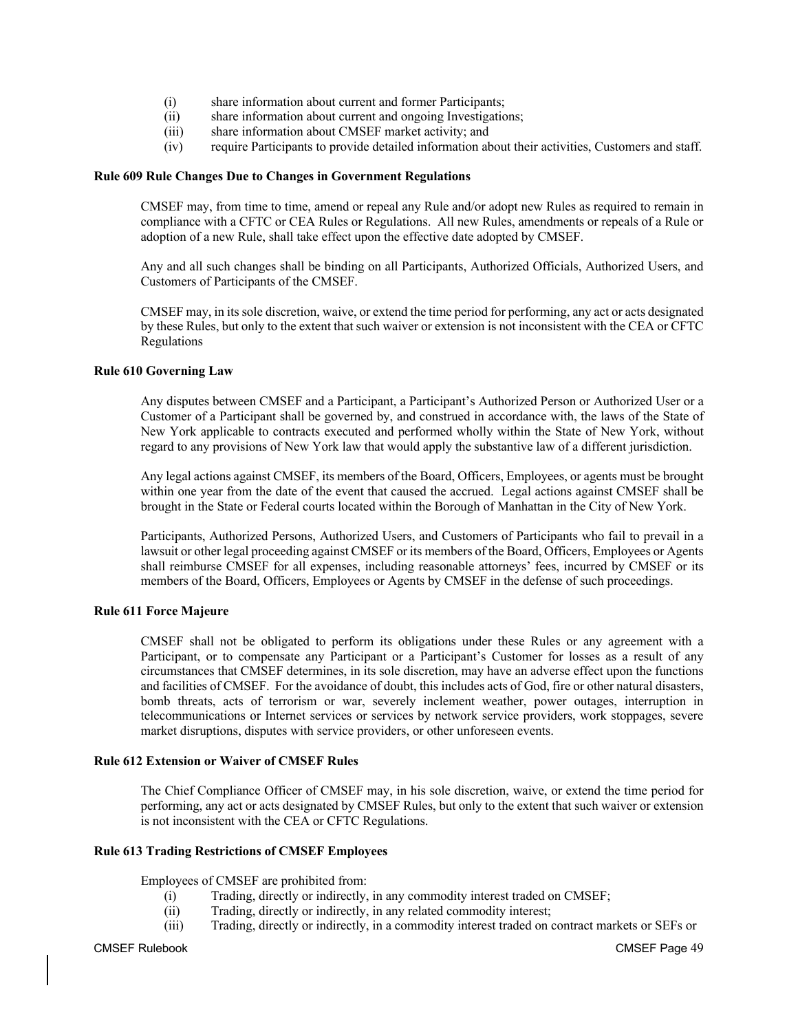(i) share information about current and former Participants;
(ii) share information about current and ongoing Investigations;
(iii) share information about CMSEF market activity; and
(iv) require Participants to provide detailed information about their activities, Customers and staff.

**Rule 609 Rule Changes Due to Changes in Government Regulations**

CMSEF may, from time to time, amend or repeal any Rule and/or adopt new Rules as required to remain in compliance with a CFTC or CEA Rules or Regulations. All new Rules, amendments or repeals of a Rule or adoption of a new Rule, shall take effect upon the effective date adopted by CMSEF.

Any and all such changes shall be binding on all Participants, Authorized Officials, Authorized Users, and Customers of Participants of the CMSEF.

CMSEF may, in its sole discretion, waive, or extend the time period for performing, any act or acts designated by these Rules, but only to the extent that such waiver or extension is not inconsistent with the CEA or CFTC Regulations

**Rule 610 Governing Law**

Any disputes between CMSEF and a Participant, a Participant's Authorized Person or Authorized User or a Customer of a Participant shall be governed by, and construed in accordance with, the laws of the State of New York applicable to contracts executed and performed wholly within the State of New York, without regard to any provisions of New York law that would apply the substantive law of a different jurisdiction.

Any legal actions against CMSEF, its members of the Board, Officers, Employees, or agents must be brought within one year from the date of the event that caused the accrued. Legal actions against CMSEF shall be brought in the State or Federal courts located within the Borough of Manhattan in the City of New York.

Participants, Authorized Persons, Authorized Users, and Customers of Participants who fail to prevail in a lawsuit or other legal proceeding against CMSEF or its members of the Board, Officers, Employees or Agents shall reimburse CMSEF for all expenses, including reasonable attorneys' fees, incurred by CMSEF or its members of the Board, Officers, Employees or Agents by CMSEF in the defense of such proceedings.

**Rule 611 Force Majeure**

CMSEF shall not be obligated to perform its obligations under these Rules or any agreement with a Participant, or to compensate any Participant or a Participant's Customer for losses as a result of any circumstances that CMSEF determines, in its sole discretion, may have an adverse effect upon the functions and facilities of CMSEF. For the avoidance of doubt, this includes acts of God, fire or other natural disasters, bomb threats, acts of terrorism or war, severely inclement weather, power outages, interruption in telecommunications or Internet services or services by network service providers, work stoppages, severe market disruptions, disputes with service providers, or other unforeseen events.

**Rule 612 Extension or Waiver of CMSEF Rules**

The Chief Compliance Officer of CMSEF may, in his sole discretion, waive, or extend the time period for performing, any act or acts designated by CMSEF Rules, but only to the extent that such waiver or extension is not inconsistent with the CEA or CFTC Regulations.

**Rule 613 Trading Restrictions of CMSEF Employees**

Employees of CMSEF are prohibited from:

(i) Trading, directly or indirectly, in any commodity interest traded on CMSEF;
(ii) Trading, directly or indirectly, in any related commodity interest;
(iii) Trading, directly or indirectly, in a commodity interest traded on contract markets or SEFs or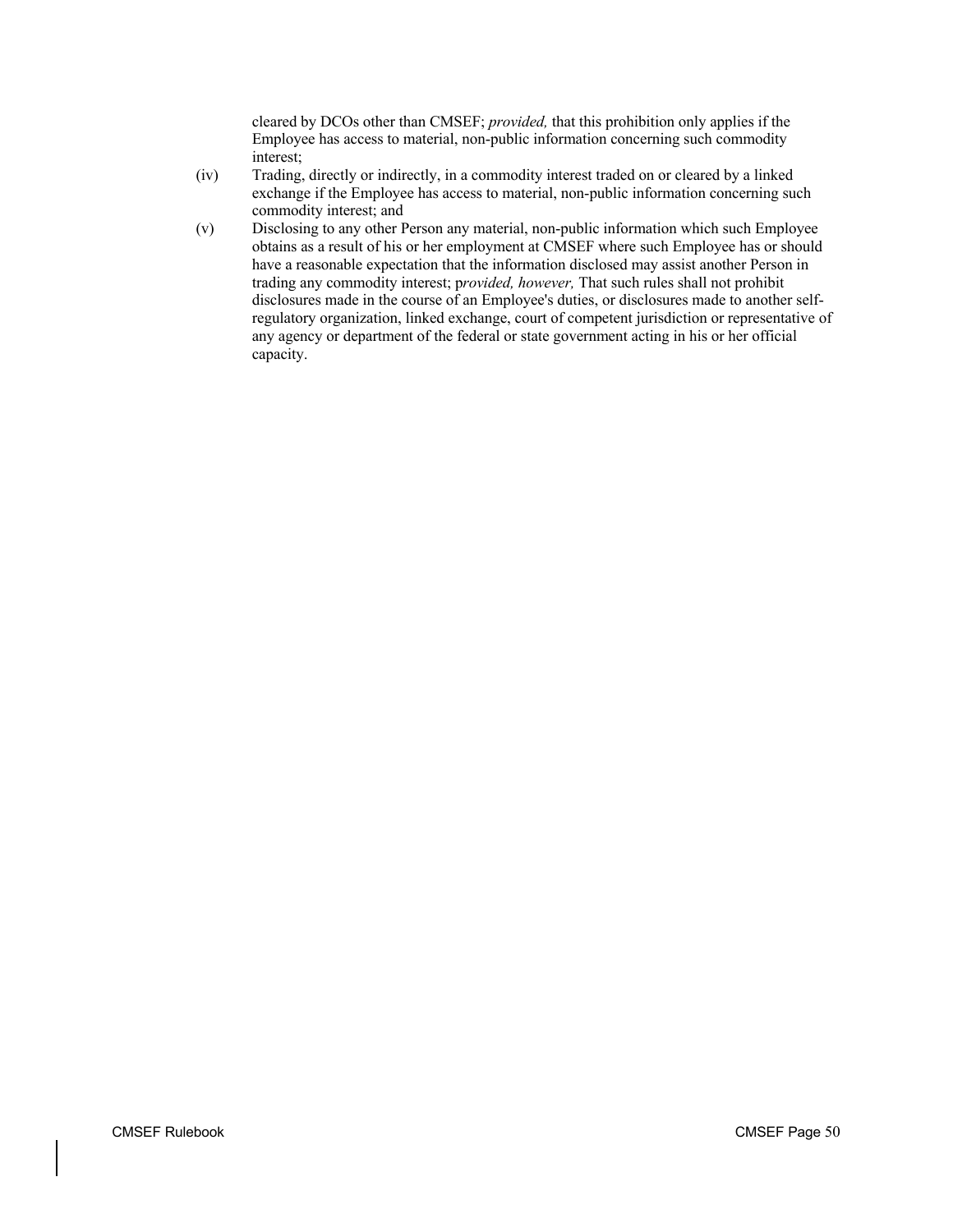cleared by DCOs other than CMSEF; *provided,* that this prohibition only applies if the Employee has access to material, non-public information concerning such commodity interest;

(iv) Trading, directly or indirectly, in a commodity interest traded on or cleared by a linked exchange if the Employee has access to material, non-public information concerning such commodity interest; and

(v) Disclosing to any other Person any material, non-public information which such Employee obtains as a result of his or her employment at CMSEF where such Employee has or should have a reasonable expectation that the information disclosed may assist another Person in trading any commodity interest; p*rovided, however,* That such rules shall not prohibit disclosures made in the course of an Employee's duties, or disclosures made to another self-regulatory organization, linked exchange, court of competent jurisdiction or representative of any agency or department of the federal or state government acting in his or her official capacity.